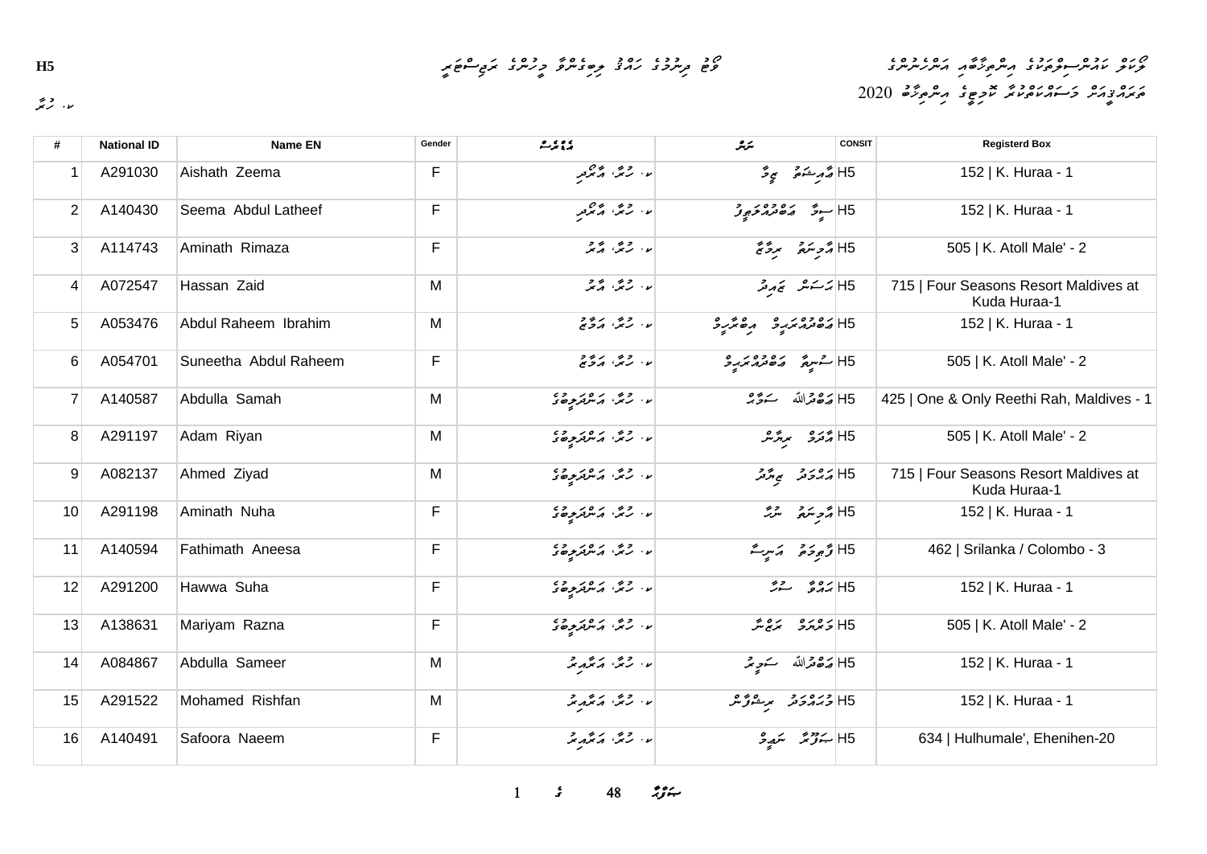# ޕާޓީ ކަމަށް ސޮއިކުރުމަށް ހުށަހެޅި ފަރާތްތައް މާލެ ސިޓީ ކައުންސިލް ހޮވުމުގެ އިންތިޚާބު 2020

H5

ކ. ހުރާ

| # | National ID | Name EN | Gender | ދާއިރާ | ނަން | CONSIT | Registerd Box |
|---|---|---|---|---|---|---|---|
| 1 | A291030 | Aishath Zeema | F | ކ. ހުރާ، އާގޮށި | އާއިޝަތު ޒީމާ | H5 | 152 \| K. Huraa - 1 |
| 2 | A140430 | Seema Abdul Latheef | F | ކ. ހުރާ، އާގޮށި | ސީމާ އަބްދުއްލަތީފު | H5 | 152 \| K. Huraa - 1 |
| 3 | A114743 | Aminath Rimaza | F | ކ. ހުރާ، އާޒާ | އާމިނަތު ރިމާޒާ | H5 | 505 \| K. Atoll Male' - 2 |
| 4 | A072547 | Hassan Zaid | M | ކ. ހުރާ، އާޒާ | ހަސަން ޒާއިދު | H5 | 715 \| Four Seasons Resort Maldives at Kuda Huraa-1 |
| 5 | A053476 | Abdul Raheem Ibrahim | M | ކ. ހުރާ، އަމާޒު | އަބްދުއްރަޙީމް އިބްރާހީމް | H5 | 152 \| K. Huraa - 1 |
| 6 | A054701 | Suneetha Abdul Raheem | F | ކ. ހުރާ، އަމާޒު | ސުނީތާ އަބްދުއްރަޙީމް | H5 | 505 \| K. Atoll Male' - 2 |
| 7 | A140587 | Abdulla Samah | M | ކ. ހުރާ، އަންނަރުވިލާ | އަބްދުﷲ ސަމާޙް | H5 | 425 \| One & Only Reethi Rah, Maldives - 1 |
| 8 | A291197 | Adam Riyan | M | ކ. ހުރާ، އަންނަރުވިލާ | އާދަމް ރިޔާން | H5 | 505 \| K. Atoll Male' - 2 |
| 9 | A082137 | Ahmed Ziyad | M | ކ. ހުރާ، އަންނަރުވިލާ | އަޙްމަދު ޒިޔާދު | H5 | 715 \| Four Seasons Resort Maldives at Kuda Huraa-1 |
| 10 | A291198 | Aminath Nuha | F | ކ. ހުރާ، އަންނަރުވިލާ | އާމިނަތު ނުހާ | H5 | 152 \| K. Huraa - 1 |
| 11 | A140594 | Fathimath Aneesa | F | ކ. ހުރާ، އަންނަރުވިލާ | ފާތިމަތު އަނީސާ | H5 | 462 \| Srilanka / Colombo - 3 |
| 12 | A291200 | Hawwa Suha | F | ކ. ހުރާ، އަންނަރުވިލާ | ހައްވާ ސުހާ | H5 | 152 \| K. Huraa - 1 |
| 13 | A138631 | Mariyam Razna | F | ކ. ހުރާ، އަންނަރުވިލާ | މަރިޔަމް ރަޒްނާ | H5 | 505 \| K. Atoll Male' - 2 |
| 14 | A084867 | Abdulla Sameer | M | ކ. ހުރާ، އަރާއިރު | އަބްދުﷲ ސަމީރު | H5 | 152 \| K. Huraa - 1 |
| 15 | A291522 | Mohamed Rishfan | M | ކ. ހުރާ، އަރާއިރު | މުޙައްމަދު ރިޝްފާން | H5 | 152 \| K. Huraa - 1 |
| 16 | A140491 | Safoora Naeem | F | ކ. ހުރާ، އަރާއިރު | ސަފޫރާ ނައީމް | H5 | 634 \| Hulhumale', Ehenihen-20 |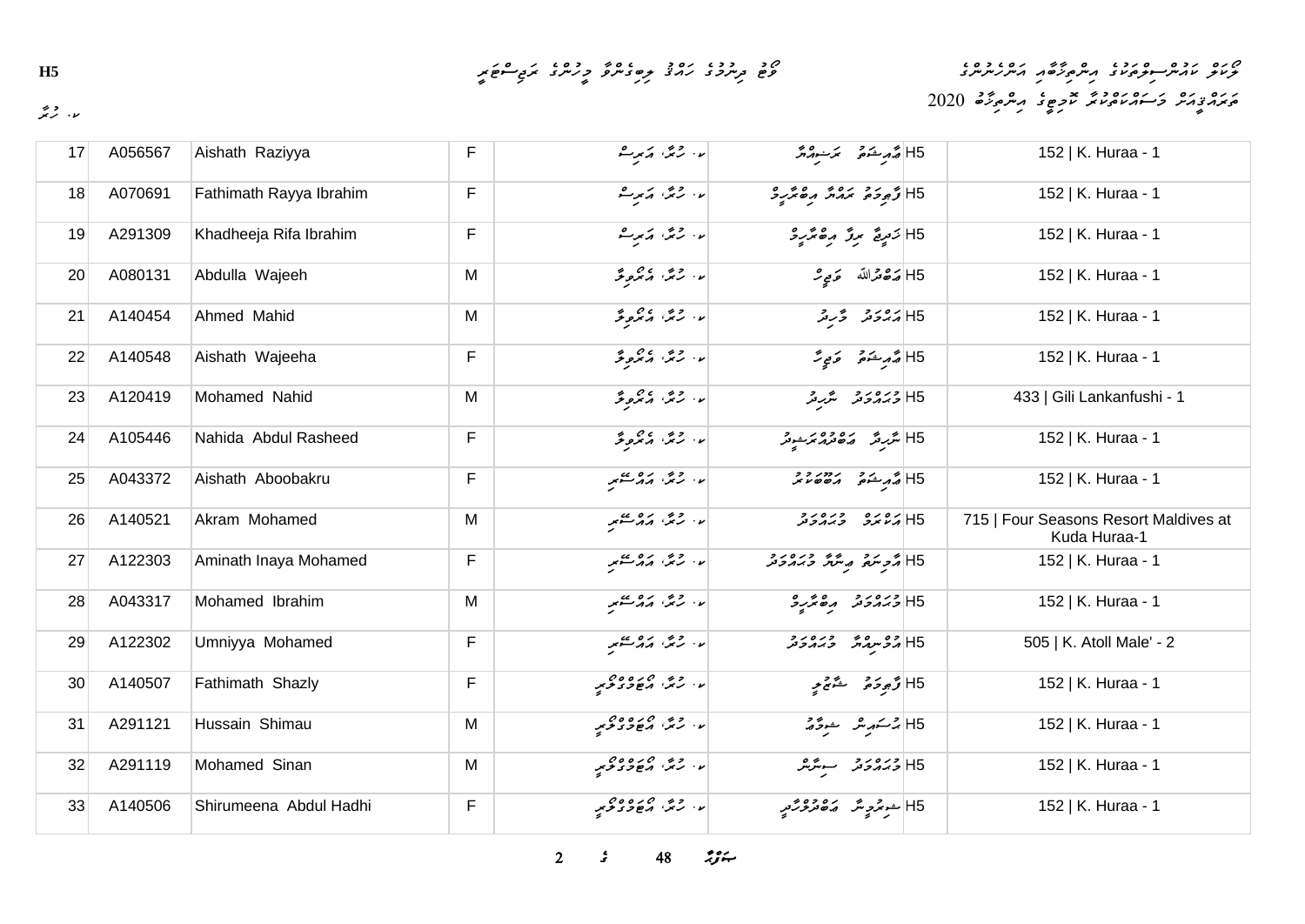| 17 | A056567 | Aishath Raziyya | F | ކ. ހުރާ، އަރަސް | H5 ޢާއިޝަތު ރަޒިއްޔާ | 152 \| K. Huraa - 1 |
|---|---|---|---|---|---|---|
| 18 | A070691 | Fathimath Rayya Ibrahim | F | ކ. ހުރާ، އަރަސް | H5 ފާތިމަތު ރައްޔާ އިބްރާހީމް | 152 \| K. Huraa - 1 |
| 19 | A291309 | Khadheeja Rifa Ibrahim | F | ކ. ހުރާ، އަރަސް | H5 ޚަދީޖާ ރިފާ އިބްރާހީމް | 152 \| K. Huraa - 1 |
| 20 | A080131 | Abdulla Wajeeh | M | ކ. ހުރާ، އަރުވިލާ | H5 އަބްދުالله ވަޖީހު | 152 \| K. Huraa - 1 |
| 21 | A140454 | Ahmed Mahid | M | ކ. ހުރާ، އަރުވިލާ | H5 އަހްމަދު މާހިދު | 152 \| K. Huraa - 1 |
| 22 | A140548 | Aishath Wajeeha | F | ކ. ހުރާ، އަރުވިލާ | H5 ޢާއިޝަތު ވަޖީހާ | 152 \| K. Huraa - 1 |
| 23 | A120419 | Mohamed Nahid | M | ކ. ހުރާ، އަރުވިލާ | H5 މުޙައްމަދު ނާހިދު | 433 \| Gili Lankanfushi - 1 |
| 24 | A105446 | Nahida Abdul Rasheed | F | ކ. ހުރާ، އަރުވިލާ | H5 ނާހިދާ އަބްދުއްރަޝީދު | 152 \| K. Huraa - 1 |
| 25 | A043372 | Aishath Aboobakru | F | ކ. ހުރާ، އައްސޭރި | H5 ޢާއިޝަތު އަބޫބަކުރު | 152 \| K. Huraa - 1 |
| 26 | A140521 | Akram Mohamed | M | ކ. ހުރާ، އައްސޭރި | H5 އަކްރަމް މުޙައްމަދު | 715 \| Four Seasons Resort Maldives at Kuda Huraa-1 |
| 27 | A122303 | Aminath Inaya Mohamed | F | ކ. ހުރާ، އައްސޭރި | H5 އާމިނަތު އިނާޔާ މުޙައްމަދު | 152 \| K. Huraa - 1 |
| 28 | A043317 | Mohamed Ibrahim | M | ކ. ހުރާ، އައްސޭރި | H5 މުޙައްމަދު އިބްރާހީމް | 152 \| K. Huraa - 1 |
| 29 | A122302 | Umniyya Mohamed | F | ކ. ހުރާ، އައްސޭރި | H5 އުމްނިއްޔާ މުޙައްމަދު | 505 \| K. Atoll Male' - 2 |
| 30 | A140507 | Fathimath Shazly | F | ކ. ހުރާ، އާބަދުވެލި | H5 ފާތިމަތު ޝާޒްލީ | 152 \| K. Huraa - 1 |
| 31 | A291121 | Hussain Shimau | M | ކ. ހުރާ، އާބަދުވެލި | H5 ހުސައިން ޝިމާއު | 152 \| K. Huraa - 1 |
| 32 | A291119 | Mohamed Sinan | M | ކ. ހުރާ، އާބަދުވެލި | H5 މުޙައްމަދު ސިނާން | 152 \| K. Huraa - 1 |
| 33 | A140506 | Shirumeena Abdul Hadhi | F | ކ. ހުރާ، އާބަދުވެލި | H5 ޝިރުމީނާ އަބްދުލްހާދީ | 152 \| K. Huraa - 1 |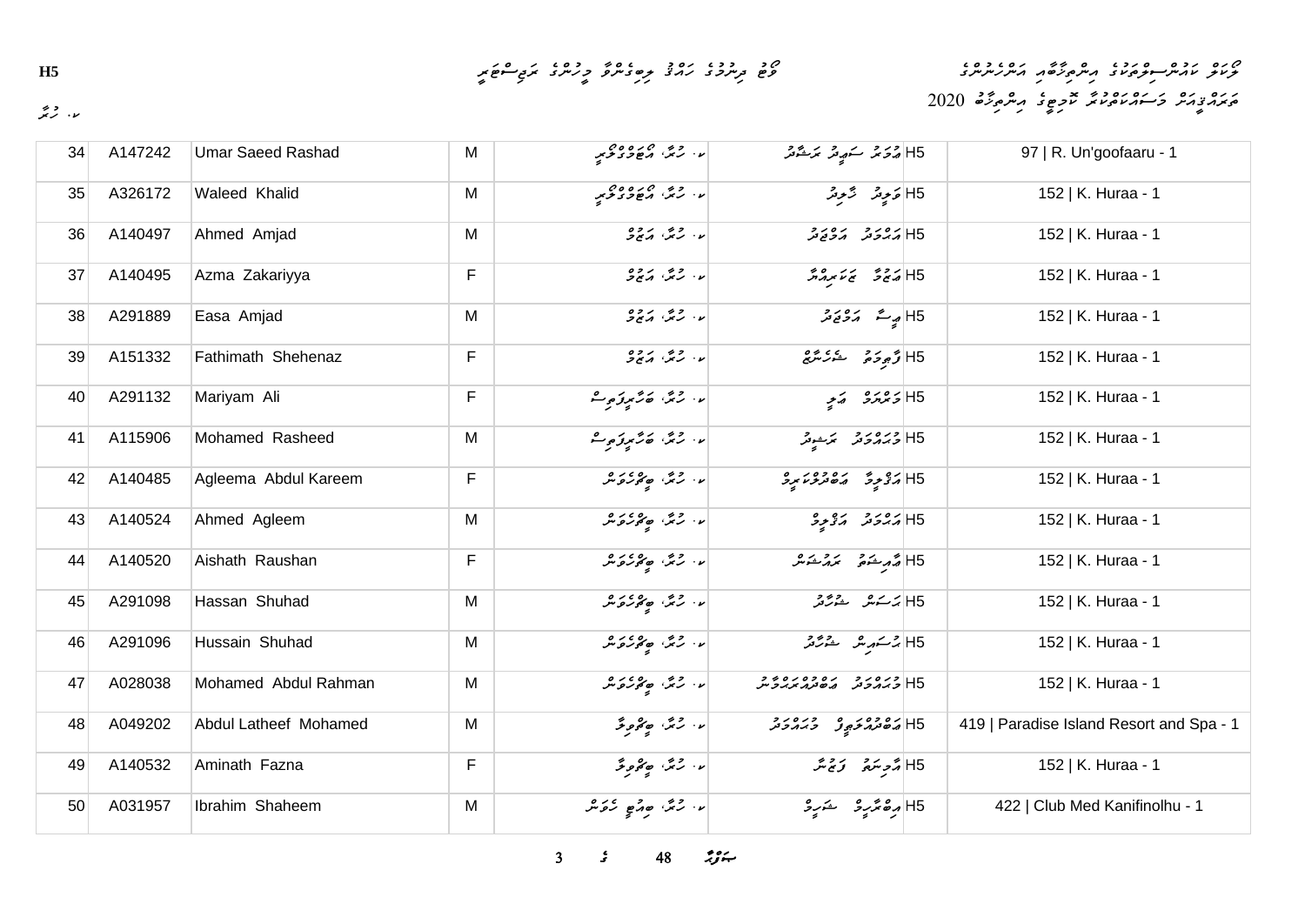| 34 | A147242 | Umar Saeed Rashad | M | ر. رُنگ، ޢުނގޫފާރު | H5 ޢުމަރު ސައީދު ރަޝާދު | 97 \| R. Un'goofaaru - 1 |
|---|---|---|---|---|---|---|
| 35 | A326172 | Waleed Khalid | M | ر. رُنگ، ޢުނގޫފާރު | H5 ވަލީދު ޚާލިދު | 152 \| K. Huraa - 1 |
| 36 | A140497 | Ahmed Amjad | M | ر. رُنگ، އަޖުވާ | H5 އަހުމަދު އަމްޖަދު | 152 \| K. Huraa - 1 |
| 37 | A140495 | Azma Zakariyya | F | ر. رُنگ، އަޖުވާ | H5 އަޒްމާ ޒަކަރިއްޔާ | 152 \| K. Huraa - 1 |
| 38 | A291889 | Easa Amjad | M | ر. رُنگ، އަޖުވާ | H5 ޢީސާ އަމްޖަދު | 152 \| K. Huraa - 1 |
| 39 | A151332 | Fathimath Shehenaz | F | ر. رُنگ، އަޖުވާ | H5 ފާތިމަތު ޝެހެނާޒް | 152 \| K. Huraa - 1 |
| 40 | A291132 | Mariyam Ali | F | ر. رُنگ، ބަހާރިފަރިސް | H5 މަރިޔަމް ޢަލީ | 152 \| K. Huraa - 1 |
| 41 | A115906 | Mohamed Rasheed | M | ر. رُنگ، ބަހާރިފަރިސް | H5 މުހައްމަދު ރަޝީދު | 152 \| K. Huraa - 1 |
| 42 | A140485 | Agleema Abdul Kareem | F | ر. رُنگ، ބިލޯހަވަން | H5 އަގްލީމާ އަބްދުލްކަރީމް | 152 \| K. Huraa - 1 |
| 43 | A140524 | Ahmed Agleem | M | ر. رُنگ، ބިލޯހަވަން | H5 އަހުމަދު އަގްލީމް | 152 \| K. Huraa - 1 |
| 44 | A140520 | Aishath Raushan | F | ر. رُنگ، ބިލޯހަވަން | H5 ޢާއިޝަތު ރައުޝަން | 152 \| K. Huraa - 1 |
| 45 | A291098 | Hassan Shuhad | M | ر. رُنگ، ބިލޯހަވަން | H5 ހަސަން ޝުހާދު | 152 \| K. Huraa - 1 |
| 46 | A291096 | Hussain Shuhad | M | ر. رُنگ، ބިލޯހަވަން | H5 ހުސައިން ޝުހާދު | 152 \| K. Huraa - 1 |
| 47 | A028038 | Mohamed Abdul Rahman | M | ر. رُنگ، ބިލޯހަވަން | H5 މުހައްމަދު އަބްދުއްރަހްމާން | 152 \| K. Huraa - 1 |
| 48 | A049202 | Abdul Latheef Mohamed | M | ر. رُنگ، ބިލޯވިލާ | H5 އަބްދުއްލަތީފް މުހައްމަދު | 419 \| Paradise Island Resort and Spa - 1 |
| 49 | A140532 | Aminath Fazna | F | ر. رُنگ، ބިލޯވިލާ | H5 އާމިނަތު ފަޒްނާ | 152 \| K. Huraa - 1 |
| 50 | A031957 | Ibrahim Shaheem | M | ر. رُنگ، ބިއްޖެ ހުވަން | H5 އިބްރާހީމް ޝަހީމް | 422 \| Club Med Kanifinolhu - 1 |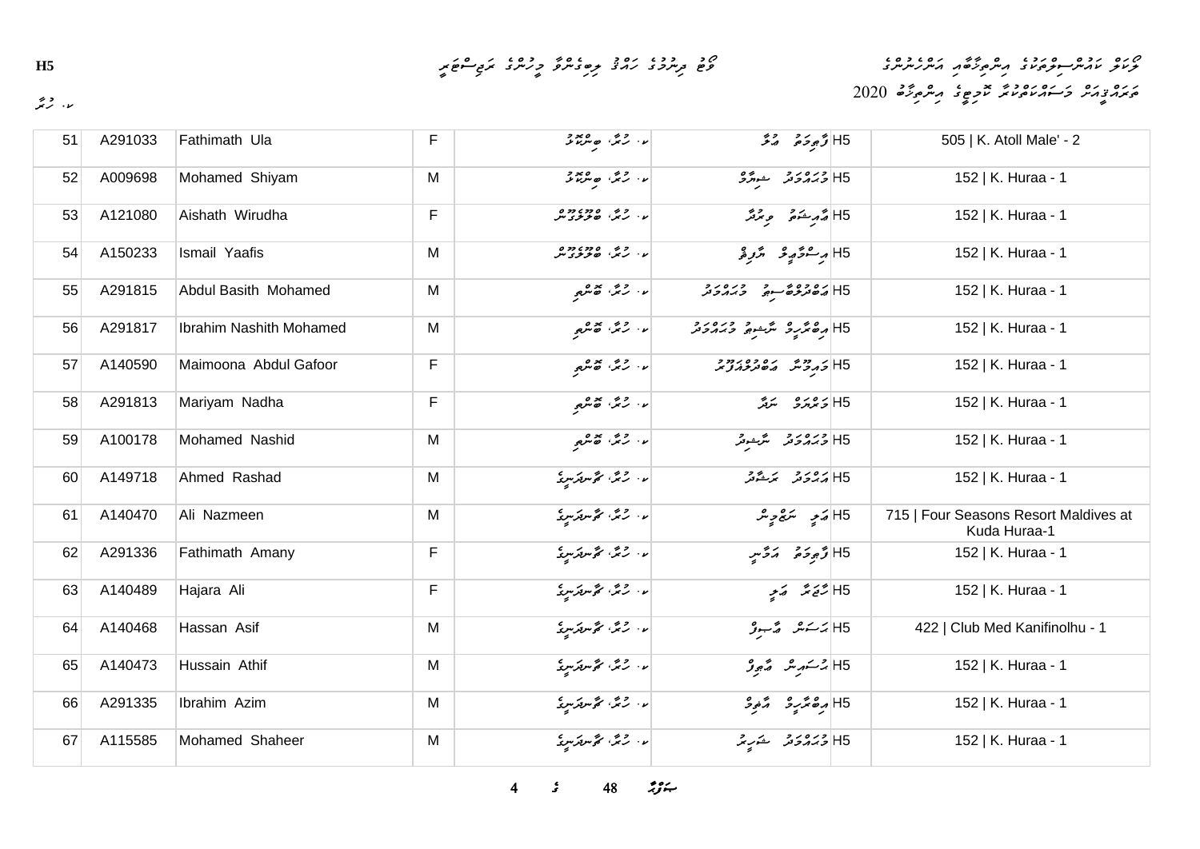| 51 | A291033 | Fathimath Ula | F | ކ. ހުރާ، ބިންގާދު | H5 ފާތިމަތު އުލާ | 505 \| K. Atoll Male' - 2 |
|---|---|---|---|---|---|---|
| 52 | A009698 | Mohamed Shiyam | M | ކ. ހުރާ، ބިންގާދު | H5 މުހައްމަދު ޝިޔާމް | 152 \| K. Huraa - 1 |
| 53 | A121080 | Aishath Wirudha | F | ކ. ހުރާ، ބޮޑުވަޑާން | H5 އާއިޝަތު ވިރުދާ | 152 \| K. Huraa - 1 |
| 54 | A150233 | Ismail Yaafis | M | ކ. ހުރާ، ބޮޑުވަޑާން | H5 އިސްމާޢީލް ޔާފިޝް | 152 \| K. Huraa - 1 |
| 55 | A291815 | Abdul Basith Mohamed | M | ކ. ހުރާ، ބާރުއަލި | H5 އަބްދުލްބާސިތު މުހައްމަދު | 152 \| K. Huraa - 1 |
| 56 | A291817 | Ibrahim Nashith Mohamed | M | ކ. ހުރާ، ބާރުއަލި | H5 އިބްރާހީމް ނާޝިތު މުހައްމަދު | 152 \| K. Huraa - 1 |
| 57 | A140590 | Maimoona Abdul Gafoor | F | ކ. ހުރާ، ބާރުއަލި | H5 މައިމޫނާ އަބްދުލްޣަފޫރު | 152 \| K. Huraa - 1 |
| 58 | A291813 | Mariyam Nadha | F | ކ. ހުރާ، ބާރުއަލި | H5 މަރިޔަމް ނަދާ | 152 \| K. Huraa - 1 |
| 59 | A100178 | Mohamed Nashid | M | ކ. ހުރާ، ބާރުއަލި | H5 މުހައްމަދު ނާޝިދު | 152 \| K. Huraa - 1 |
| 60 | A149718 | Ahmed Rashad | M | ކ. ހުރާ، ބާސިދަނިގެ | H5 އަހްމަދު ރަޝާދު | 152 \| K. Huraa - 1 |
| 61 | A140470 | Ali Nazmeen | M | ކ. ހުރާ، ބާސިދަނިގެ | H5 އަލި ނަޒްމީން | 715 \| Four Seasons Resort Maldives at Kuda Huraa-1 |
| 62 | A291336 | Fathimath Amany | F | ކ. ހުރާ، ބާސިދަނިގެ | H5 ފާތިމަތު އަމާނީ | 152 \| K. Huraa - 1 |
| 63 | A140489 | Hajara Ali | F | ކ. ހުރާ، ބާސިދަނިގެ | H5 ހާޖަރާ އަލި | 152 \| K. Huraa - 1 |
| 64 | A140468 | Hassan Asif | M | ކ. ހުރާ، ބާސިދަނިގެ | H5 ހަސަން އާސިފު | 422 \| Club Med Kanifinolhu - 1 |
| 65 | A140473 | Hussain Athif | M | ކ. ހުރާ، ބާސިދަނިގެ | H5 ހުސައިން އާތިފު | 152 \| K. Huraa - 1 |
| 66 | A291335 | Ibrahim Azim | M | ކ. ހުރާ، ބާސިދަނިގެ | H5 އިބްރާހީމް އާޒިމް | 152 \| K. Huraa - 1 |
| 67 | A115585 | Mohamed Shaheer | M | ކ. ހުރާ، ބާސިދަނިގެ | H5 މުހައްމަދު ޝަހީރު | 152 \| K. Huraa - 1 |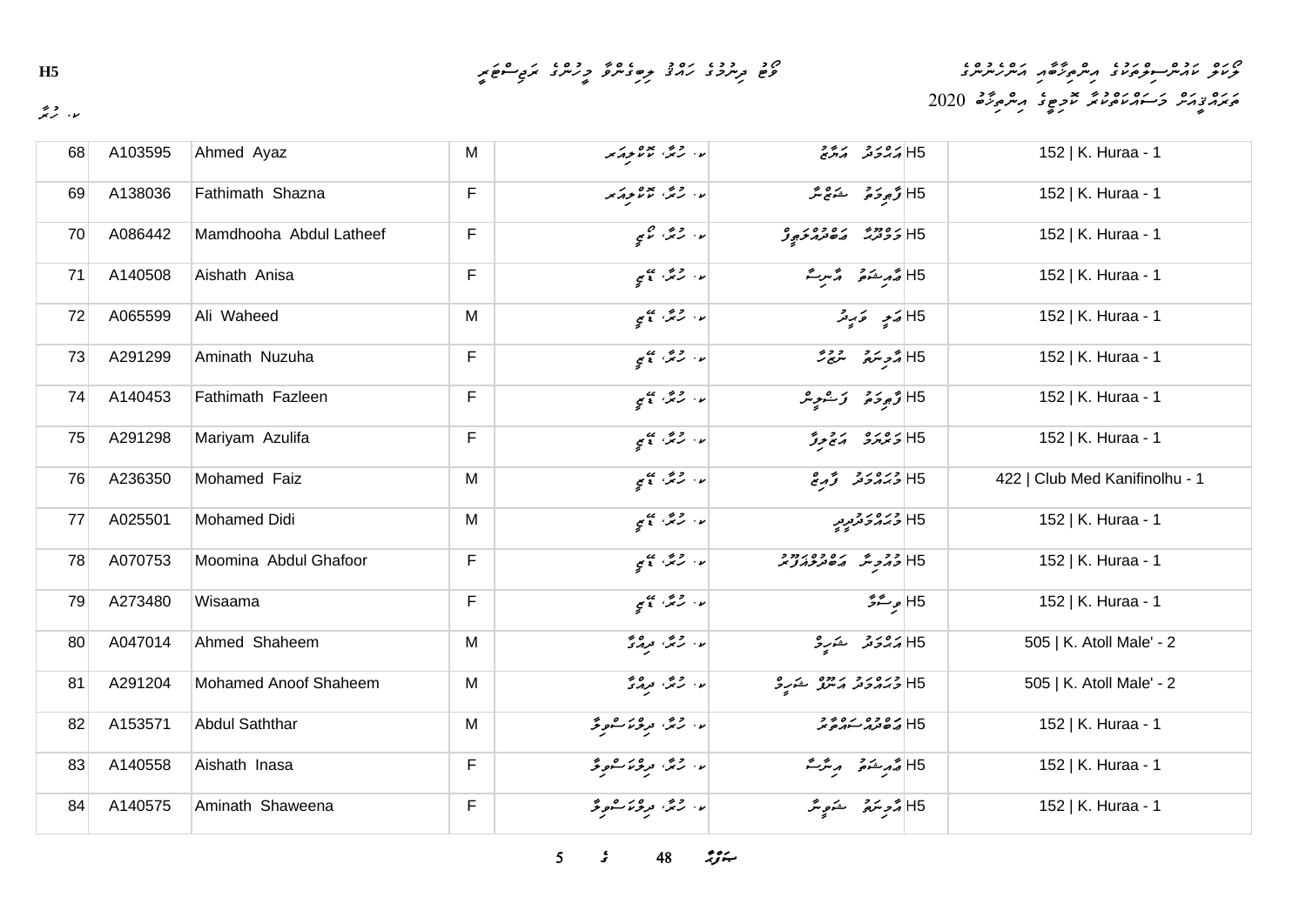| 68 | A103595 | Ahmed Ayaz | M | ކ.ހުރާ، ކޮކާލިއަނ | H5 އަހުމަދު އަޔާޒު | 152 \| K. Huraa - 1 |
|---|---|---|---|---|---|---|
| 69 | A138036 | Fathimath Shazna | F | ކ. ހުރާ، ކޮކާލިއަނ | H5 ފާތިމަތު ޝަޒްނާ | 152 \| K. Huraa - 1 |
| 70 | A086442 | Mamdhooha Abdul Latheef | F | ކ. ހުރާ، ގުލި | H5 މަމްދޫހާ އަބްދުއްލަތީފު | 152 \| K. Huraa - 1 |
| 71 | A140508 | Aishath Anisa | F | ކ. ހުރާ، ގުލި | H5 އާއިޝަތު އާނިސާ | 152 \| K. Huraa - 1 |
| 72 | A065599 | Ali Waheed | M | ކ. ހުރާ، ގުލި | H5 އަލި ވަހީދު | 152 \| K. Huraa - 1 |
| 73 | A291299 | Aminath Nuzuha | F | ކ. ހުރާ، ގުލި | H5 އާމިނަތު ނުޒުހާ | 152 \| K. Huraa - 1 |
| 74 | A140453 | Fathimath Fazleen | F | ކ. ހުރާ، ގުލި | H5 ފާތިމަތު ފަޒްލީން | 152 \| K. Huraa - 1 |
| 75 | A291298 | Mariyam Azulifa | F | ކ. ހުރާ، ގުލި | H5 މަރިޔަމް އަޒުލިފާ | 152 \| K. Huraa - 1 |
| 76 | A236350 | Mohamed Faiz | M | ކ. ހުރާ، ގުލި | H5 މުހައްމަދު ފާއިޒު | 422 \| Club Med Kanifinolhu - 1 |
| 77 | A025501 | Mohamed Didi | M | ކ. ހުރާ، ގުލި | H5 މުހައްމަދުދީދީ | 152 \| K. Huraa - 1 |
| 78 | A070753 | Moomina Abdul Ghafoor | F | ކ. ހުރާ، ގުލި | H5 މޫމިނާ އަބްދުލްޣަފޫރު | 152 \| K. Huraa - 1 |
| 79 | A273480 | Wisaama | F | ކ. ހުރާ، ގުލި | H5 ވިސާމާ | 152 \| K. Huraa - 1 |
| 80 | A047014 | Ahmed Shaheem | M | ކ. ހުރާ، ދިއްގާ | H5 އަހުމަދު ޝަހީމް | 505 \| K. Atoll Male' - 2 |
| 81 | A291204 | Mohamed Anoof Shaheem | M | ކ. ހުރާ، ދިއްގާ | H5 މުހައްމަދު އަނޫފު ޝަހީމް | 505 \| K. Atoll Male' - 2 |
| 82 | A153571 | Abdul Saththar | M | ކ. ހުރާ، ދިލްކަސްވިލާ | H5 އަބްދުލްސައްތާރު | 152 \| K. Huraa - 1 |
| 83 | A140558 | Aishath Inasa | F | ކ. ހުރާ، ދިލްކަސްވިލާ | H5 އާއިޝަތު އިނާސާ | 152 \| K. Huraa - 1 |
| 84 | A140575 | Aminath Shaweena | F | ކ. ހުރާ، ދިލްކަސްވިލާ | H5 އާމިނަތު ޝަވީނާ | 152 \| K. Huraa - 1 |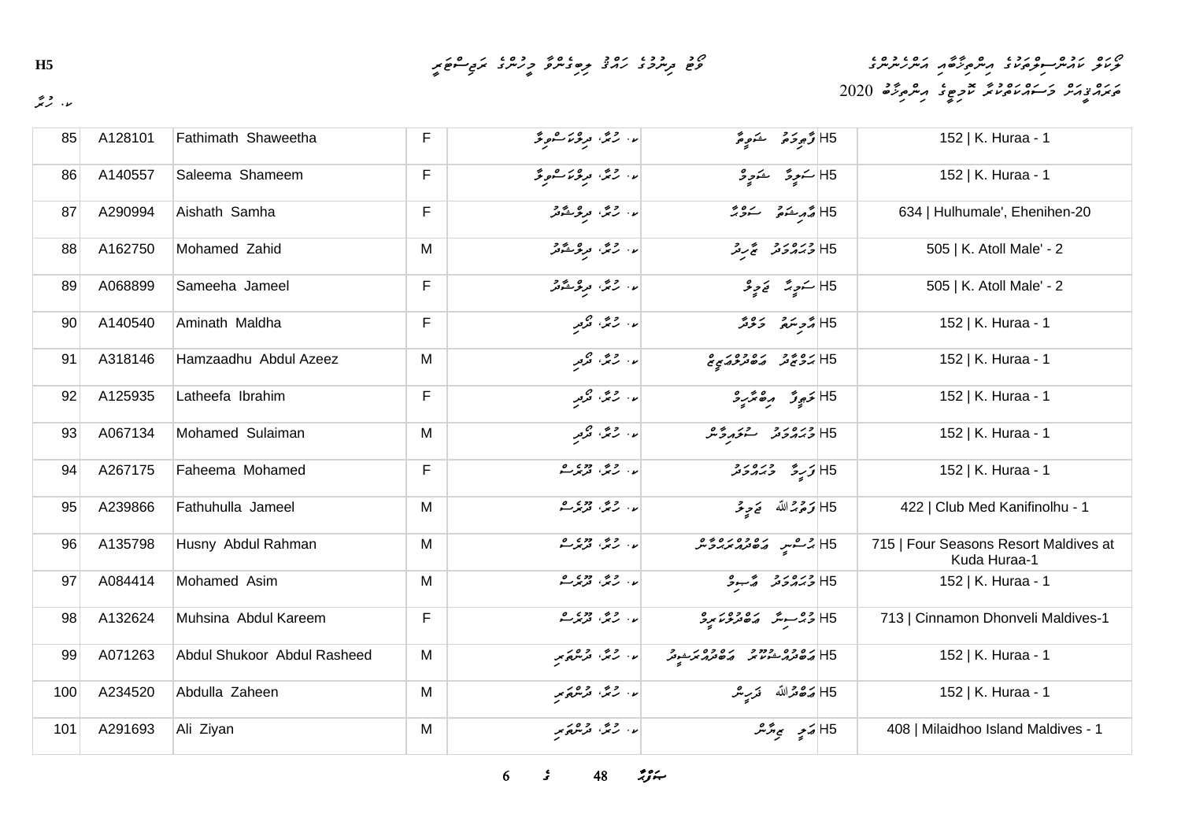| 85 | A128101 | Fathimath Shaweetha | F | ކ. ހުރާ، ދިލްޝާނާސްވިލާ | H5 ފާތިމަތު ޝަވީތާ | 152 \| K. Huraa - 1 |
|---|---|---|---|---|---|---|
| 86 | A140557 | Saleema Shameem | F | ކ. ހުރާ، ދިލްޝާނާސްވިލާ | H5 ސަލީމާ ޝަމީމް | 152 \| K. Huraa - 1 |
| 87 | A290994 | Aishath Samha | F | ކ. ހުރާ، ދިލްޝާދު | H5 އައިޝަތު ސަމްހާ | 634 \| Hulhumale', Ehenihen-20 |
| 88 | A162750 | Mohamed Zahid | M | ކ. ހުރާ، ދިލްޝާދު | H5 މުޙައްމަދު ޒާހިދު | 505 \| K. Atoll Male' - 2 |
| 89 | A068899 | Sameeha Jameel | F | ކ. ހުރާ، ދިލްޝާދު | H5 ސަމީހާ ޖަމީލް | 505 \| K. Atoll Male' - 2 |
| 90 | A140540 | Aminath Maldha | F | ކ. ހުރާ، ރޯދި | H5 އާމިނަތު މަލްދާ | 152 \| K. Huraa - 1 |
| 91 | A318146 | Hamzaadhu Abdul Azeez | M | ކ. ހުރާ، ރޯދި | H5 ހަމްޒާދު އަބްދުލްއަޒީޒު | 152 \| K. Huraa - 1 |
| 92 | A125935 | Latheefa Ibrahim | F | ކ. ހުރާ، ރޯދި | H5 ލަތީފާ އިބްރާހީމް | 152 \| K. Huraa - 1 |
| 93 | A067134 | Mohamed Sulaiman | M | ކ. ހުރާ، ރޯދި | H5 މުޙައްމަދު ސުލައިމާން | 152 \| K. Huraa - 1 |
| 94 | A267175 | Faheema Mohamed | F | ކ. ހުރާ، ފޫރަސް | H5 ފަހީމާ މުޙައްމަދު | 152 \| K. Huraa - 1 |
| 95 | A239866 | Fathuhulla Jameel | M | ކ. ހުރާ، ފޫރަސް | H5 ފަތުހުﷲ ޖަމީލް | 422 \| Club Med Kanifinolhu - 1 |
| 96 | A135798 | Husny Abdul Rahman | M | ކ. ހުރާ، ފޫރަސް | H5 ހުސްނީ އަބްދުއްރަޙްމާން | 715 \| Four Seasons Resort Maldives at Kuda Huraa-1 |
| 97 | A084414 | Mohamed Asim | M | ކ. ހުރާ، ފޫރަސް | H5 މުޙައްމަދު އާސިމް | 152 \| K. Huraa - 1 |
| 98 | A132624 | Muhsina Abdul Kareem | F | ކ. ހުރާ، ފޫރަސް | H5 މުޙްސިނާ އަބްދުލްކަރީމް | 713 \| Cinnamon Dhonveli Maldives-1 |
| 99 | A071263 | Abdul Shukoor Abdul Rasheed | M | ކ. ހުރާ، ފުރުތަރި | H5 އަބްދުއްޝަކޫރު އަބްދުއްރަޝީދު | 152 \| K. Huraa - 1 |
| 100 | A234520 | Abdulla Zaheen | M | ކ. ހުރާ، ފުރުތަރި | H5 އަބްދުﷲ ޒަހީން | 152 \| K. Huraa - 1 |
| 101 | A291693 | Ali Ziyan | M | ކ. ހުރާ، ފުރުތަރި | H5 އަލީ ޒިޔާން | 408 \| Milaidhoo Island Maldives - 1 |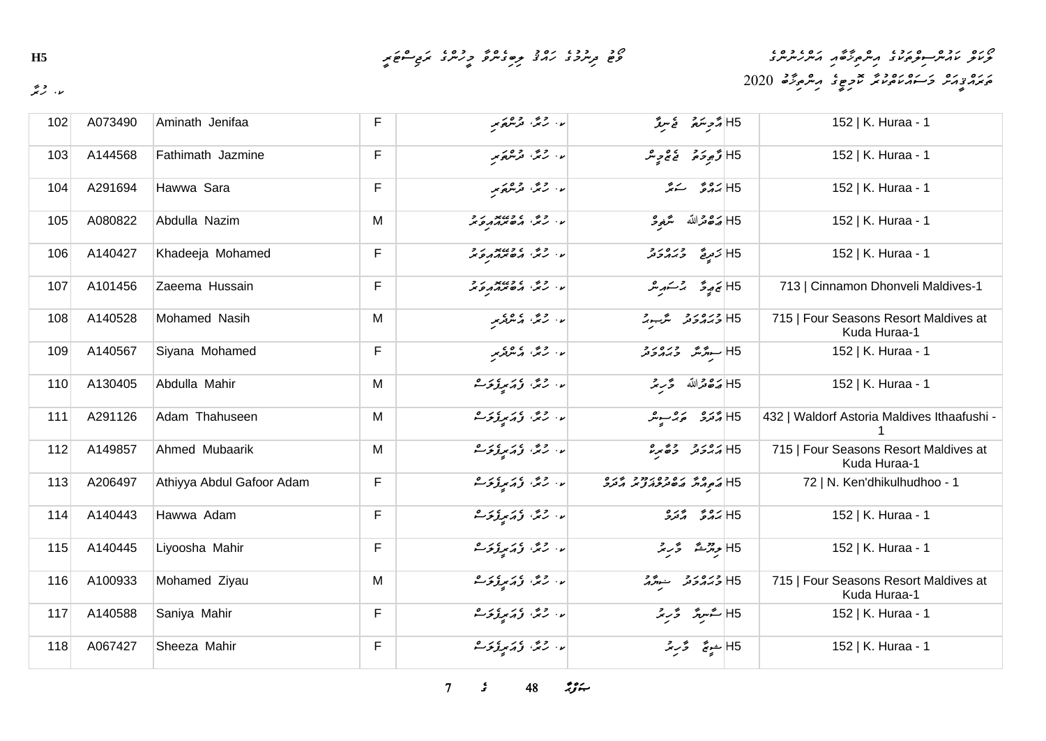| 102 | A073490 | Aminath Jenifaa | F | ކ.ހުރާ، ދަންޖަނީ | H5 އާމިނަތު ޖެނިފާ | 152 \| K. Huraa - 1 |
|---|---|---|---|---|---|---|
| 103 | A144568 | Fathimath Jazmine | F | ކ. ހުރާ، ދަންޖަނީ | H5 ފާތިމަތު ޖެޒްމިން | 152 \| K. Huraa - 1 |
| 104 | A291694 | Hawwa Sara | F | ކ. ހުރާ، ދަންޖަނީ | H5 ހައްވާ ސަރާ | 152 \| K. Huraa - 1 |
| 105 | A080822 | Abdulla Nazim | M | ކ. ހުރާ، އަބުރޫއީމަގު | H5 އަބްދުﷲ ނާޒިމް | 152 \| K. Huraa - 1 |
| 106 | A140427 | Khadeeja Mohamed | F | ކ. ހުރާ، އަބުރޫއީމަގު | H5 ޚަދީޖާ މުހައްމަދު | 152 \| K. Huraa - 1 |
| 107 | A101456 | Zaeema Hussain | F | ކ. ހުރާ، އަބުރޫއީމަގު | H5 ޒަޢީމާ ހުސައިން | 713 \| Cinnamon Dhonveli Maldives-1 |
| 108 | A140528 | Mohamed Nasih | M | ކ. ހުރާ، އަސްދެނީ | H5 މުހައްމަދު ނާސިހު | 715 \| Four Seasons Resort Maldives at Kuda Huraa-1 |
| 109 | A140567 | Siyana Mohamed | F | ކ. ހުރާ، އަސްދެނީ | H5 ސިޔާނާ މުހައްމަދު | 152 \| K. Huraa - 1 |
| 110 | A130405 | Abdulla Mahir | M | ކ. ހުރާ، ވައިރިލްޒަސް | H5 އަބްދުﷲ މާހިރު | 152 \| K. Huraa - 1 |
| 111 | A291126 | Adam Thahuseen | M | ކ. ހުރާ، ވައިރިލްޒަސް | H5 އާދަމް ތަހުސީން | 432 \| Waldorf Astoria Maldives Ithaafushi - 1 |
| 112 | A149857 | Ahmed Mubaarik | M | ކ. ހުރާ، ވައިރިލްޒަސް | H5 އަހްމަދު މުބާރިކު | 715 \| Four Seasons Resort Maldives at Kuda Huraa-1 |
| 113 | A206497 | Athiyya Abdul Gafoor Adam | F | ކ. ހުރާ، ވައިރިލްޒަސް | H5 އަތިއްޔާ އަބްދުލްޣަފޫރު އާދަމް | 72 \| N. Ken'dhikulhudhoo - 1 |
| 114 | A140443 | Hawwa Adam | F | ކ. ހުރާ، ވައިރިލްޒަސް | H5 ހައްވާ އާދަމް | 152 \| K. Huraa - 1 |
| 115 | A140445 | Liyoosha Mahir | F | ކ. ހުރާ، ވައިރިލްޒަސް | H5 ލިޔޫޝާ މާހިރު | 152 \| K. Huraa - 1 |
| 116 | A100933 | Mohamed Ziyau | M | ކ. ހުރާ، ވައިރިލްޒަސް | H5 މުހައްމަދު ޒިޔާއު | 715 \| Four Seasons Resort Maldives at Kuda Huraa-1 |
| 117 | A140588 | Saniya Mahir | F | ކ. ހުރާ، ވައިރިލްޒަސް | H5 ސާނިޔާ މާހިރު | 152 \| K. Huraa - 1 |
| 118 | A067427 | Sheeza Mahir | F | ކ. ހުރާ، ވައިރިލްޒަސް | H5 ޝީޒާ މާހިރު | 152 \| K. Huraa - 1 |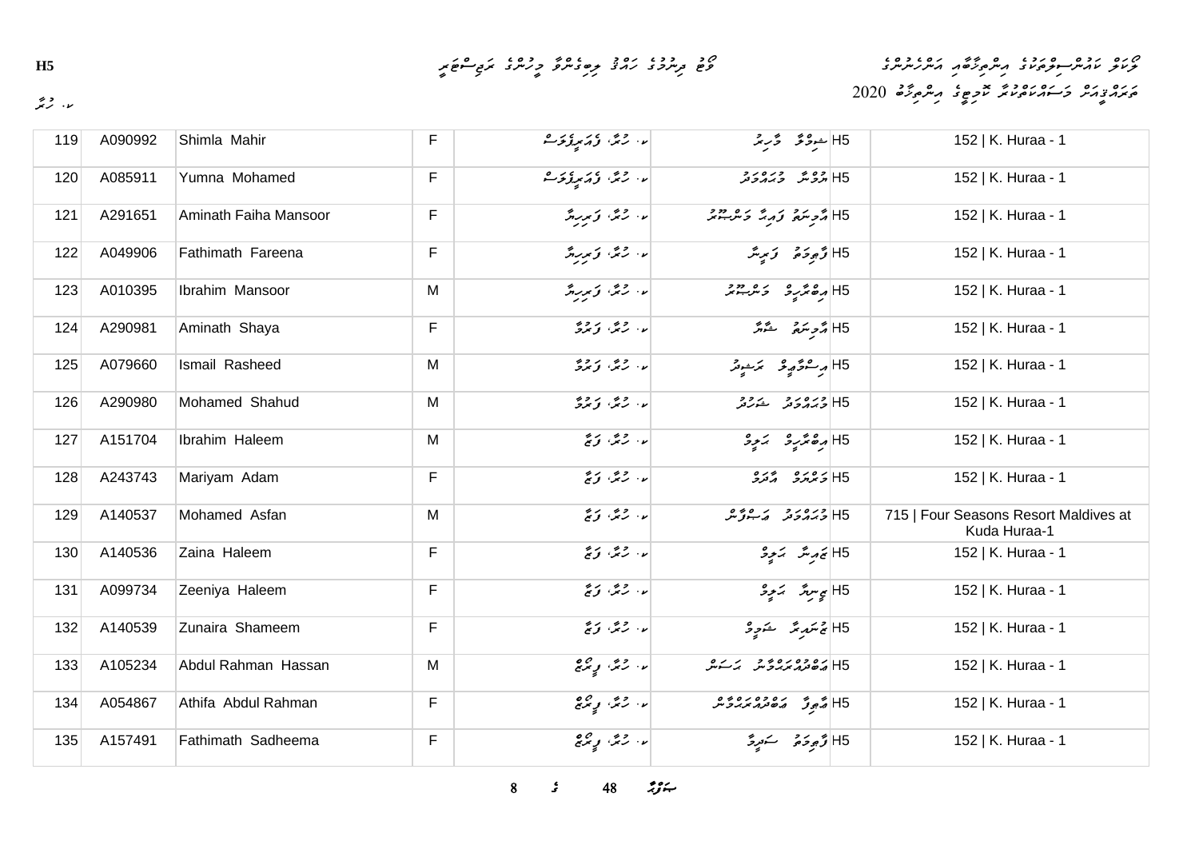| 119 | A090992 | Shimla Mahir | F | ޅ. ހުރާ، ފެއަރީފެސް | H5 ޝިމްލާ މާހިރު | 152 \| K. Huraa - 1 |
|---|---|---|---|---|---|---|
| 120 | A085911 | Yumna Mohamed | F | ޅ. ހުރާ، ފެއަރީފެސް | H5 ޔުމްނާ މުހައްމަދު | 152 \| K. Huraa - 1 |
| 121 | A291651 | Aminath Faiha Mansoor | F | ޅ. ހުރާ، ފަރިނިޓާ | H5 އާމިނަތު ފައިހާ މަންސޫރު | 152 \| K. Huraa - 1 |
| 122 | A049906 | Fathimath Fareena | F | ޅ. ހުރާ، ފަރިނިޓާ | H5 ފާތިމަތު ފަރީނާ | 152 \| K. Huraa - 1 |
| 123 | A010395 | Ibrahim Mansoor | M | ޅ. ހުރާ، ފަރިނިޓާ | H5 އިބްރާހީމް މަންސޫރު | 152 \| K. Huraa - 1 |
| 124 | A290981 | Aminath Shaya | F | ޅ. ހުރާ، ފަރުދާ | H5 އާމިނަތު ޝާޔާ | 152 \| K. Huraa - 1 |
| 125 | A079660 | Ismail Rasheed | M | ޅ. ހުރާ، ފަރުދާ | H5 އިސްމާއިލް ރަޝީދު | 152 \| K. Huraa - 1 |
| 126 | A290980 | Mohamed Shahud | M | ޅ. ހުރާ، ފަރުދާ | H5 މުހައްމަދު ޝަހުދު | 152 \| K. Huraa - 1 |
| 127 | A151704 | Ibrahim Haleem | M | ޅ. ހުރާ، ފަޖާ | H5 އިބްރާހީމް ހަލީމް | 152 \| K. Huraa - 1 |
| 128 | A243743 | Mariyam Adam | F | ޅ. ހުރާ، ފަޖާ | H5 މަރިޔަމް އާދަމް | 152 \| K. Huraa - 1 |
| 129 | A140537 | Mohamed Asfan | M | ޅ. ހުރާ، ފަޖާ | H5 މުހައްމަދު އަސްފާން | 715 \| Four Seasons Resort Maldives at Kuda Huraa-1 |
| 130 | A140536 | Zaina Haleem | F | ޅ. ހުރާ، ފަޖާ | H5 ޒައިނާ ހަލީމް | 152 \| K. Huraa - 1 |
| 131 | A099734 | Zeeniya Haleem | F | ޅ. ހުރާ، ފަޖާ | H5 ޒީނިޔާ ހަލީމް | 152 \| K. Huraa - 1 |
| 132 | A140539 | Zunaira Shameem | F | ޅ. ހުރާ، ފަޖާ | H5 ޒުނައިރާ ޝަމީމް | 152 \| K. Huraa - 1 |
| 133 | A105234 | Abdul Rahman Hassan | M | ޅ. ހުރާ، ފިރުޒާ | H5 އަބްދުއްރަޙްމާން ހަސަން | 152 \| K. Huraa - 1 |
| 134 | A054867 | Athifa Abdul Rahman | F | ޅ. ހުރާ، ފިރުޒާ | H5 އާތިފާ އަބްދުއްރަޙްމާން | 152 \| K. Huraa - 1 |
| 135 | A157491 | Fathimath Sadheema | F | ޅ. ހުރާ، ފިރުޒާ | H5 ފާތިމަތު ސަދީމާ | 152 \| K. Huraa - 1 |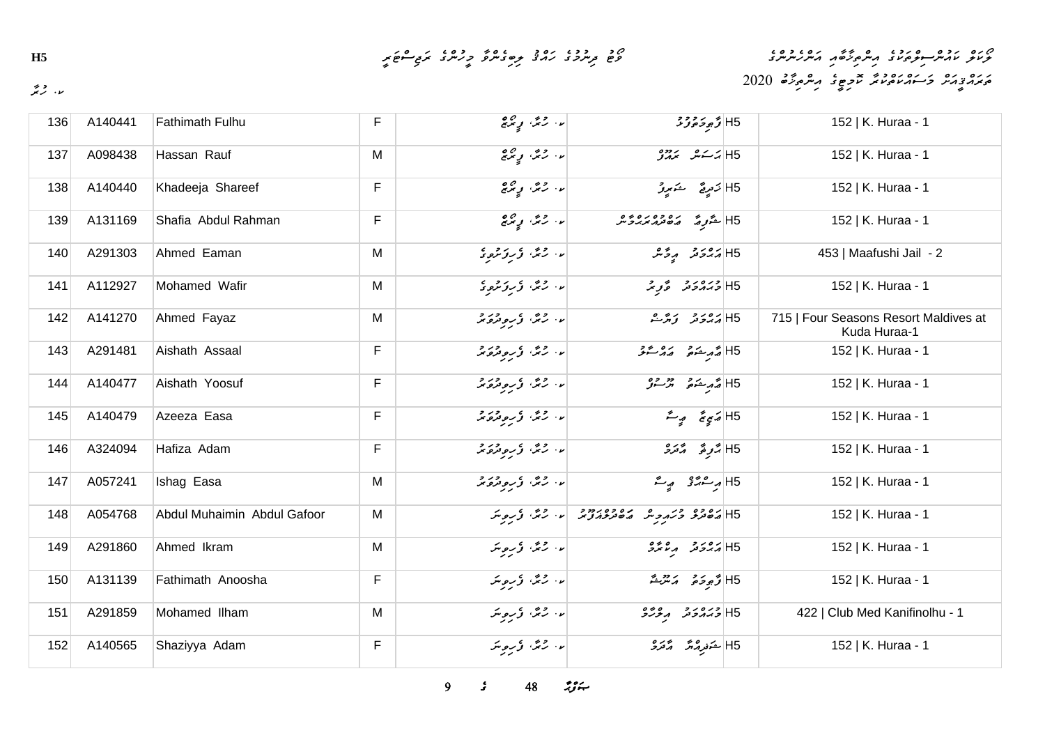| 136 | A140441 | Fathimath Fulhu | F | ކ. ހުރާ، ފިރުޒީ | H5 ފާތިމަތުފުޅު | 152 \| K. Huraa - 1 |
|---|---|---|---|---|---|---|
| 137 | A098438 | Hassan Rauf | M | ކ. ހުރާ، ފިރުޒީ | H5 ހަސަން ރައުފް | 152 \| K. Huraa - 1 |
| 138 | A140440 | Khadeeja Shareef | F | ކ. ހުރާ، ފިރުޒީ | H5 ޚަދީޖާ ޝަރީފް | 152 \| K. Huraa - 1 |
| 139 | A131169 | Shafia Abdul Rahman | F | ކ. ހުރާ، ފިރުޒީ | H5 ޝާފިއާ އަބްދުއްރަޙްމާން | 152 \| K. Huraa - 1 |
| 140 | A291303 | Ahmed Eaman | M | ކ. ހުރާ، ފެހިވަށްމިލާގެ | H5 އަޙްމަދު އީމާން | 453 \| Maafushi Jail - 2 |
| 141 | A112927 | Mohamed Wafir | M | ކ. ހުރާ، ފެހިވަށްމިލާގެ | H5 މުޙައްމަދު ވާފިރު | 152 \| K. Huraa - 1 |
| 142 | A141270 | Ahmed Fayaz | M | ކ. ހުރާ، ފެހިވިލުމަގު | H5 އަޙްމަދު ފައްޔާޒު | 715 \| Four Seasons Resort Maldives at Kuda Huraa-1 |
| 143 | A291481 | Aishath Assaal | F | ކ. ހުރާ، ފެހިވިލުމަގު | H5 އައިޝަތު އައްސާލް | 152 \| K. Huraa - 1 |
| 144 | A140477 | Aishath Yoosuf | F | ކ. ހުރާ، ފެހިވިލުމަގު | H5 އައިޝަތު ޔޫސުފް | 152 \| K. Huraa - 1 |
| 145 | A140479 | Azeeza Easa | F | ކ. ހުރާ، ފެހިވިލުމަގު | H5 އަޒީޒާ ޢީސާ | 152 \| K. Huraa - 1 |
| 146 | A324094 | Hafiza Adam | F | ކ. ހުރާ، ފެހިވިލުމަގު | H5 ހާފިޒާ އާދަމް | 152 \| K. Huraa - 1 |
| 147 | A057241 | Ishag Easa | M | ކ. ހުރާ، ފެހިވިލުމަގު | H5 އިސްޙާޤު ޢީސާ | 152 \| K. Huraa - 1 |
| 148 | A054768 | Abdul Muhaimin Abdul Gafoor | M | ކ. ހުރާ، ފެހިވިނަ | H5 އަބްދުލްމުހައިމިން އަބްދުލްޣަފޫރު | 152 \| K. Huraa - 1 |
| 149 | A291860 | Ahmed Ikram | M | ކ. ހުރާ، ފެހިވިނަ | H5 އަޙްމަދު އިކްރާމް | 152 \| K. Huraa - 1 |
| 150 | A131139 | Fathimath Anoosha | F | ކ. ހުރާ، ފެހިވިނަ | H5 ފާތިމަތު އަނޫޝާ | 152 \| K. Huraa - 1 |
| 151 | A291859 | Mohamed Ilham | M | ކ. ހުރާ، ފެހިވިނަ | H5 މުޙައްމަދު އިލްހާމް | 422 \| Club Med Kanifinolhu - 1 |
| 152 | A140565 | Shaziyya Adam | F | ކ. ހުރާ، ފެހިވިނަ | H5 ޝާޒިއްޔާ އާދަމް | 152 \| K. Huraa - 1 |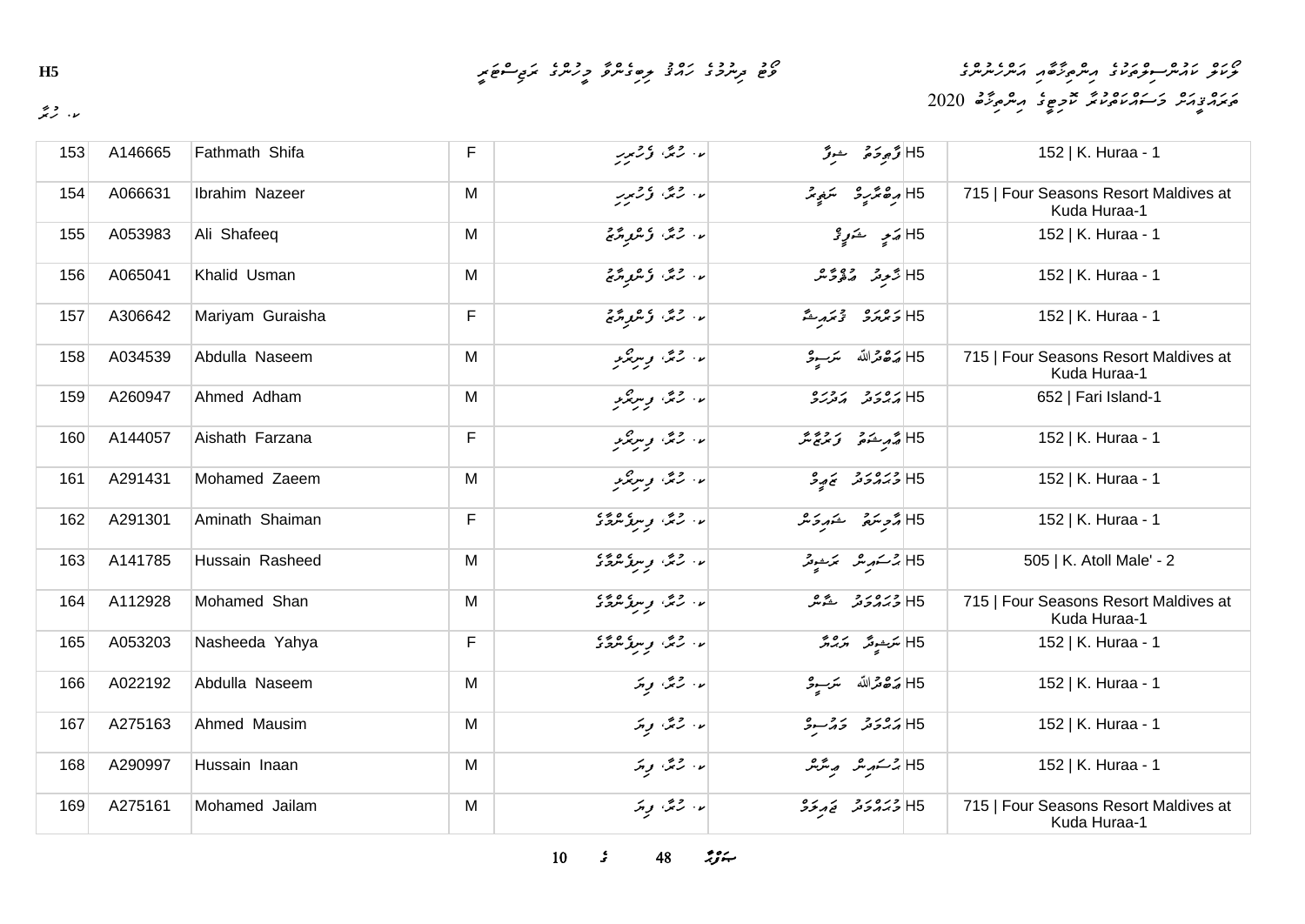| 153 | A146665 | Fathmath Shifa | F | ޅ. ހުރާ، ފުލްރީ | H5 ފާތިމަތު ޝިފާ | 152 \| K. Huraa - 1 |
|---|---|---|---|---|---|---|
| 154 | A066631 | Ibrahim Nazeer | M | ޅ. ހުރާ، ފުލްރީ | H5 އިބްރާހީމް ނަޒީރު | 715 \| Four Seasons Resort Maldives at Kuda Huraa-1 |
| 155 | A053983 | Ali Shafeeq | M | ޅ. ހުރާ، ފެންލިލީޖު | H5 އަލި ޝަފީޤު | 152 \| K. Huraa - 1 |
| 156 | A065041 | Khalid Usman | M | ޅ. ހުރާ، ފެންލިލީޖު | H5 ޚާލިދު އުސްމާން | 152 \| K. Huraa - 1 |
| 157 | A306642 | Mariyam Guraisha | F | ޅ. ހުރާ، ފެންލިލީޖު | H5 މަރިޔަމް ގުރައިޝާ | 152 \| K. Huraa - 1 |
| 158 | A034539 | Abdulla Naseem | M | ޅ. ހުރާ، ވިނިލާ | H5 އަބްދުﷲ ނަސީމް | 715 \| Four Seasons Resort Maldives at Kuda Huraa-1 |
| 159 | A260947 | Ahmed Adham | M | ޅ. ހުރާ، ވިނިލާ | H5 އަޙްމަދު އަދުހަމް | 652 \| Fari Island-1 |
| 160 | A144057 | Aishath Farzana | F | ޅ. ހުރާ، ވިނިލާ | H5 އާއިޝަތު ފަރުޒާނާ | 152 \| K. Huraa - 1 |
| 161 | A291431 | Mohamed Zaeem | M | ޅ. ހުރާ، ވިނިލާ | H5 މުޙައްމަދު ޒަޢީމް | 152 \| K. Huraa - 1 |
| 162 | A291301 | Aminath Shaiman | F | ޅ. ހުރާ، ވިނިފެންމާގެ | H5 އާމިނަތު ޝައިމަން | 152 \| K. Huraa - 1 |
| 163 | A141785 | Hussain Rasheed | M | ޅ. ހުރާ، ވިނިފެންމާގެ | H5 ހުސައިން ރަޝީދު | 505 \| K. Atoll Male' - 2 |
| 164 | A112928 | Mohamed Shan | M | ޅ. ހުރާ، ވިނިފެންމާގެ | H5 މުޙައްމަދު ޝާން | 715 \| Four Seasons Resort Maldives at Kuda Huraa-1 |
| 165 | A053203 | Nasheeda Yahya | F | ޅ. ހުރާ، ވިނިފެންމާގެ | H5 ނަޝީދާ ޔަޙްޔާ | 152 \| K. Huraa - 1 |
| 166 | A022192 | Abdulla Naseem | M | ޅ. ހުރާ، ވިހަ | H5 އަބްދުﷲ ނަސީމް | 152 \| K. Huraa - 1 |
| 167 | A275163 | Ahmed Mausim | M | ޅ. ހުރާ، ވިހަ | H5 އަޙްމަދު މައުސިމް | 152 \| K. Huraa - 1 |
| 168 | A290997 | Hussain Inaan | M | ޅ. ހުރާ، ވިހަ | H5 ހުސައިން އިނާން | 152 \| K. Huraa - 1 |
| 169 | A275161 | Mohamed Jailam | M | ޅ. ހުރާ، ވިހަ | H5 މުޙައްމަދު ޖައިލަމް | 715 \| Four Seasons Resort Maldives at Kuda Huraa-1 |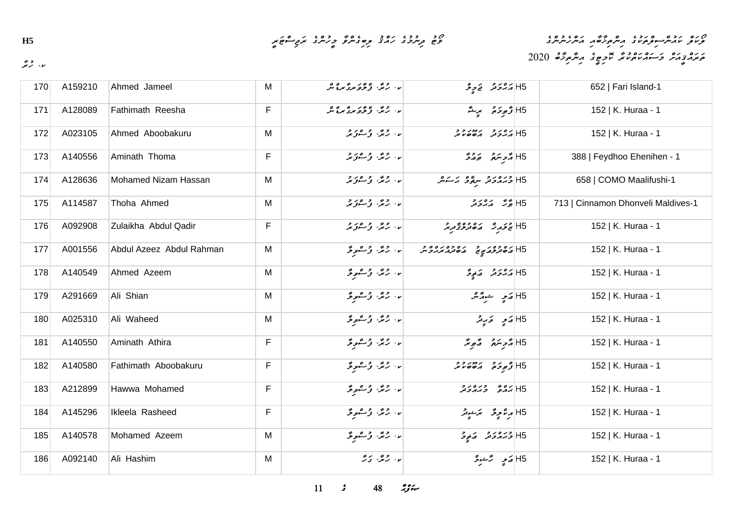| 170 | A159210 | Ahmed Jameel | M | ر. ژنگر، وٌڈوَنرِدّنرۂ نر | H5 ﺍَﺭْﺣَﻤَﺪ ﺟَﻤِﻴﻞ | 652 \| Fari Island-1 |
|---|---|---|---|---|---|---|
| 171 | A128089 | Fathimath Reesha | F | ر. ژنگر، وٌڈوَنرِدّنرۂ نر | H5 ﺭﻭﺟﻬﺪﺍ ﻣﺮﺷﺎ | 152 \| K. Huraa - 1 |
| 172 | A023105 | Ahmed Aboobakuru | M | ر. ژنگر، وٌسوَنر | H5 | 152 \| K. Huraa - 1 |
| 173 | A140556 | Aminath Thoma | F | ر. ژنگر، وٌسوَنر | H5 | 388 \| Feydhoo Ehenihen - 1 |
| 174 | A128636 | Mohamed Nizam Hassan | M | ر. ژنگر، وٌسوَنر | H5 | 658 \| COMO Maalifushi-1 |
| 175 | A114587 | Thoha Ahmed | M | ر. ژنگر، وٌسوَنر | H5 | 713 \| Cinnamon Dhonveli Maldives-1 |
| 176 | A092908 | Zulaikha Abdul Qadir | F | ر. ژنگر، وٌسوَنر | H5 | 152 \| K. Huraa - 1 |
| 177 | A001556 | Abdul Azeez Abdul Rahman | M | ر. ژنگر، وٌسوِگ | H5 | 152 \| K. Huraa - 1 |
| 178 | A140549 | Ahmed Azeem | M | ر. ژنگر، وٌسوِگ | H5 | 152 \| K. Huraa - 1 |
| 179 | A291669 | Ali Shian | M | ر. ژنگر، وٌسوِگ | H5 | 152 \| K. Huraa - 1 |
| 180 | A025310 | Ali Waheed | M | ر. ژنگر، وٌسوِگ | H5 | 152 \| K. Huraa - 1 |
| 181 | A140550 | Aminath Athira | F | ر. ژنگر، وٌسوِگ | H5 | 152 \| K. Huraa - 1 |
| 182 | A140580 | Fathimath Aboobakuru | F | ر. ژنگر، وٌسوِگ | H5 | 152 \| K. Huraa - 1 |
| 183 | A212899 | Hawwa Mohamed | F | ر. ژنگر، وٌسوِگ | H5 | 152 \| K. Huraa - 1 |
| 184 | A145296 | Ikleela Rasheed | F | ر. ژنگر، وٌسوِگ | H5 | 152 \| K. Huraa - 1 |
| 185 | A140578 | Mohamed Azeem | M | ر. ژنگر، وٌسوِگ | H5 | 152 \| K. Huraa - 1 |
| 186 | A092140 | Ali Hashim | M | ر. ژنگر، ىَرٌ | H5 | 152 \| K. Huraa - 1 |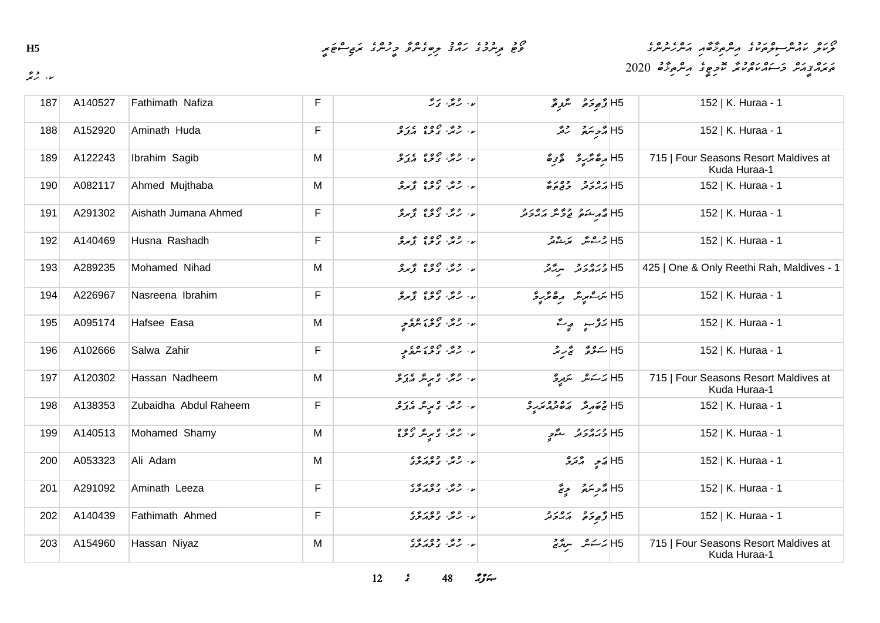| 187 | A140527 | Fathimath Nafiza | F | ކ. ހުރާ، ގަމާ | H5 ފާތިމަތު ނާފިޒާ | 152 \| K. Huraa - 1 |
|---|---|---|---|---|---|---|
| 188 | A152920 | Aminath Huda | F | ކ. ހުރާ، ވާލިގެ އަރަލި | H5 އާމިނަތު ހުދާ | 152 \| K. Huraa - 1 |
| 189 | A122243 | Ibrahim Sagib | M | ކ. ހުރާ، ވާލިގެ އަރަލި | H5 އިބްރާހީމް ޝާޤިބު | 715 \| Four Seasons Resort Maldives at Kuda Huraa-1 |
| 190 | A082117 | Ahmed Mujthaba | M | ކ. ހުރާ، ވާލިގެ ފާރިލް | H5 އަހްމަދު މުޖްތަބާ | 152 \| K. Huraa - 1 |
| 191 | A291302 | Aishath Jumana Ahmed | F | ކ. ހުރާ، ވާލިގެ ފާރިލް | H5 އާއިޝަތު ޖުމާނާ އަހްމަދު | 152 \| K. Huraa - 1 |
| 192 | A140469 | Husna Rashadh | F | ކ. ހުރާ، ވާލިގެ ފާރިލް | H5 ހުސްނާ ރަޝާދު | 152 \| K. Huraa - 1 |
| 193 | A289235 | Mohamed Nihad | M | ކ. ހުރާ، ވާލިގެ ފާރިލް | H5 މުޙައްމަދު ނިހާދު | 425 \| One & Only Reethi Rah, Maldives - 1 |
| 194 | A226967 | Nasreena Ibrahim | F | ކ. ހުރާ، ވާލިގެ ފާރިލް | H5 ނަސްރީނާ އިބްރާހީމް | 152 \| K. Huraa - 1 |
| 195 | A095174 | Hafsee Easa | M | ކ. ހުރާ، ވާލިގެ ނޫފާލި | H5 ހަފްސީ ޢީސާ | 152 \| K. Huraa - 1 |
| 196 | A102666 | Salwa Zahir | F | ކ. ހުރާ، ވާލިގެ ނޫފާލި | H5 ސަލްވާ ޒާހިރު | 152 \| K. Huraa - 1 |
| 197 | A120302 | Hassan Nadheem | M | ކ. ހުރާ، ވިނިން އަރަލި | H5 ހަސަން ނަދީމް | 715 \| Four Seasons Resort Maldives at Kuda Huraa-1 |
| 198 | A138353 | Zubaidha Abdul Raheem | F | ކ. ހުރާ، ވިނިން އަރަލި | H5 ޒުބައިދާ އަބްދުއްރަޙީމް | 152 \| K. Huraa - 1 |
| 199 | A140513 | Mohamed Shamy | M | ކ. ހުރާ، ވިނިން ވާލިގެ | H5 މުޙައްމަދު ޝާމީ | 152 \| K. Huraa - 1 |
| 200 | A053323 | Ali Adam | M | ކ. ހުރާ، ގުލްއަރާގެ | H5 އަލީ އާދަމް | 152 \| K. Huraa - 1 |
| 201 | A291092 | Aminath Leeza | F | ކ. ހުރާ، ގުލްއަރާގެ | H5 އާމިނަތު ލީޒާ | 152 \| K. Huraa - 1 |
| 202 | A140439 | Fathimath Ahmed | F | ކ. ހުރާ، ގުލްއަރާގެ | H5 ފާތިމަތު އަހްމަދު | 152 \| K. Huraa - 1 |
| 203 | A154960 | Hassan Niyaz | M | ކ. ހުރާ، ގުލްއަރާގެ | H5 ހަސަން ނިޔާޒު | 715 \| Four Seasons Resort Maldives at Kuda Huraa-1 |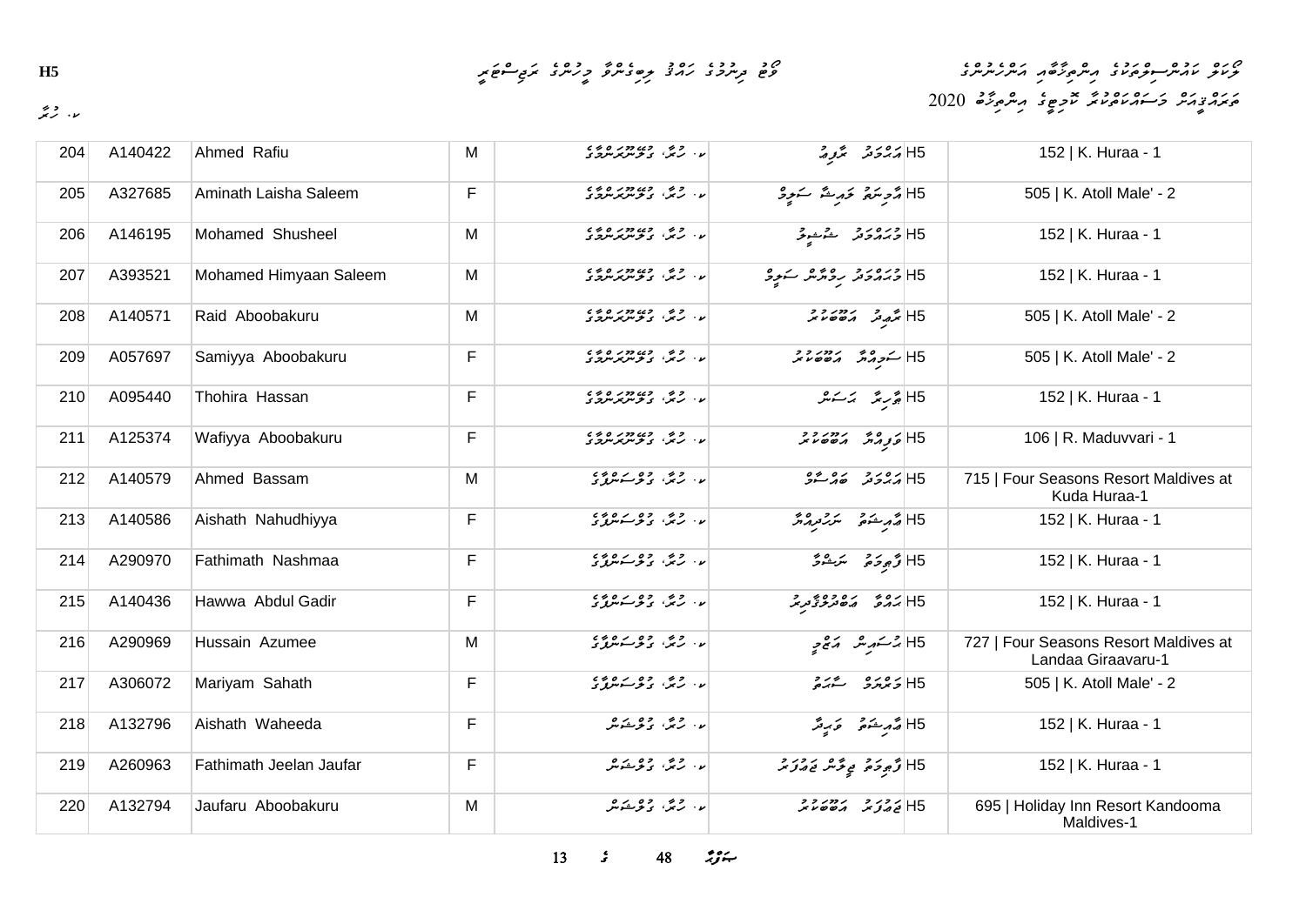| 204 | A140422 | Ahmed Rafiu | M | ކ. ހުރާ، ގުލްދަސްތާގެ | H5 އަހުމަދު ރާފިއު | 152 \| K. Huraa - 1 |
|---|---|---|---|---|---|---|
| 205 | A327685 | Aminath Laisha Saleem | F | ކ. ހުރާ، ގުލްދަސްތާގެ | H5 އާމިނަތު ލައިޝާ ސަލީމް | 505 \| K. Atoll Male' - 2 |
| 206 | A146195 | Mohamed Shusheel | M | ކ. ހުރާ، ގުލްދަސްތާގެ | H5 މުހައްމަދު ޝުޝީލް | 152 \| K. Huraa - 1 |
| 207 | A393521 | Mohamed Himyaan Saleem | M | ކ. ހުރާ، ގުލްދަސްތާގެ | H5 މުހައްމަދު ހިމްޔާން ސަލީމް | 152 \| K. Huraa - 1 |
| 208 | A140571 | Raid Aboobakuru | M | ކ. ހުރާ، ގުލްދަސްތާގެ | H5 ރާއިދު އަބޫބަކުރު | 505 \| K. Atoll Male' - 2 |
| 209 | A057697 | Samiyya Aboobakuru | F | ކ. ހުރާ، ގުލްދަސްތާގެ | H5 ސަމިއްޔާ އަބޫބަކުރު | 505 \| K. Atoll Male' - 2 |
| 210 | A095440 | Thohira Hassan | F | ކ. ހުރާ، ގުލްދަސްތާގެ | H5 ޠާހިރާ ހަސަން | 152 \| K. Huraa - 1 |
| 211 | A125374 | Wafiyya Aboobakuru | F | ކ. ހުރާ، ގުލްދަސްތާގެ | H5 ވަފިއްޔާ އަބޫބަކުރު | 106 \| R. Maduvvari - 1 |
| 212 | A140579 | Ahmed Bassam | M | ކ. ހުރާ، ގުލްސަންގީ | H5 އަހުމަދު ބައްސާމް | 715 \| Four Seasons Resort Maldives at Kuda Huraa-1 |
| 213 | A140586 | Aishath Nahudhiyya | F | ކ. ހުރާ، ގުލްސަންގީ | H5 އާއިޝަތު ނަހުދިއްޔާ | 152 \| K. Huraa - 1 |
| 214 | A290970 | Fathimath Nashmaa | F | ކ. ހުރާ، ގުލްސަންގީ | H5 ފާތިމަތު ނަޝްމާ | 152 \| K. Huraa - 1 |
| 215 | A140436 | Hawwa Abdul Gadir | F | ކ. ހުރާ، ގުލްސަންގީ | H5 ހައްވާ އަބްދުލްގާދިރު | 152 \| K. Huraa - 1 |
| 216 | A290969 | Hussain Azumee | M | ކ. ހުރާ، ގުލްސަންގީ | H5 ހުސައިން އަޒުމީ | 727 \| Four Seasons Resort Maldives at Landaa Giraavaru-1 |
| 217 | A306072 | Mariyam Sahath | F | ކ. ހުރާ، ގުލްސަންގީ | H5 މަރިޔަމް ސަހަތު | 505 \| K. Atoll Male' - 2 |
| 218 | A132796 | Aishath Waheeda | F | ކ. ހުރާ، ގުލްޝަން | H5 އާއިޝަތު ވަހީދާ | 152 \| K. Huraa - 1 |
| 219 | A260963 | Fathimath Jeelan Jaufar | F | ކ. ހުރާ، ގުލްޝަން | H5 ފާތިމަތު ޖީލާން ޖައުފަރު | 152 \| K. Huraa - 1 |
| 220 | A132794 | Jaufaru Aboobakuru | M | ކ. ހުރާ، ގުލްޝަން | H5 ޖައުފަރު އަބޫބަކުރު | 695 \| Holiday Inn Resort Kandooma Maldives-1 |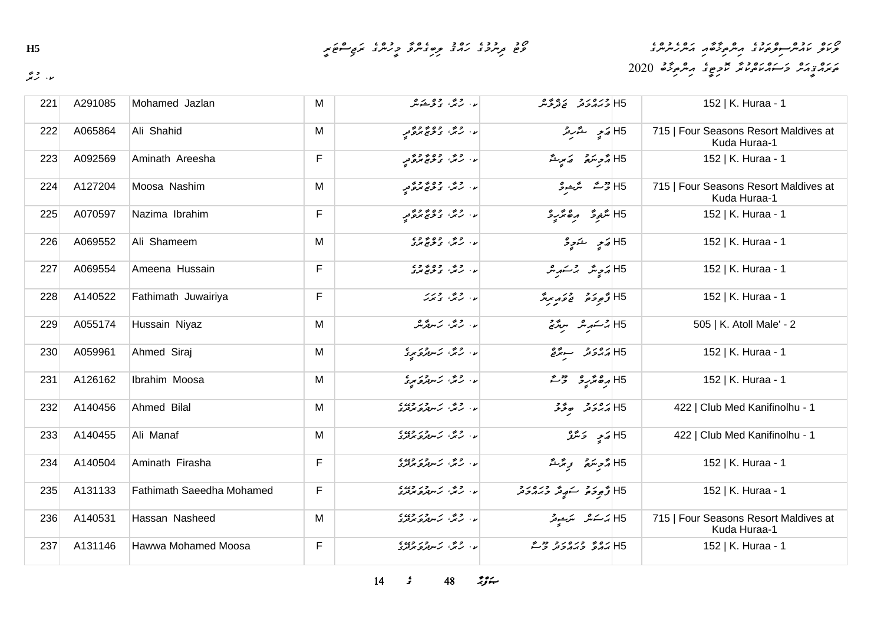| 221 | A291085 | Mohamed Jazlan | M | ނ. ހުރާ، ޖެޑްސަން | H5 | 152 \| K. Huraa - 1 |
|---|---|---|---|---|---|---|
| 222 | A065864 | Ali Shahid | M | ނ. ހުރާ، ގުލްޝަންވިލާ | H5 | 715 \| Four Seasons Resort Maldives at Kuda Huraa-1 |
| 223 | A092569 | Aminath Areesha | F | ނ. ހުރާ، ގުލްޝަންވިލާ | H5 | 152 \| K. Huraa - 1 |
| 224 | A127204 | Moosa Nashim | M | ނ. ހުރާ، ގުލްޝަންވިލާ | H5 | 715 \| Four Seasons Resort Maldives at Kuda Huraa-1 |
| 225 | A070597 | Nazima Ibrahim | F | ނ. ހުރާ، ގުލްޝަންވިލާ | H5 | 152 \| K. Huraa - 1 |
| 226 | A069552 | Ali Shameem | M | ނ. ހުރާ، ގުލްޝަންގެ | H5 | 152 \| K. Huraa - 1 |
| 227 | A069554 | Ameena Hussain | F | ނ. ހުރާ، ގުލްޝަންގެ | H5 | 152 \| K. Huraa - 1 |
| 228 | A140522 | Fathimath Juwairiya | F | ނ. ހުރާ، ގުރަހަ | H5 | 152 \| K. Huraa - 1 |
| 229 | A055174 | Hussain Niyaz | M | ނ. ހުރާ، ހަނދާން | H5 | 505 \| K. Atoll Male' - 2 |
| 230 | A059961 | Ahmed Siraj | M | ނ. ހުރާ، ހަނދުވަރީ | H5 | 152 \| K. Huraa - 1 |
| 231 | A126162 | Ibrahim Moosa | M | ނ. ހުރާ، ހަނދުވަރީ | H5 | 152 \| K. Huraa - 1 |
| 232 | A140456 | Ahmed Bilal | M | ނ. ހުރާ، ހަނދުވަރުދޮށުގެ | H5 | 422 \| Club Med Kanifinolhu - 1 |
| 233 | A140455 | Ali Manaf | M | ނ. ހުރާ، ހަނދުވަރުދޮށުގެ | H5 | 422 \| Club Med Kanifinolhu - 1 |
| 234 | A140504 | Aminath Firasha | F | ނ. ހުރާ، ހަނދުވަރުދޮށުގެ | H5 | 152 \| K. Huraa - 1 |
| 235 | A131133 | Fathimath Saeedha Mohamed | F | ނ. ހުރާ، ހަނދުވަރުދޮށުގެ | H5 | 152 \| K. Huraa - 1 |
| 236 | A140531 | Hassan Nasheed | M | ނ. ހުރާ، ހަނދުވަރުދޮށުގެ | H5 | 715 \| Four Seasons Resort Maldives at Kuda Huraa-1 |
| 237 | A131146 | Hawwa Mohamed Moosa | F | ނ. ހުރާ، ހަނދުވަރުދޮށުގެ | H5 | 152 \| K. Huraa - 1 |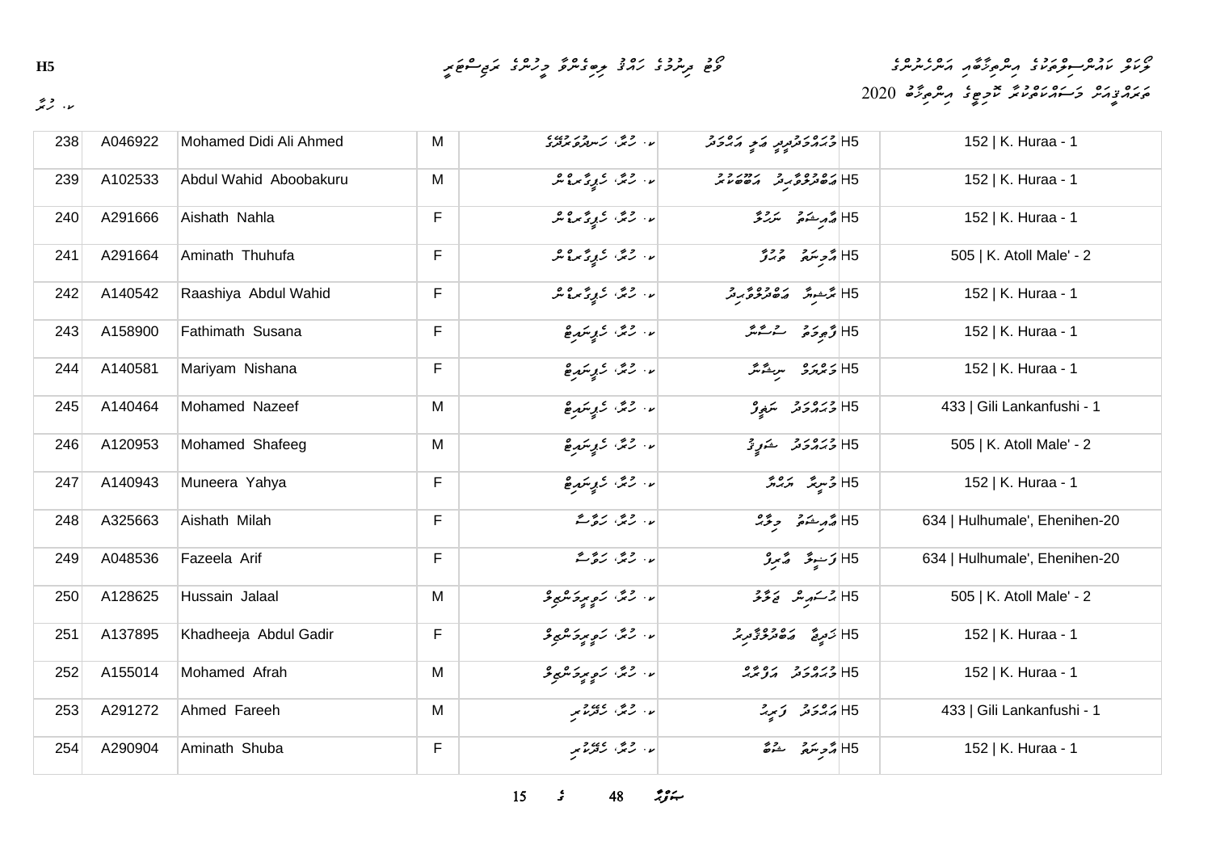| 238 | A046922 | Mohamed Didi Ali Ahmed | M | ނ. ހުރާ، ހަސަރުވަރުދީގެ | H5 މުހައްމަދުދީދީ ޢަލީ އަޙްމަދު | 152 \| K. Huraa - 1 |
|---|---|---|---|---|---|---|
| 239 | A102533 | Abdul Wahid Aboobakuru | M | ނ. ހުރާ، ހެލިފާނުގެ | H5 އަބްދުލްވާހިދު އަބޫބަކުރު | 152 \| K. Huraa - 1 |
| 240 | A291666 | Aishath Nahla | F | ނ. ހުރާ، ހެލިފާނުގެ | H5 އާއިޝަތު ނަހްލާ | 152 \| K. Huraa - 1 |
| 241 | A291664 | Aminath Thuhufa | F | ނ. ހުރާ، ހެލިފާނުގެ | H5 އާމިނަތު ތުހުފާ | 505 \| K. Atoll Male' - 2 |
| 242 | A140542 | Raashiya Abdul Wahid | F | ނ. ހުރާ، ހެލިފާނުގެ | H5 ރާޝިޔާ އަބްދުލްވާހިދު | 152 \| K. Huraa - 1 |
| 243 | A158900 | Fathimath Susana | F | ނ. ހުރާ، ހެލިސަރީ | H5 ފާތިމަތު ސުސާނާ | 152 \| K. Huraa - 1 |
| 244 | A140581 | Mariyam Nishana | F | ނ. ހުރާ، ހެލިސަރީ | H5 މަރިޔަމް ނިޝާނާ | 152 \| K. Huraa - 1 |
| 245 | A140464 | Mohamed Nazeef | M | ނ. ހުރާ، ހެލިސަރީ | H5 މުހައްމަދު ނަޒީފު | 433 \| Gili Lankanfushi - 1 |
| 246 | A120953 | Mohamed Shafeeg | M | ނ. ހުރާ، ހެލިސަރީ | H5 މުހައްމަދު ޝަފީގު | 505 \| K. Atoll Male' - 2 |
| 247 | A140943 | Muneera Yahya | F | ނ. ހުރާ، ހެލިސަރީ | H5 މުނީރާ ޔަޙްޔާ | 152 \| K. Huraa - 1 |
| 248 | A325663 | Aishath Milah | F | ނ. ހުރާ، ހަވާސާ | H5 އާއިޝަތު މިލާހު | 634 \| Hulhumale', Ehenihen-20 |
| 249 | A048536 | Fazeela Arif | F | ނ. ހުރާ، ހަވާސާ | H5 ފަޒީލާ އާރިފު | 634 \| Hulhumale', Ehenihen-20 |
| 250 | A128625 | Hussain Jalaal | M | ނ. ހުރާ، ހޮޅިރިމަންޒިލް | H5 ހުސައިން ޖަލާލު | 505 \| K. Atoll Male' - 2 |
| 251 | A137895 | Khadheeja Abdul Gadir | F | ނ. ހުރާ، ހޮޅިރިމަންޒިލް | H5 ޚަދީޖާ އަބްދުލްޤާދިރު | 152 \| K. Huraa - 1 |
| 252 | A155014 | Mohamed Afrah | M | ނ. ހުރާ، ހޮޅިރިމަންޒިލް | H5 މުހައްމަދު އަފްރާހު | 152 \| K. Huraa - 1 |
| 253 | A291272 | Ahmed Fareeh | M | ނ. ހުރާ، ހުދުމާރި | H5 އަޙްމަދު ފަރީހު | 433 \| Gili Lankanfushi - 1 |
| 254 | A290904 | Aminath Shuba | F | ނ. ހުރާ، ހުދުމާރި | H5 އާމިނަތު ޝުބާ | 152 \| K. Huraa - 1 |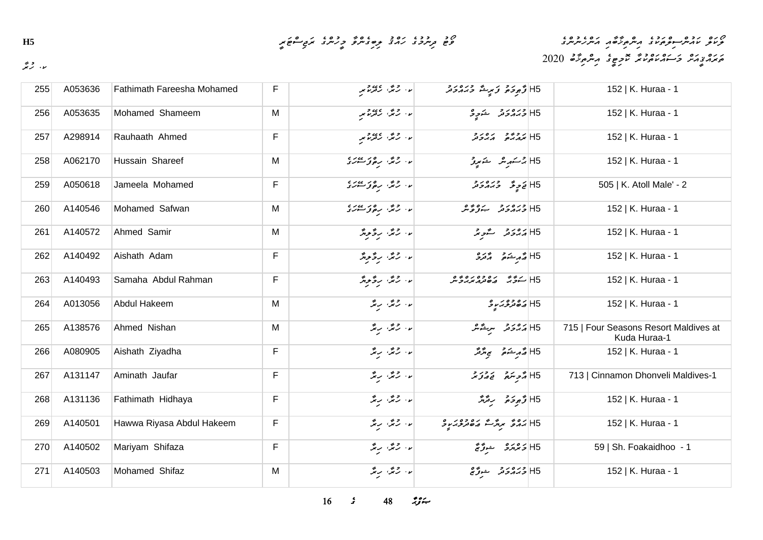| 255 | A053636 | Fathimath Fareesha Mohamed | F | ކ.ހުރާ، ހެދުނުރ | H5 ފާތިމަތު ފަރީޝާ މުހައްމަދު | 152 \| K. Huraa - 1 |
|---|---|---|---|---|---|---|
| 256 | A053635 | Mohamed Shameem | M | ކ. ހުރާ، ހެދުނުރ | H5 މުހައްމަދު ޝަމީމް | 152 \| K. Huraa - 1 |
| 257 | A298914 | Rauhaath Ahmed | F | ކ. ހުރާ، ހެދުނުރ | H5 ރައުހާތު އަހްމަދު | 152 \| K. Huraa - 1 |
| 258 | A062170 | Hussain Shareef | M | ކ. ހުރާ، ހިތުވަށްޓަރު | H5 ހުސައިން ޝަރީފު | 152 \| K. Huraa - 1 |
| 259 | A050618 | Jameela Mohamed | F | ކ. ހުރާ، ހިތުވަށްޓަރު | H5 ޖަމީލާ މުހައްމަދު | 505 \| K. Atoll Male' - 2 |
| 260 | A140546 | Mohamed Safwan | M | ކ. ހުރާ، ހިތުވަށްޓަރު | H5 މުހައްމަދު ސަފްވާން | 152 \| K. Huraa - 1 |
| 261 | A140572 | Ahmed Samir | M | ކ. ހުރާ، ހިމާލިޔާ | H5 އަހްމަދު ސާމިރު | 152 \| K. Huraa - 1 |
| 262 | A140492 | Aishath Adam | F | ކ. ހުރާ، ހިމާލިޔާ | H5 އާއިޝަތު އާދަމް | 152 \| K. Huraa - 1 |
| 263 | A140493 | Samaha Abdul Rahman | F | ކ. ހުރާ، ހިމާލިޔާ | H5 ސަމާހާ އަބްދުއްރަޙްމާން | 152 \| K. Huraa - 1 |
| 264 | A013056 | Abdul Hakeem | M | ކ. ހުރާ، ހިލާ | H5 އަބްދުލްޙަކީމް | 152 \| K. Huraa - 1 |
| 265 | A138576 | Ahmed Nishan | M | ކ. ހުރާ، ހިލާ | H5 އަހްމަދު ނިޝާން | 715 \| Four Seasons Resort Maldives at Kuda Huraa-1 |
| 266 | A080905 | Aishath Ziyadha | F | ކ. ހުރާ، ހިލާ | H5 އާއިޝަތު ޒިޔާދާ | 152 \| K. Huraa - 1 |
| 267 | A131147 | Aminath Jaufar | F | ކ. ހުރާ، ހިލާ | H5 އާމިނަތު ޖައުފަރު | 713 \| Cinnamon Dhonveli Maldives-1 |
| 268 | A131136 | Fathimath Hidhaya | F | ކ. ހުރާ، ހިލާ | H5 ފާތިމަތު ހިދާޔާ | 152 \| K. Huraa - 1 |
| 269 | A140501 | Hawwa Riyasa Abdul Hakeem | F | ކ. ހުރާ، ހިލާ | H5 ހައްވާ ރިޔާސާ އަބްދުލްޙަކީމް | 152 \| K. Huraa - 1 |
| 270 | A140502 | Mariyam Shifaza | F | ކ. ހުރާ، ހިލާ | H5 މަރިޔަމް ޝިފާޒާ | 59 \| Sh. Foakaidhoo - 1 |
| 271 | A140503 | Mohamed Shifaz | M | ކ. ހުރާ، ހިލާ | H5 މުހައްމަދު ޝިފާޒް | 152 \| K. Huraa - 1 |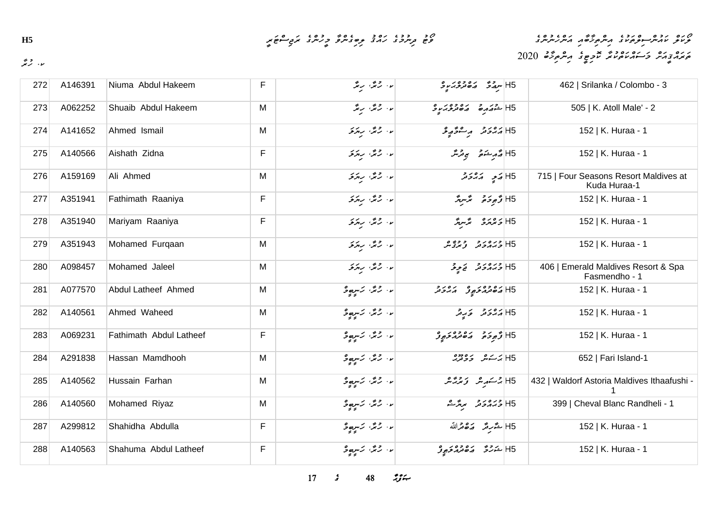| 272 | A146391 | Niuma Abdul Hakeem | F | ކ. ހުރާ، ހިލާ | H5 ނިޢުމާ ޢަބްދުލްޙަކީމް | 462 \| Srilanka / Colombo - 3 |
|---|---|---|---|---|---|---|
| 273 | A062252 | Shuaib Abdul Hakeem | M | ކ. ހުރާ، ހިލާ | H5 ޝުޢައިބް ޢަބްދުލްޙަކީމް | 505 \| K. Atoll Male' - 2 |
| 274 | A141652 | Ahmed Ismail | M | ކ. ހުރާ، ހިޔަލަ | H5 އަޙްމަދު އިސްމާޢީލް | 152 \| K. Huraa - 1 |
| 275 | A140566 | Aishath Zidna | F | ކ. ހުރާ، ހިޔަލަ | H5 އާއިޝަތު ޒިދުނާ | 152 \| K. Huraa - 1 |
| 276 | A159169 | Ali Ahmed | M | ކ. ހުރާ، ހިޔަލަ | H5 ޢަލީ އަޙްމަދު | 715 \| Four Seasons Resort Maldives at Kuda Huraa-1 |
| 277 | A351941 | Fathimath Raaniya | F | ކ. ހުރާ، ހިޔަލަ | H5 ފާތިމަތު ރާނިޔާ | 152 \| K. Huraa - 1 |
| 278 | A351940 | Mariyam Raaniya | F | ކ. ހުރާ، ހިޔަލަ | H5 މަރިޔަމް ރާނިޔާ | 152 \| K. Huraa - 1 |
| 279 | A351943 | Mohamed Furqaan | M | ކ. ހުރާ، ހިޔަލަ | H5 މުޙައްމަދު ފުރްޤާން | 152 \| K. Huraa - 1 |
| 280 | A098457 | Mohamed Jaleel | M | ކ. ހުރާ، ހިޔަލަ | H5 މުޙައްމަދު ޖަލީލް | 406 \| Emerald Maldives Resort & Spa Fasmendho - 1 |
| 281 | A077570 | Abdul Latheef Ahmed | M | ކ. ހުރާ، ހަނިމާގެ | H5 ޢަބްދުއްލަޠީފް އަޙްމަދު | 152 \| K. Huraa - 1 |
| 282 | A140561 | Ahmed Waheed | M | ކ. ހުރާ، ހަނިމާގެ | H5 އަޙްމަދު ވަޙީދު | 152 \| K. Huraa - 1 |
| 283 | A069231 | Fathimath Abdul Latheef | F | ކ. ހުރާ، ހަނިމާގެ | H5 ފާތިމަތު ޢަބްދުއްލަޠީފް | 152 \| K. Huraa - 1 |
| 284 | A291838 | Hassan Mamdhooh | M | ކ. ހުރާ، ހަނިމާގެ | H5 ޙަސަން މަމްދޫޙް | 652 \| Fari Island-1 |
| 285 | A140562 | Hussain Farhan | M | ކ. ހުރާ، ހަނިމާގެ | H5 ޙުސައިން ފަރުހާން | 432 \| Waldorf Astoria Maldives Ithaafushi - 1 |
| 286 | A140560 | Mohamed Riyaz | M | ކ. ހުރާ، ހަނިމާގެ | H5 މުޙައްމަދު ރިޔާޒް | 399 \| Cheval Blanc Randheli - 1 |
| 287 | A299812 | Shahidha Abdulla | F | ކ. ހުރާ، ހަނިމާގެ | H5 ޝާހިދާ ޢަބްދުﷲ | 152 \| K. Huraa - 1 |
| 288 | A140563 | Shahuma Abdul Latheef | F | ކ. ހުރާ، ހަނިމާގެ | H5 ޝަހުމާ ޢަބްދުއްލަޠީފް | 152 \| K. Huraa - 1 |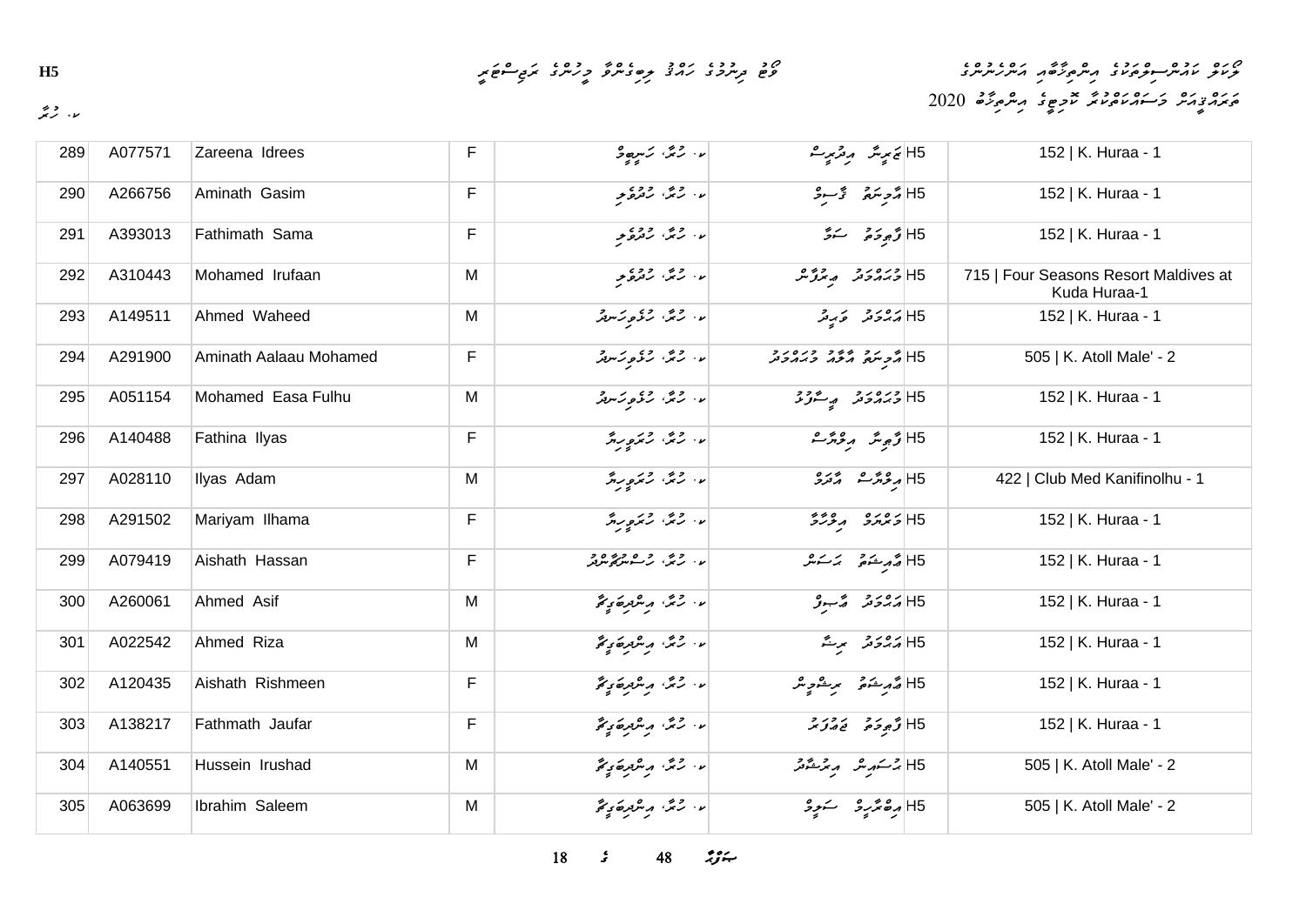| 289 | A077571 | Zareena Idrees | F | ކ. ހުރާ، ހަނިމާގެ | H5 ޒަރީނާ އިދުރީސް | 152 \| K. Huraa - 1 |
|---|---|---|---|---|---|---|
| 290 | A266756 | Aminath Gasim | F | ކ. ހުރާ، ހުދުވެލި | H5 އާމިނަތު ޤާސިމް | 152 \| K. Huraa - 1 |
| 291 | A393013 | Fathimath Sama | F | ކ. ހުރާ، ހުދުވެލި | H5 ފާތިމަތު ސަމާ | 152 \| K. Huraa - 1 |
| 292 | A310443 | Mohamed Irufaan | M | ކ. ހުރާ، ހުދުވެލި | H5 މުހައްމަދު އިރުފާން | 715 \| Four Seasons Resort Maldives at Kuda Huraa-1 |
| 293 | A149511 | Ahmed Waheed | M | ކ. ހުރާ، ހުވަދޫގަސްދޮށު | H5 އަޙްމަދު ވަޙީދު | 152 \| K. Huraa - 1 |
| 294 | A291900 | Aminath Aalaau Mohamed | F | ކ. ހުރާ، ހުވަދޫގަސްދޮށު | H5 އާމިނަތު އާލާއު މުހައްމަދު | 505 \| K. Atoll Male' - 2 |
| 295 | A051154 | Mohamed Easa Fulhu | M | ކ. ހުރާ، ހުވަދޫގަސްދޮށު | H5 މުހައްމަދު ޢީސާފުޅު | 152 \| K. Huraa - 1 |
| 296 | A140488 | Fathina Ilyas | F | ކ. ހުރާ، ހުޅަނގުރިވާ | H5 ފާތިނާ އިލްޔާސް | 152 \| K. Huraa - 1 |
| 297 | A028110 | Ilyas Adam | M | ކ. ހުރާ، ހުޅަނގުރިވާ | H5 އިލްޔާސް އާދަމް | 422 \| Club Med Kanifinolhu - 1 |
| 298 | A291502 | Mariyam Ilhama | F | ކ. ހުރާ، ހުޅަނގުރިވާ | H5 މަރިޔަމް އިލްހާމާ | 152 \| K. Huraa - 1 |
| 299 | A079419 | Aishath Hassan | F | ކ. ހުރާ، ހުސްނުހާރުގެ | H5 އާއިޝަތު ހަސަން | 152 \| K. Huraa - 1 |
| 300 | A260061 | Ahmed Asif | M | ކ. ހުރާ، އިންދިރާބަގީޗާ | H5 އަޙްމަދު އާސިފް | 152 \| K. Huraa - 1 |
| 301 | A022542 | Ahmed Riza | M | ކ. ހުރާ، އިންދިރާބަގީޗާ | H5 އަޙްމަދު ރިޟާ | 152 \| K. Huraa - 1 |
| 302 | A120435 | Aishath Rishmeen | F | ކ. ހުރާ، އިންދިރާބަގީޗާ | H5 އާއިޝަތު ރިޝްމީން | 152 \| K. Huraa - 1 |
| 303 | A138217 | Fathmath Jaufar | F | ކ. ހުރާ، އިންދިރާބަގީޗާ | H5 ފާތިމަތު ޖައުފަރު | 152 \| K. Huraa - 1 |
| 304 | A140551 | Hussein Irushad | M | ކ. ހުރާ، އިންދިރާބަގީޗާ | H5 ހުސައިން އިރުޝާދު | 505 \| K. Atoll Male' - 2 |
| 305 | A063699 | Ibrahim Saleem | M | ކ. ހުރާ، އިންދިރާބަގީޗާ | H5 އިބްރާހީމް ސަލީމް | 505 \| K. Atoll Male' - 2 |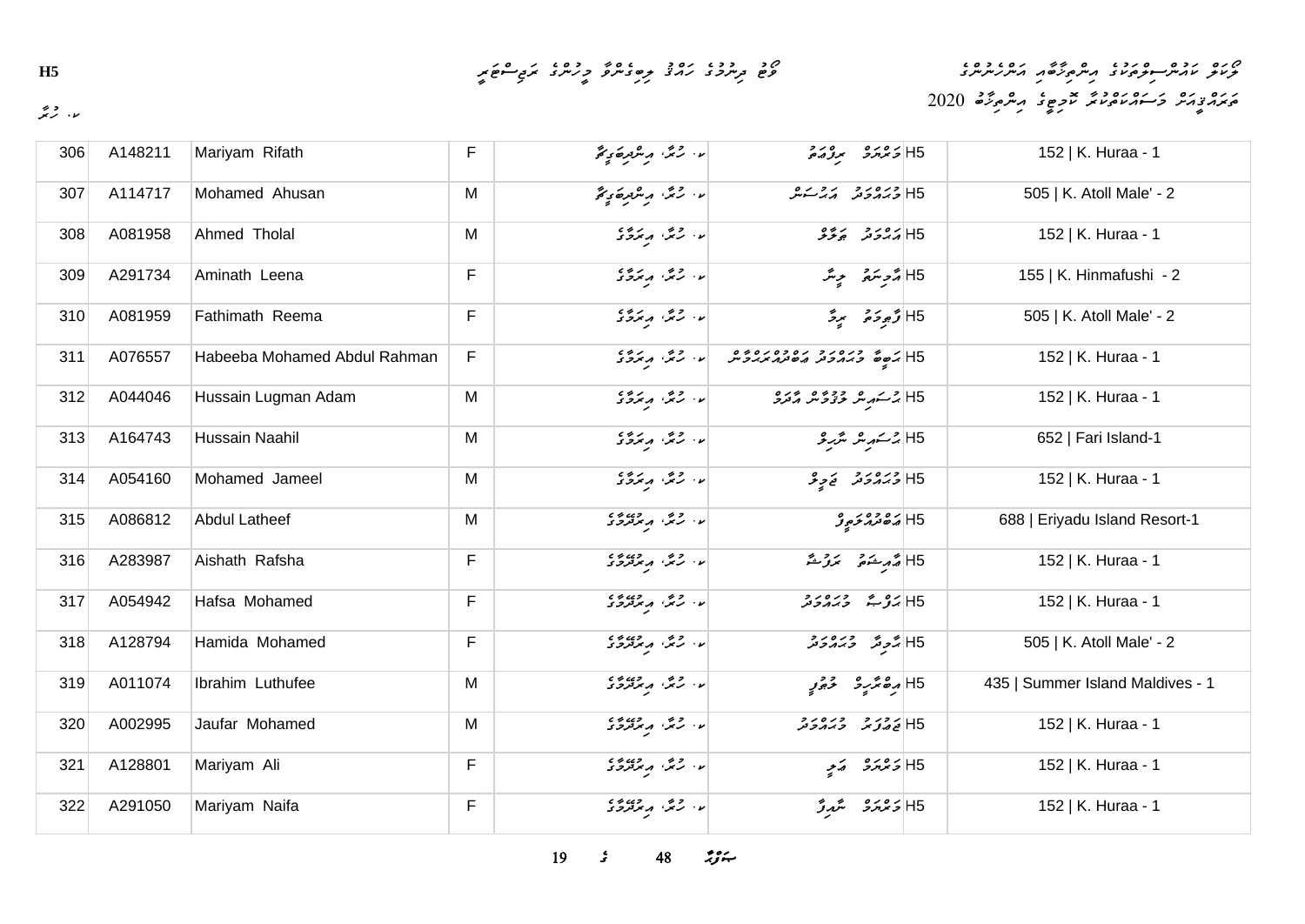| 306 | A148211 | Mariyam Rifath | F | ކ. ހުރާ، އިސްދިރާގެ | H5 | 152 \| K. Huraa - 1 |
|---|---|---|---|---|---|---|
| 307 | A114717 | Mohamed Ahusan | M | ކ. ހުރާ، އިސްދިރާގެ | H5 | 505 \| K. Atoll Male' - 2 |
| 308 | A081958 | Ahmed Tholal | M | ކ. ހުރާ، އިރަމާގެ | H5 | 152 \| K. Huraa - 1 |
| 309 | A291734 | Aminath Leena | F | ކ. ހުރާ، އިރަމާގެ | H5 | 155 \| K. Hinmafushi - 2 |
| 310 | A081959 | Fathimath Reema | F | ކ. ހުރާ، އިރަމާގެ | H5 | 505 \| K. Atoll Male' - 2 |
| 311 | A076557 | Habeeba Mohamed Abdul Rahman | F | ކ. ހުރާ، އިރަމާގެ | H5 | 152 \| K. Huraa - 1 |
| 312 | A044046 | Hussain Lugman Adam | M | ކ. ހުރާ، އިރަމާގެ | H5 | 152 \| K. Huraa - 1 |
| 313 | A164743 | Hussain Naahil | M | ކ. ހުރާ، އިރަމާގެ | H5 | 652 \| Fari Island-1 |
| 314 | A054160 | Mohamed Jameel | M | ކ. ހުރާ، އިރަމާގެ | H5 | 152 \| K. Huraa - 1 |
| 315 | A086812 | Abdul Latheef | M | ކ. ހުރާ، އިރުދޫގެ | H5 | 688 \| Eriyadu Island Resort-1 |
| 316 | A283987 | Aishath Rafsha | F | ކ. ހުރާ، އިރުދޫގެ | H5 | 152 \| K. Huraa - 1 |
| 317 | A054942 | Hafsa Mohamed | F | ކ. ހުރާ، އިރުދޫގެ | H5 | 152 \| K. Huraa - 1 |
| 318 | A128794 | Hamida Mohamed | F | ކ. ހުރާ، އިރުދޫގެ | H5 | 505 \| K. Atoll Male' - 2 |
| 319 | A011074 | Ibrahim Luthufee | M | ކ. ހުރާ، އިރުދޫގެ | H5 | 435 \| Summer Island Maldives - 1 |
| 320 | A002995 | Jaufar Mohamed | M | ކ. ހުރާ، އިރުދޫގެ | H5 | 152 \| K. Huraa - 1 |
| 321 | A128801 | Mariyam Ali | F | ކ. ހުރާ، އިރުދޫގެ | H5 | 152 \| K. Huraa - 1 |
| 322 | A291050 | Mariyam Naifa | F | ކ. ހުރާ، އިރުދޫގެ | H5 | 152 \| K. Huraa - 1 |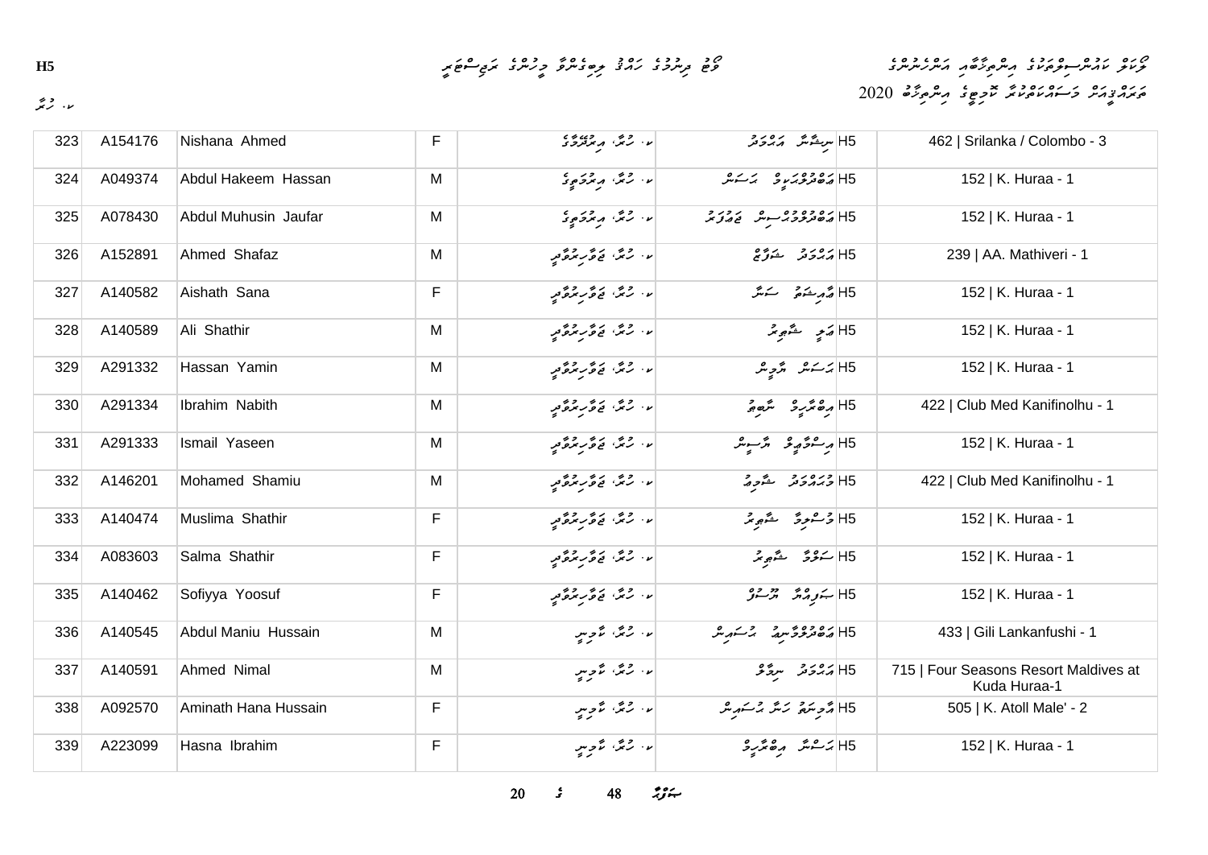| 323 | A154176 | Nishana Ahmed | F | ކ. ހުރާ، އިރުދޫގެ | H5 ނިޝާނާ އަހުމަދު | 462 \| Srilanka / Colombo - 3 |
|---|---|---|---|---|---|---|
| 324 | A049374 | Abdul Hakeem Hassan | M | ކ. ހުރާ، އިރުމަތީގެ | H5 އަބްދުލްޙަކީމް ހަސަން | 152 \| K. Huraa - 1 |
| 325 | A078430 | Abdul Muhusin Jaufar | M | ކ. ހުރާ، އިރުމަތީގެ | H5 އަބްދުލްމުޙުސިން ޖައުފަރު | 152 \| K. Huraa - 1 |
| 326 | A152891 | Ahmed Shafaz | M | ކ. ހުރާ، ޖަވާހިރުވާދީ | H5 އަހުމަދު ޝަފާޒު | 239 \| AA. Mathiveri - 1 |
| 327 | A140582 | Aishath Sana | F | ކ. ހުރާ، ޖަވާހިރުވާދީ | H5 އާއިޝަތު ސަނާ | 152 \| K. Huraa - 1 |
| 328 | A140589 | Ali Shathir | M | ކ. ހުރާ، ޖަވާހިރުވާދީ | H5 އަލި ޝާތިރު | 152 \| K. Huraa - 1 |
| 329 | A291332 | Hassan Yamin | M | ކ. ހުރާ، ޖަވާހިރުވާދީ | H5 ހަސަން ޔާމިން | 152 \| K. Huraa - 1 |
| 330 | A291334 | Ibrahim Nabith | M | ކ. ހުރާ، ޖަވާހިރުވާދީ | H5 އިބްރާހީމް ނާބިތު | 422 \| Club Med Kanifinolhu - 1 |
| 331 | A291333 | Ismail Yaseen | M | ކ. ހުރާ، ޖަވާހިރުވާދީ | H5 އިސްމާއީލް ޔާސީން | 152 \| K. Huraa - 1 |
| 332 | A146201 | Mohamed Shamiu | M | ކ. ހުރާ، ޖަވާހިރުވާދީ | H5 މުޙައްމަދު ޝާމިޢު | 422 \| Club Med Kanifinolhu - 1 |
| 333 | A140474 | Muslima Shathir | F | ކ. ހުރާ، ޖަވާހިރުވާދީ | H5 މުސްލިމާ ޝާތިރު | 152 \| K. Huraa - 1 |
| 334 | A083603 | Salma Shathir | F | ކ. ހުރާ، ޖަވާހިރުވާދީ | H5 ސަލްމާ ޝާތިރު | 152 \| K. Huraa - 1 |
| 335 | A140462 | Sofiyya Yoosuf | F | ކ. ހުރާ، ޖަވާހިރުވާދީ | H5 ސޯފިއްޔާ ޔޫސުފް | 152 \| K. Huraa - 1 |
| 336 | A140545 | Abdul Maniu Hussain | M | ކ. ހުރާ، ޓާވަރ | H5 އަބްދުލްމަނިޢު ހުސައިން | 433 \| Gili Lankanfushi - 1 |
| 337 | A140591 | Ahmed Nimal | M | ކ. ހުރާ، ޓާވަރ | H5 އަހުމަދު ނިމާލް | 715 \| Four Seasons Resort Maldives at Kuda Huraa-1 |
| 338 | A092570 | Aminath Hana Hussain | F | ކ. ހުރާ، ޓާވަރ | H5 އާމިނަތު ހަނާ ހުސައިން | 505 \| K. Atoll Male' - 2 |
| 339 | A223099 | Hasna Ibrahim | F | ކ. ހުރާ، ޓާވަރ | H5 ހަސްނާ އިބްރާހީމް | 152 \| K. Huraa - 1 |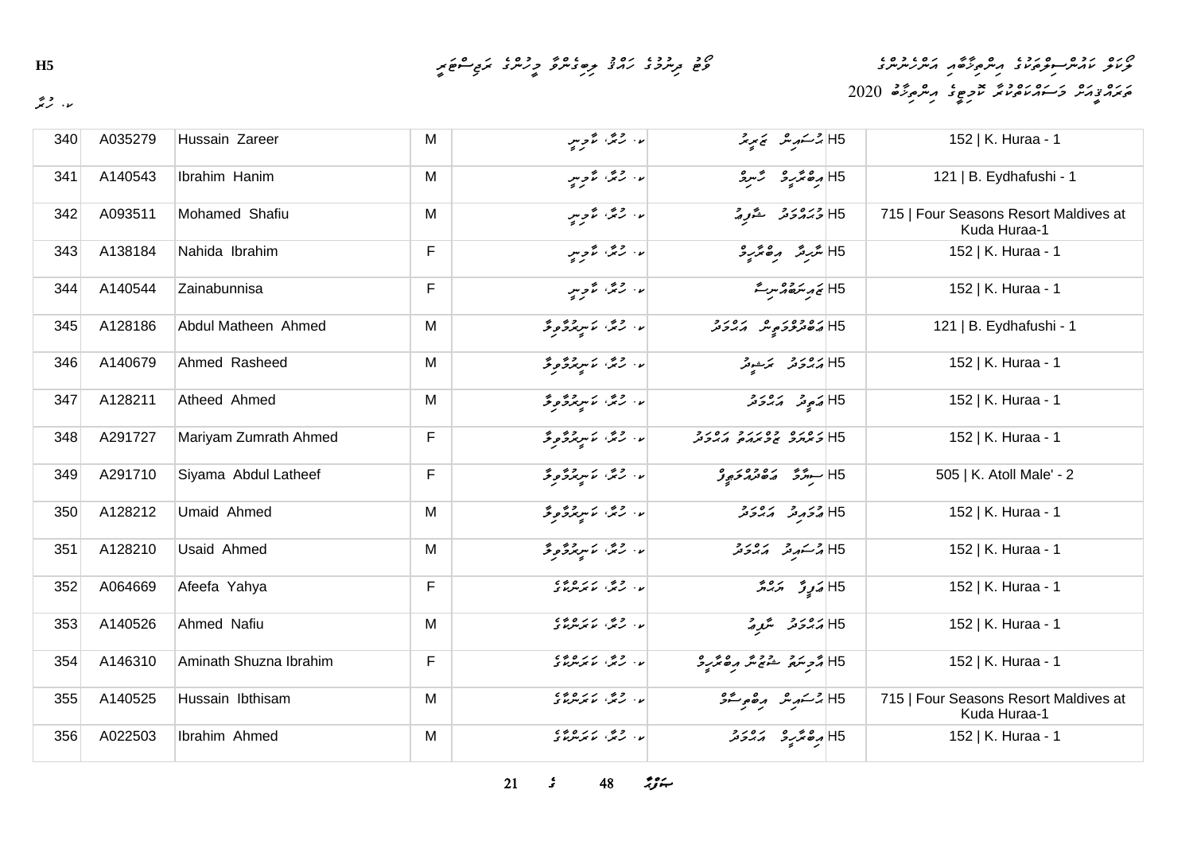| 340 | A035279 | Hussain Zareer | M | ކ. ހުރާ، ހާވިނ | ހުސައިން ޒަރީރު H5 | 152 \| K. Huraa - 1 |
|---|---|---|---|---|---|---|
| 341 | A140543 | Ibrahim Hanim | M | ކ. ހުރާ، ހާވިނ | އިބްރާހީމް ހާނިމް H5 | 121 \| B. Eydhafushi - 1 |
| 342 | A093511 | Mohamed Shafiu | M | ކ. ހުރާ، ހާވިނ | މުހައްމަދު ޝާފިއު H5 | 715 \| Four Seasons Resort Maldives at Kuda Huraa-1 |
| 343 | A138184 | Nahida Ibrahim | F | ކ. ހުރާ، ހާވިނ | ނާހިދާ އިބްރާހީމް H5 | 152 \| K. Huraa - 1 |
| 344 | A140544 | Zainabunnisa | F | ކ. ހުރާ، ހާވިނ | ޒައިނަބުއްނިސާ H5 | 152 \| K. Huraa - 1 |
| 345 | A128186 | Abdul Matheen Ahmed | M | ކ. ހުރާ، ކަނިކުރާގެ | އަބްދުލްމަތީން އަހުމަދު H5 | 121 \| B. Eydhafushi - 1 |
| 346 | A140679 | Ahmed Rasheed | M | ކ. ހުރާ، ކަނިކުރާގެ | އަހުމަދު ރަޝީދު H5 | 152 \| K. Huraa - 1 |
| 347 | A128211 | Atheed Ahmed | M | ކ. ހުރާ، ކަނިކުރާގެ | އަތީދު އަހުމަދު H5 | 152 \| K. Huraa - 1 |
| 348 | A291727 | Mariyam Zumrath Ahmed | F | ކ. ހުރާ، ކަނިކުރާގެ | މަރިޔަމް ޒުމްރަތު އަހުމަދު H5 | 152 \| K. Huraa - 1 |
| 349 | A291710 | Siyama Abdul Latheef | F | ކ. ހުރާ، ކަނިކުރާގެ | ސިޔާމާ އަބްދުއްލަތީފު H5 | 505 \| K. Atoll Male' - 2 |
| 350 | A128212 | Umaid Ahmed | M | ކ. ހުރާ، ކަނިކުރާގެ | އުމައިދު އަހުމަދު H5 | 152 \| K. Huraa - 1 |
| 351 | A128210 | Usaid Ahmed | M | ކ. ހުރާ، ކަނިކުރާގެ | އުސައިދު އަހުމަދު H5 | 152 \| K. Huraa - 1 |
| 352 | A064669 | Afeefa Yahya | F | ކ. ހުރާ، ކަރަންކާގެ | އަފީފާ ޔަޙްޔާ H5 | 152 \| K. Huraa - 1 |
| 353 | A140526 | Ahmed Nafiu | M | ކ. ހުރާ، ކަރަންކާގެ | އަހުމަދު ނާފިއު H5 | 152 \| K. Huraa - 1 |
| 354 | A146310 | Aminath Shuzna Ibrahim | F | ކ. ހުރާ، ކަރަންކާގެ | އާމިނަތު ޝުޒްނާ އިބްރާހީމް H5 | 152 \| K. Huraa - 1 |
| 355 | A140525 | Hussain Ibthisam | M | ކ. ހުރާ، ކަރަންކާގެ | ހުސައިން އިބްތިސާމް H5 | 715 \| Four Seasons Resort Maldives at Kuda Huraa-1 |
| 356 | A022503 | Ibrahim Ahmed | M | ކ. ހުރާ، ކަރަންކާގެ | އިބްރާހީމް އަހުމަދު H5 | 152 \| K. Huraa - 1 |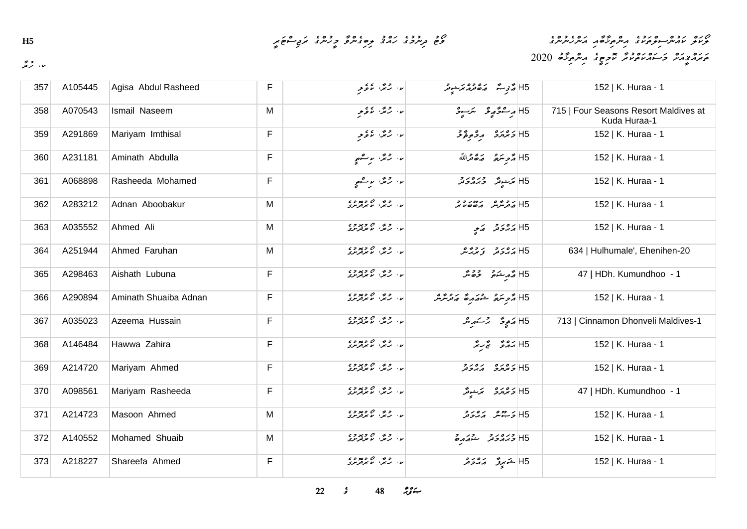| 357 | A105445 | Agisa Abdul Rasheed | F | ކ. ހުރާ، ގުލްވިލާ | H5 އާގިސާ އަބްދުއްރަޝީދު | 152 \| K. Huraa - 1 |
|---|---|---|---|---|---|---|
| 358 | A070543 | Ismail Naseem | M | ކ. ހުރާ، ގުލްވިލާ | H5 އިސްމާއީލް ނަސީމް | 715 \| Four Seasons Resort Maldives at Kuda Huraa-1 |
| 359 | A291869 | Mariyam Imthisal | F | ކ. ހުރާ، ގުލްވިލާ | H5 މަރިޔަމް އިމްތިޝާލް | 152 \| K. Huraa - 1 |
| 360 | A231181 | Aminath Abdulla | F | ކ. ހުރާ، ރިސްޓޯ | H5 އާމިނަތު އަބްދުﷲ | 152 \| K. Huraa - 1 |
| 361 | A068898 | Rasheeda Mohamed | F | ކ. ހުރާ، ރިސްޓޯ | H5 ރަޝީދާ މުހައްމަދު | 152 \| K. Huraa - 1 |
| 362 | A283212 | Adnan Aboobakur | M | ކ. ހުރާ، ގުލްފާމްގެ | H5 އަދްނާން އަބޫބަކުރު | 152 \| K. Huraa - 1 |
| 363 | A035552 | Ahmed Ali | M | ކ. ހުރާ، ގުލްފާމްގެ | H5 އަހްމަދު ޢަލީ | 152 \| K. Huraa - 1 |
| 364 | A251944 | Ahmed Faruhan | M | ކ. ހުރާ، ގުލްފާމްގެ | H5 އަހްމަދު ފަރުހާން | 634 \| Hulhumale', Ehenihen-20 |
| 365 | A298463 | Aishath Lubuna | F | ކ. ހުރާ، ގުލްފާމްގެ | H5 އާއިޝަތު ލުބުނާ | 47 \| HDh. Kumundhoo - 1 |
| 366 | A290894 | Aminath Shuaiba Adnan | F | ކ. ހުރާ، ގުލްފާމްގެ | H5 އާމިނަތު ޝުޢައިބާ އަދްނާން | 152 \| K. Huraa - 1 |
| 367 | A035023 | Azeema Hussain | F | ކ. ހުރާ، ގުލްފާމްގެ | H5 އަޒީމާ ހުސައިން | 713 \| Cinnamon Dhonveli Maldives-1 |
| 368 | A146484 | Hawwa Zahira | F | ކ. ހުރާ، ގުލްފާމްގެ | H5 ހައްވާ ޒާހިރާ | 152 \| K. Huraa - 1 |
| 369 | A214720 | Mariyam Ahmed | F | ކ. ހުރާ، ގުލްފާމްގެ | H5 މަރިޔަމް އަހްމަދު | 152 \| K. Huraa - 1 |
| 370 | A098561 | Mariyam Rasheeda | F | ކ. ހުރާ، ގުލްފާމްގެ | H5 މަރިޔަމް ރަޝީދާ | 47 \| HDh. Kumundhoo - 1 |
| 371 | A214723 | Masoon Ahmed | M | ކ. ހުރާ، ގުލްފާމްގެ | H5 މަސްޢޫން އަހްމަދު | 152 \| K. Huraa - 1 |
| 372 | A140552 | Mohamed Shuaib | M | ކ. ހުރާ، ގުލްފާމްގެ | H5 މުހައްމަދު ޝުޢައިބު | 152 \| K. Huraa - 1 |
| 373 | A218227 | Shareefa Ahmed | F | ކ. ހުރާ، ގުލްފާމްގެ | H5 ޝަރީފާ އަހްމަދު | 152 \| K. Huraa - 1 |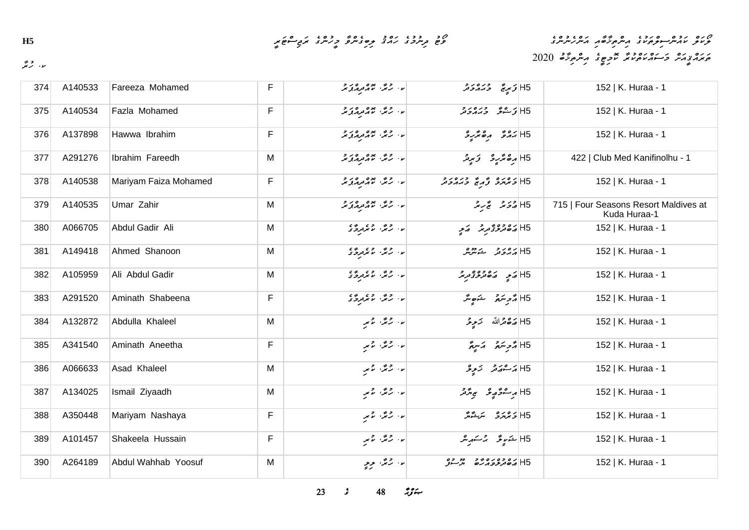| 374 | A140533 | Fareeza Mohamed | F | ކ. ހުރާ، ކޮއްރަނުގެ | H5 ފަރީޒާ މުހައްމަދު | 152 \| K. Huraa - 1 |
|---|---|---|---|---|---|---|
| 375 | A140534 | Fazla Mohamed | F | ކ. ހުރާ، ކޮއްރަނުގެ | H5 ފަޟްލާ މުހައްމަދު | 152 \| K. Huraa - 1 |
| 376 | A137898 | Hawwa Ibrahim | F | ކ. ހުރާ، ކޮއްރަނުގެ | H5 ހައްވާ އިބްރާހީމް | 152 \| K. Huraa - 1 |
| 377 | A291276 | Ibrahim Fareedh | M | ކ. ހުރާ، ކޮއްރަނުގެ | H5 އިބްރާހީމް ފަރީދު | 422 \| Club Med Kanifinolhu - 1 |
| 378 | A140538 | Mariyam Faiza Mohamed | F | ކ. ހުރާ، ކޮއްރަނުގެ | H5 މަރިޔަމް ފާއިޒާ މުހައްމަދު | 152 \| K. Huraa - 1 |
| 379 | A140535 | Umar Zahir | M | ކ. ހުރާ، ކޮއްރަނުގެ | H5 އުމަރު ޒާހިރު | 715 \| Four Seasons Resort Maldives at Kuda Huraa-1 |
| 380 | A066705 | Abdul Gadir Ali | M | ކ. ހުރާ، ކުރިދިގާގެ | H5 އަބްދުލްޤާދިރު އަލި | 152 \| K. Huraa - 1 |
| 381 | A149418 | Ahmed Shanoon | M | ކ. ހުރާ، ކުރިދިގާގެ | H5 އަޙްމަދު ޝަނޫން | 152 \| K. Huraa - 1 |
| 382 | A105959 | Ali Abdul Gadir | M | ކ. ހުރާ، ކުރިދިގާގެ | H5 އަލި އަބްދުލްޤާދިރު | 152 \| K. Huraa - 1 |
| 383 | A291520 | Aminath Shabeena | F | ކ. ހުރާ، ކުރިދިގާގެ | H5 އާމިނަތު ޝަބީނާ | 152 \| K. Huraa - 1 |
| 384 | A132872 | Abdulla Khaleel | M | ކ. ހުރާ، ކުރި | H5 އަބްދުﷲ ޚަލީލު | 152 \| K. Huraa - 1 |
| 385 | A341540 | Aminath Aneetha | F | ކ. ހުރާ، ކުރި | H5 އާމިނަތު އަނީތާ | 152 \| K. Huraa - 1 |
| 386 | A066633 | Asad Khaleel | M | ކ. ހުރާ، ކުރި | H5 އަސްޢަދު ޚަލީލު | 152 \| K. Huraa - 1 |
| 387 | A134025 | Ismail Ziyaadh | M | ކ. ހުރާ، ކުރި | H5 އިސްމާޢީލް ޒިޔާދު | 152 \| K. Huraa - 1 |
| 388 | A350448 | Mariyam Nashaya | F | ކ. ހުރާ، ކުރި | H5 މަރިޔަމް ނަޝާޔާ | 152 \| K. Huraa - 1 |
| 389 | A101457 | Shakeela Hussain | F | ކ. ހުރާ، ކުރި | H5 ޝަކީލާ ހުސައިން | 152 \| K. Huraa - 1 |
| 390 | A264189 | Abdul Wahhab Yoosuf | M | ކ. ހުރާ، ތިލި | H5 އަބްދުލްވައްހާބު ޔޫސުފް | 152 \| K. Huraa - 1 |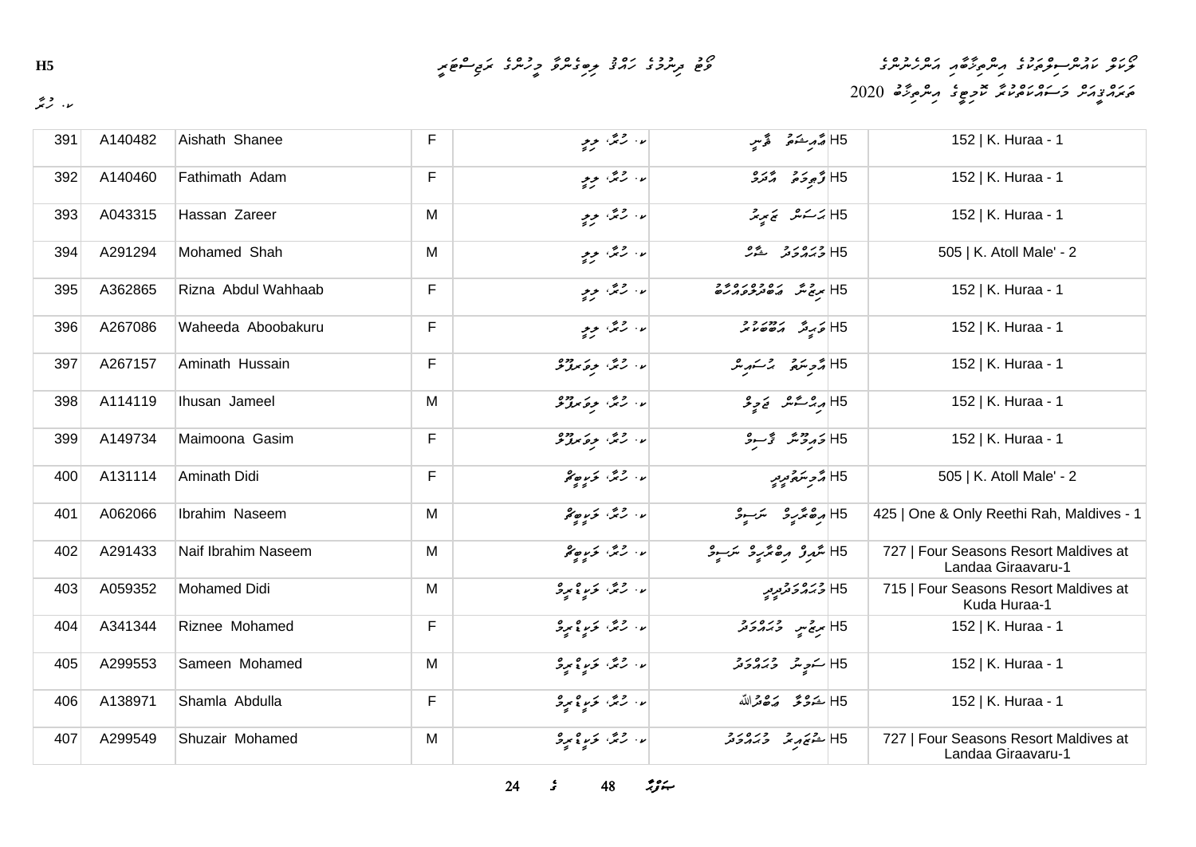| 391 | A140482 | Aishath Shanee | F | ކ. ހުރާ، ޖުޖު | H5 ޢާއިޝަތު ޝާނީ | 152 \| K. Huraa - 1 |
|---|---|---|---|---|---|---|
| 392 | A140460 | Fathimath Adam | F | ކ. ހުރާ، ޖުޖު | H5 ފާތިމަތު އާދަމް | 152 \| K. Huraa - 1 |
| 393 | A043315 | Hassan Zareer | M | ކ. ހުރާ، ޖުޖު | H5 ޙަސަން ޒަރީރު | 152 \| K. Huraa - 1 |
| 394 | A291294 | Mohamed Shah | M | ކ. ހުރާ، ޖުޖު | H5 މުޙައްމަދު ޝާހު | 505 \| K. Atoll Male' - 2 |
| 395 | A362865 | Rizna Abdul Wahhaab | F | ކ. ހުރާ، ޖުޖު | H5 ރިޒްނާ ޢަބްދުލްވައްހާބު | 152 \| K. Huraa - 1 |
| 396 | A267086 | Waheeda Aboobakuru | F | ކ. ހުރާ، ޖުޖު | H5 ވަހީދާ އަބޫބަކުރު | 152 \| K. Huraa - 1 |
| 397 | A267157 | Aminath Hussain | F | ކ. ހުރާ، ޖުވަރިޔާގެ | H5 އާމިނަތު ޙުސައިން | 152 \| K. Huraa - 1 |
| 398 | A114119 | Ihusan Jameel | M | ކ. ހުރާ، ޖުވަރިޔާގެ | H5 އިޙުސާން ޖަމީލް | 152 \| K. Huraa - 1 |
| 399 | A149734 | Maimoona Gasim | F | ކ. ހުރާ، ޖުވަރިޔާގެ | H5 މައިމޫނާ ޤާސިމް | 152 \| K. Huraa - 1 |
| 400 | A131114 | Aminath Didi | F | ކ. ހުރާ، ވަލިބަގީޗާ | H5 އާމިނަތުދީދީ | 505 \| K. Atoll Male' - 2 |
| 401 | A062066 | Ibrahim Naseem | M | ކ. ހުރާ، ވަލިބަގީޗާ | H5 އިބްރާހީމް ނަސީމް | 425 \| One & Only Reethi Rah, Maldives - 1 |
| 402 | A291433 | Naif Ibrahim Naseem | M | ކ. ހުރާ، ވަލިބަގީޗާ | H5 ނާއިފް އިބްރާހީމް ނަސީމް | 727 \| Four Seasons Resort Maldives at Landaa Giraavaru-1 |
| 403 | A059352 | Mohamed Didi | M | ކ. ހުރާ، ވަލިގެރިވާ | H5 މުޙައްމަދުދީދީ | 715 \| Four Seasons Resort Maldives at Kuda Huraa-1 |
| 404 | A341344 | Riznee Mohamed | F | ކ. ހުރާ، ވަލިގެރިވާ | H5 ރިޒްނީ މުޙައްމަދު | 152 \| K. Huraa - 1 |
| 405 | A299553 | Sameen Mohamed | M | ކ. ހުރާ، ވަލިގެރިވާ | H5 ސަމީން މުޙައްމަދު | 152 \| K. Huraa - 1 |
| 406 | A138971 | Shamla Abdulla | F | ކ. ހުރާ، ވަލިގެރިވާ | H5 ޝަމްލާ ޢަބްދުﷲ | 152 \| K. Huraa - 1 |
| 407 | A299549 | Shuzair Mohamed | M | ކ. ހުރާ، ވަލިގެރިވާ | H5 ޝުޒައިރު މުޙައްމަދު | 727 \| Four Seasons Resort Maldives at Landaa Giraavaru-1 |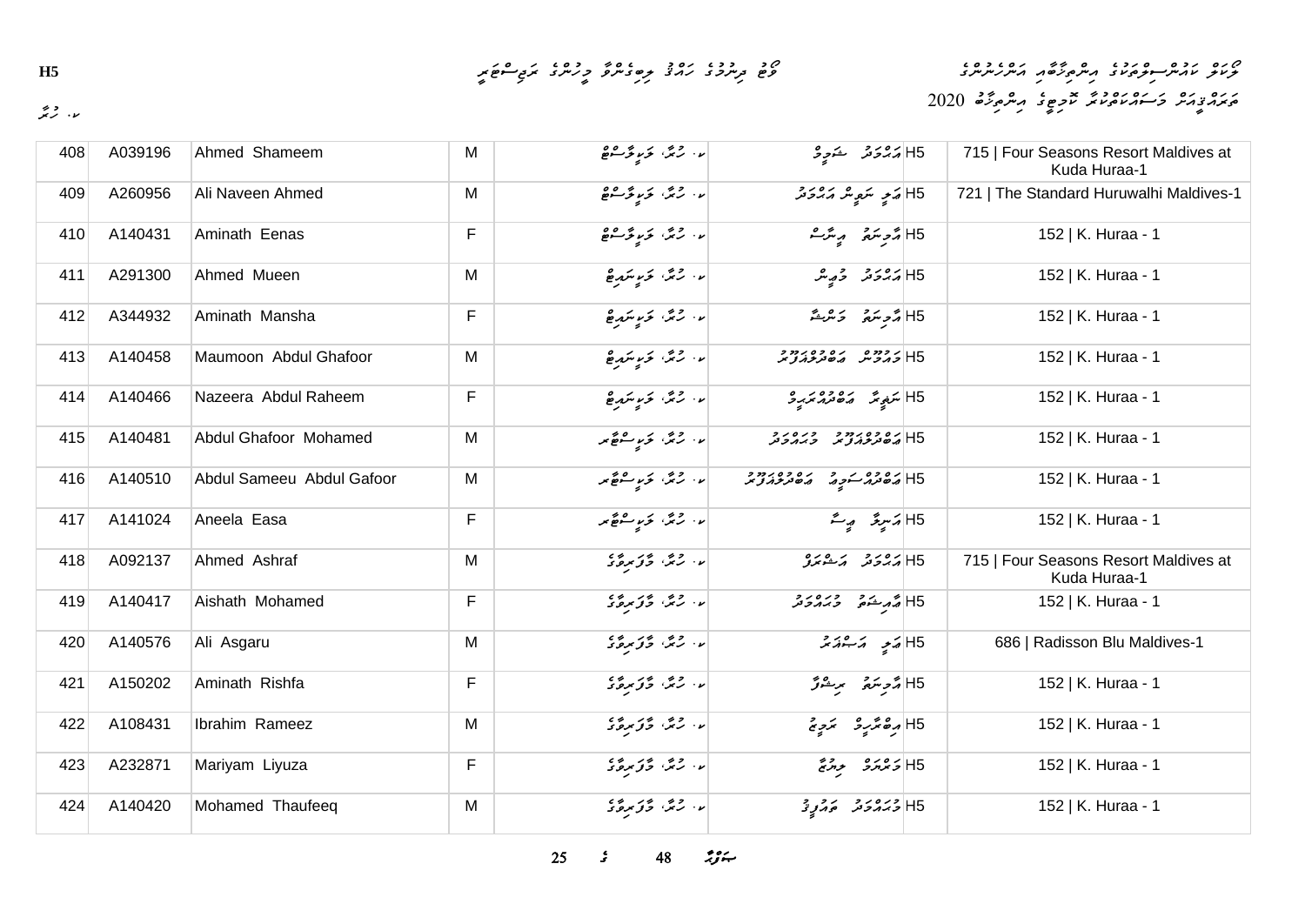| 408 | A039196 | Ahmed Shameem | M | ކ. ހުރާ، ވަކިވާސްޓް | H5 އަހުމަދު ޝަމީމު | 715 \| Four Seasons Resort Maldives at Kuda Huraa-1 |
|---|---|---|---|---|---|---|
| 409 | A260956 | Ali Naveen Ahmed | M | ކ. ހުރާ، ވަކިވާސްޓް | H5 އަލި ނަވީން އަހުމަދު | 721 \| The Standard Huruwalhi Maldives-1 |
| 410 | A140431 | Aminath Eenas | F | ކ. ހުރާ، ވަކިވާސްޓް | H5 އާމިނަތު އީނާސް | 152 \| K. Huraa - 1 |
| 411 | A291300 | Ahmed Mueen | M | ކ. ހުރާ، ވަކިނަރުޖް | H5 އަހުމަދު މުޢީން | 152 \| K. Huraa - 1 |
| 412 | A344932 | Aminath Mansha | F | ކ. ހުރާ، ވަކިނަރުޖް | H5 އާމިނަތު މަންޝާ | 152 \| K. Huraa - 1 |
| 413 | A140458 | Maumoon Abdul Ghafoor | M | ކ. ހުރާ، ވަކިނަރުޖް | H5 މައުމޫން އަބްދުލްޣަފޫރު | 152 \| K. Huraa - 1 |
| 414 | A140466 | Nazeera Abdul Raheem | F | ކ. ހުރާ، ވަކިނަރުޖް | H5 ނަޒީރާ އަބްދުއްރަޙީމް | 152 \| K. Huraa - 1 |
| 415 | A140481 | Abdul Ghafoor Mohamed | M | ކ. ހުރާ، ވަކިސްޓަބް | H5 އަބްދުލްޣަފޫރު މުޙައްމަދު | 152 \| K. Huraa - 1 |
| 416 | A140510 | Abdul Sameeu Abdul Gafoor | M | ކ. ހުރާ، ވަކިސްޓަބް | H5 އަބްދުއްސަމީޢު އަބްދުލްޣަފޫރު | 152 \| K. Huraa - 1 |
| 417 | A141024 | Aneela Easa | F | ކ. ހުރާ، ވަކިސްޓަބް | H5 އަނީލާ ޢީސާ | 152 \| K. Huraa - 1 |
| 418 | A092137 | Ahmed Ashraf | M | ކ. ހުރާ، ފާވަރިވާގެ | H5 އަހުމަދު އަޝްރަފް | 715 \| Four Seasons Resort Maldives at Kuda Huraa-1 |
| 419 | A140417 | Aishath Mohamed | F | ކ. ހުރާ، ފާވަރިވާގެ | H5 އާއިޝަތު މުޙައްމަދު | 152 \| K. Huraa - 1 |
| 420 | A140576 | Ali Asgaru | M | ކ. ހުރާ، ފާވަރިވާގެ | H5 އަލި އަސްޣަރު | 686 \| Radisson Blu Maldives-1 |
| 421 | A150202 | Aminath Rishfa | F | ކ. ހުރާ، ފާވަރިވާގެ | H5 އާމިނަތު ރިޝްފާ | 152 \| K. Huraa - 1 |
| 422 | A108431 | Ibrahim Rameez | M | ކ. ހުރާ، ފާވަރިވާގެ | H5 އިބްރާހިމް ރަމީޒް | 152 \| K. Huraa - 1 |
| 423 | A232871 | Mariyam Liyuza | F | ކ. ހުރާ، ފާވަރިވާގެ | H5 މަރިޔަމް ލިޔުޒާ | 152 \| K. Huraa - 1 |
| 424 | A140420 | Mohamed Thaufeeq | M | ކ. ހުރާ، ފާވަރިވާގެ | H5 މުޙައްމަދު ތައުފީޤު | 152 \| K. Huraa - 1 |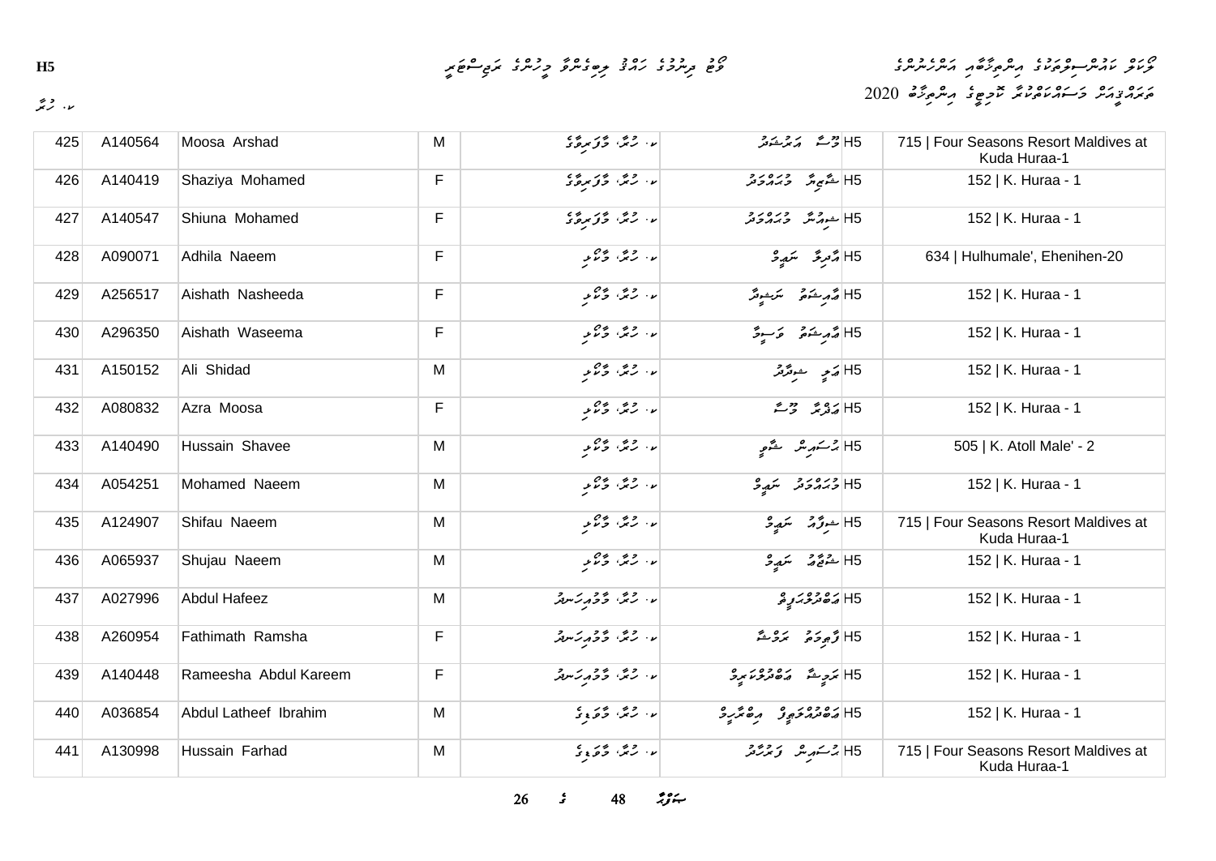| 425 | A140564 | Moosa Arshad | M | ކ. ހުރާ، މާފަރިވާގެ | H5 މޫސާ އަރުޝަދު | 715 \| Four Seasons Resort Maldives at Kuda Huraa-1 |
|---|---|---|---|---|---|---|
| 426 | A140419 | Shaziya Mohamed | F | ކ. ހުރާ، މާފަރިވާގެ | H5 ޝާޒިޔާ މުޙައްމަދު | 152 \| K. Huraa - 1 |
| 427 | A140547 | Shiuna Mohamed | F | ކ. ހުރާ، މާފަރިވާގެ | H5 ޝިއުނާ މުޙައްމަދު | 152 \| K. Huraa - 1 |
| 428 | A090071 | Adhila Naeem | F | ކ. ހުރާ، މާޅެ | H5 އާދިލާ ނައީމް | 634 \| Hulhumale', Ehenihen-20 |
| 429 | A256517 | Aishath Nasheeda | F | ކ. ހުރާ، މާޅެ | H5 އާއިޝަތު ނަޝީދާ | 152 \| K. Huraa - 1 |
| 430 | A296350 | Aishath Waseema | F | ކ. ހުރާ، މާޅެ | H5 އާއިޝަތު ވަސީމާ | 152 \| K. Huraa - 1 |
| 431 | A150152 | Ali Shidad | M | ކ. ހުރާ، މާޅެ | H5 އަލީ ޝިދާދު | 152 \| K. Huraa - 1 |
| 432 | A080832 | Azra Moosa | F | ކ. ހުރާ، މާޅެ | H5 އަޒްރާ މޫސާ | 152 \| K. Huraa - 1 |
| 433 | A140490 | Hussain Shavee | M | ކ. ހުރާ، މާޅެ | H5 ހުސައިން ޝާވީ | 505 \| K. Atoll Male' - 2 |
| 434 | A054251 | Mohamed Naeem | M | ކ. ހުރާ، މާޅެ | H5 މުޙައްމަދު ނައީމް | 152 \| K. Huraa - 1 |
| 435 | A124907 | Shifau Naeem | M | ކ. ހުރާ، މާޅެ | H5 ޝިފާއު ނައީމް | 715 \| Four Seasons Resort Maldives at Kuda Huraa-1 |
| 436 | A065937 | Shujau Naeem | M | ކ. ހުރާ، މާޅެ | H5 ޝުޖާއު ނައީމް | 152 \| K. Huraa - 1 |
| 437 | A027996 | Abdul Hafeez | M | ކ. ހުރާ، މާމުއިރަސްދޫ | H5 އަބްދުލްޙަފީޒު | 152 \| K. Huraa - 1 |
| 438 | A260954 | Fathimath Ramsha | F | ކ. ހުރާ، މާމުއިރަސްދޫ | H5 ފާތިމަތު ރަމްޝާ | 152 \| K. Huraa - 1 |
| 439 | A140448 | Rameesha Abdul Kareem | F | ކ. ހުރާ، މާމުއިރަސްދޫ | H5 ރަމީޝާ އަބްދުލްކަރީމް | 152 \| K. Huraa - 1 |
| 440 | A036854 | Abdul Latheef Ibrahim | M | ކ. ހުރާ، މާވަތީގެ | H5 އަބްދުއްލަޠީފު އިބްރާހީމް | 152 \| K. Huraa - 1 |
| 441 | A130998 | Hussain Farhad | M | ކ. ހުރާ، މާވަތީގެ | H5 ހުސައިން ފަރުހާދު | 715 \| Four Seasons Resort Maldives at Kuda Huraa-1 |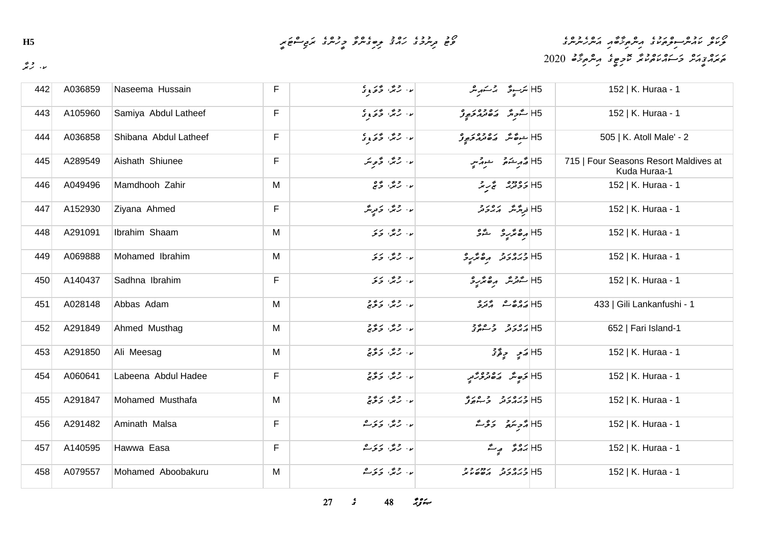| 442 | A036859 | Naseema Hussain | F | ކ. ހުރާ، މާވަލީގެ | H5 ނަސީމާ ޙުސައިން | 152 \| K. Huraa - 1 |
|---|---|---|---|---|---|---|
| 443 | A105960 | Samiya Abdul Latheef | F | ކ. ހުރާ، މާވަލީގެ | H5 ސާމިޔާ އަބްދުއްލަޠީފް | 152 \| K. Huraa - 1 |
| 444 | A036858 | Shibana Abdul Latheef | F | ކ. ހުރާ، މާވަލީގެ | H5 ޝިބާނާ އަބްދުއްލަޠީފް | 505 \| K. Atoll Male' - 2 |
| 445 | A289549 | Aishath Shiunee | F | ކ. ހުރާ، މާވިނަ | H5 އާއިޝަތު ޝިއުނީ | 715 \| Four Seasons Resort Maldives at Kuda Huraa-1 |
| 446 | A049496 | Mamdhooh Zahir | M | ކ. ހުރާ، މާޖ | H5 މަމްދޫޙް ޒާހިރު | 152 \| K. Huraa - 1 |
| 447 | A152930 | Ziyana Ahmed | F | ކ. ހުރާ، މަދިނާ | H5 ޒިޔާނާ އަޙްމަދު | 152 \| K. Huraa - 1 |
| 448 | A291091 | Ibrahim Shaam | M | ކ. ހުރާ، މަލ | H5 އިބްރާހީމް ޝާމް | 152 \| K. Huraa - 1 |
| 449 | A069888 | Mohamed Ibrahim | M | ކ. ހުރާ، މަލ | H5 މުޙައްމަދު އިބްރާހީމް | 152 \| K. Huraa - 1 |
| 450 | A140437 | Sadhna Ibrahim | F | ކ. ހުރާ، މަލ | H5 ސާދުނާ އިބްރާހީމް | 152 \| K. Huraa - 1 |
| 451 | A028148 | Abbas Adam | M | ކ. ހުރާ، މަލާޖ | H5 އައްބާސް އާދަމް | 433 \| Gili Lankanfushi - 1 |
| 452 | A291849 | Ahmed Musthag | M | ކ. ހުރާ، މަލާޖ | H5 އަޙްމަދު މުސްތާގު | 652 \| Fari Island-1 |
| 453 | A291850 | Ali Meesag | M | ކ. ހުރާ، މަލާޖ | H5 އަލި މީސާގު | 152 \| K. Huraa - 1 |
| 454 | A060641 | Labeena Abdul Hadee | F | ކ. ހުރާ، މަލާޖ | H5 ލަބީނާ އަބްދުލްހާދީ | 152 \| K. Huraa - 1 |
| 455 | A291847 | Mohamed Musthafa | M | ކ. ހުރާ، މަލާޖ | H5 މުޙައްމަދު މުސްތަފާ | 152 \| K. Huraa - 1 |
| 456 | A291482 | Aminath Malsa | F | ކ. ހުރާ، މަލަސް | H5 އާމިނަތު މަލްސާ | 152 \| K. Huraa - 1 |
| 457 | A140595 | Hawwa Easa | F | ކ. ހުރާ، މަލަސް | H5 ހައްވާ ޢީސާ | 152 \| K. Huraa - 1 |
| 458 | A079557 | Mohamed Aboobakuru | M | ކ. ހުރާ، މަލަސް | H5 މުޙައްމަދު އަބޫބަކުރު | 152 \| K. Huraa - 1 |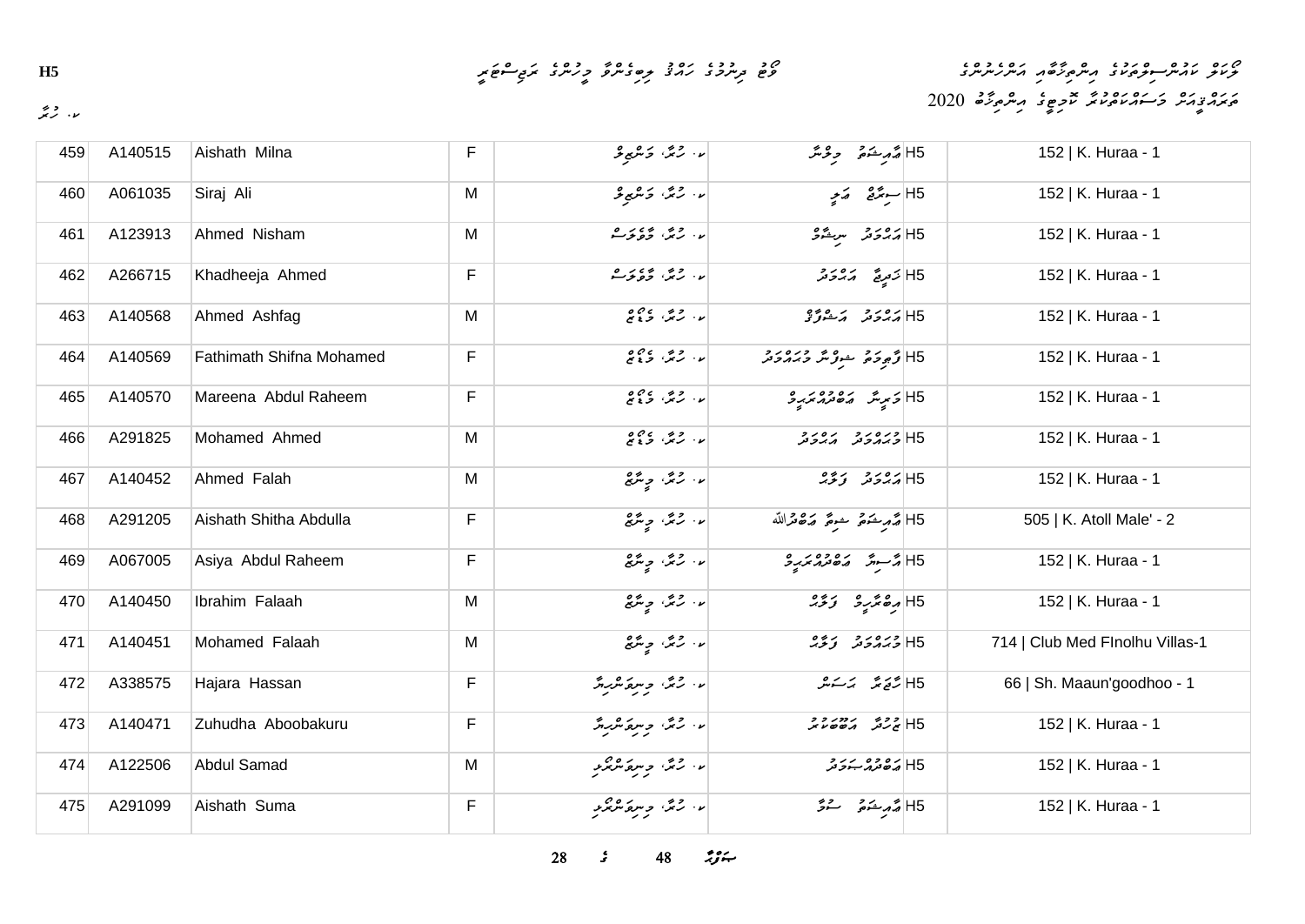| 459 | A140515 | Aishath Milna | F | ކ. ހުރާ، ވަންނީވާ | H5 އައިޝަތު މިލްނާ | 152 \| K. Huraa - 1 |
|---|---|---|---|---|---|---|
| 460 | A061035 | Siraj Ali | M | ކ. ހުރާ، ވަންނީވާ | H5 ސިރާޖު ޢަލީ | 152 \| K. Huraa - 1 |
| 461 | A123913 | Ahmed Nisham | M | ކ. ހުރާ، މާވަހުން | H5 އަހުމަދު ނިޝާމް | 152 \| K. Huraa - 1 |
| 462 | A266715 | Khadheeja Ahmed | F | ކ. ހުރާ، މާވަހުން | H5 ޚަދީޖާ އަހުމަދު | 152 \| K. Huraa - 1 |
| 463 | A140568 | Ahmed Ashfag | M | ކ. ހުރާ، މާގަސް | H5 އަހުމަދު އަޝްފާގު | 152 \| K. Huraa - 1 |
| 464 | A140569 | Fathimath Shifna Mohamed | F | ކ. ހުރާ، މާގަސް | H5 ފާތިމަތު ޝިފްނާ މުޙައްމަދު | 152 \| K. Huraa - 1 |
| 465 | A140570 | Mareena Abdul Raheem | F | ކ. ހުރާ، މާގަސް | H5 މަރީނާ އަބްދުއްރަޙީމް | 152 \| K. Huraa - 1 |
| 466 | A291825 | Mohamed Ahmed | M | ކ. ހުރާ، މާގަސް | H5 މުޙައްމަދު އަހުމަދު | 152 \| K. Huraa - 1 |
| 467 | A140452 | Ahmed Falah | M | ކ. ހުރާ، މިނާޒް | H5 އަހުމަދު ފަލާޙް | 152 \| K. Huraa - 1 |
| 468 | A291205 | Aishath Shitha Abdulla | F | ކ. ހުރާ، މިނާޒް | H5 އައިޝަތު ޝިތާ އަބްދުﷲ | 505 \| K. Atoll Male' - 2 |
| 469 | A067005 | Asiya Abdul Raheem | F | ކ. ހުރާ، މިނާޒް | H5 އާސިޔާ އަބްދުއްރަޙީމް | 152 \| K. Huraa - 1 |
| 470 | A140450 | Ibrahim Falaah | M | ކ. ހުރާ، މިނާޒް | H5 އިބްރާހީމް ފަލާޙް | 152 \| K. Huraa - 1 |
| 471 | A140451 | Mohamed Falaah | M | ކ. ހުރާ، މިނާޒް | H5 މުޙައްމަދު ފަލާޙް | 714 \| Club Med FInolhu Villas-1 |
| 472 | A338575 | Hajara Hassan | F | ކ. ހުރާ، މިނިވަންނިވާ | H5 ހާޖަރާ ޙަސަން | 66 \| Sh. Maaun'goodhoo - 1 |
| 473 | A140471 | Zuhudha Aboobakuru | F | ކ. ހުރާ، މިނިވަންނިވާ | H5 ޒުހުދާ އަބޫބަކުރު | 152 \| K. Huraa - 1 |
| 474 | A122506 | Abdul Samad | M | ކ. ހުރާ، މިނިވަންގެ | H5 އަބްދުއްސަމަދު | 152 \| K. Huraa - 1 |
| 475 | A291099 | Aishath Suma | F | ކ. ހުރާ، މިނިވަންގެ | H5 އައިޝަތު ސުމާ | 152 \| K. Huraa - 1 |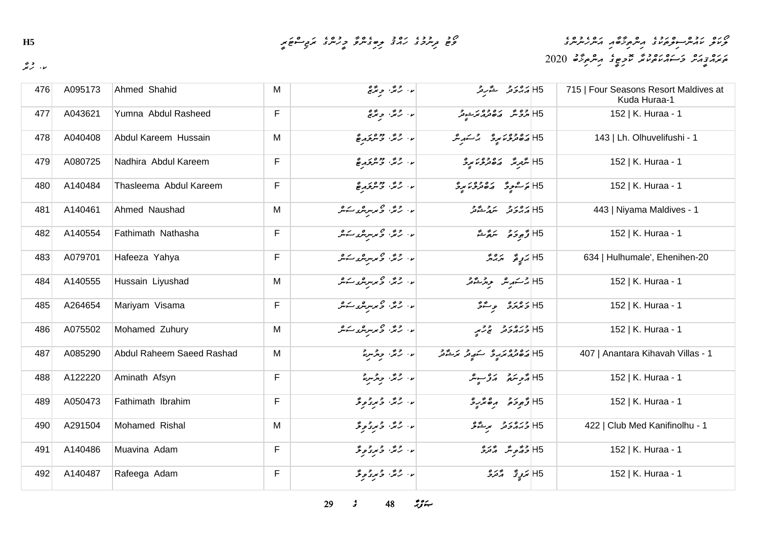| 476 | A095173 | Ahmed Shahid | M | ކ. ހުރާ، މިރާޖް | H5 އަޙްމަދު ޝާހިދު | 715 \| Four Seasons Resort Maldives at Kuda Huraa-1 |
|---|---|---|---|---|---|---|
| 477 | A043621 | Yumna Abdul Rasheed | F | ކ. ހުރާ، މިރާޖް | H5 ޔުމްނާ އަބްދުއްރަޝީދު | 152 \| K. Huraa - 1 |
| 478 | A040408 | Abdul Kareem Hussain | M | ކ. ހުރާ، މޫންލައިޓް | H5 އަބްދުލްކަރީމް ހުސައިން | 143 \| Lh. Olhuvelifushi - 1 |
| 479 | A080725 | Nadhira Abdul Kareem | F | ކ. ހުރާ، މޫންލައިޓް | H5 ނާދިރާ އަބްދުލްކަރީމް | 152 \| K. Huraa - 1 |
| 480 | A140484 | Thasleema Abdul Kareem | F | ކ. ހުރާ، މޫންލައިޓް | H5 ތަސްލީމާ އަބްދުލްކަރީމް | 152 \| K. Huraa - 1 |
| 481 | A140461 | Ahmed Naushad | M | ކ. ހުރާ، މޯނިންގސަން | H5 އަޙްމަދު ނައުޝާދު | 443 \| Niyama Maldives - 1 |
| 482 | A140554 | Fathimath Nathasha | F | ކ. ހުރާ، މޯނިންގސަން | H5 ފާތިމަތު ނަތާޝާ | 152 \| K. Huraa - 1 |
| 483 | A079701 | Hafeeza Yahya | F | ކ. ހުރާ، މޯނިންގސަން | H5 ހަފީޒާ ޔަޙްޔާ | 634 \| Hulhumale', Ehenihen-20 |
| 484 | A140555 | Hussain Liyushad | M | ކ. ހުރާ، މޯނިންގސަން | H5 ހުސައިން ލިޔުޝާދު | 152 \| K. Huraa - 1 |
| 485 | A264654 | Mariyam Visama | F | ކ. ހުރާ، މޯނިންގސަން | H5 މަރިޔަމް ވިސާމާ | 152 \| K. Huraa - 1 |
| 486 | A075502 | Mohamed Zuhury | M | ކ. ހުރާ، މޯނިންގސަން | H5 މުޙައްމަދު ޒުހުރީ | 152 \| K. Huraa - 1 |
| 487 | A085290 | Abdul Raheem Saeed Rashad | M | ކ. ހުރާ، މިޑްނައިޓް | H5 އަބްދުއްރަޙީމް ސައީދު ރަޝާދު | 407 \| Anantara Kihavah Villas - 1 |
| 488 | A122220 | Aminath Afsyn | F | ކ. ހުރާ، މިޑްނައިޓް | H5 އާމިނަތު އަފްސީން | 152 \| K. Huraa - 1 |
| 489 | A050473 | Fathimath Ibrahim | F | ކ. ހުރާ، މުނިމާވިލާ | H5 ފާތިމަތު އިބްރާހީމް | 152 \| K. Huraa - 1 |
| 490 | A291504 | Mohamed Rishal | M | ކ. ހުރާ، މުނިމާވިލާ | H5 މުޙައްމަދު ރިޝާލް | 422 \| Club Med Kanifinolhu - 1 |
| 491 | A140486 | Muavina Adam | F | ކ. ހުރާ، މުނިމާވިލާ | H5 މުޢާވިނާ އާދަމް | 152 \| K. Huraa - 1 |
| 492 | A140487 | Rafeega Adam | F | ކ. ހުރާ، މުނިމާވިލާ | H5 ރަފީގާ އާދަމް | 152 \| K. Huraa - 1 |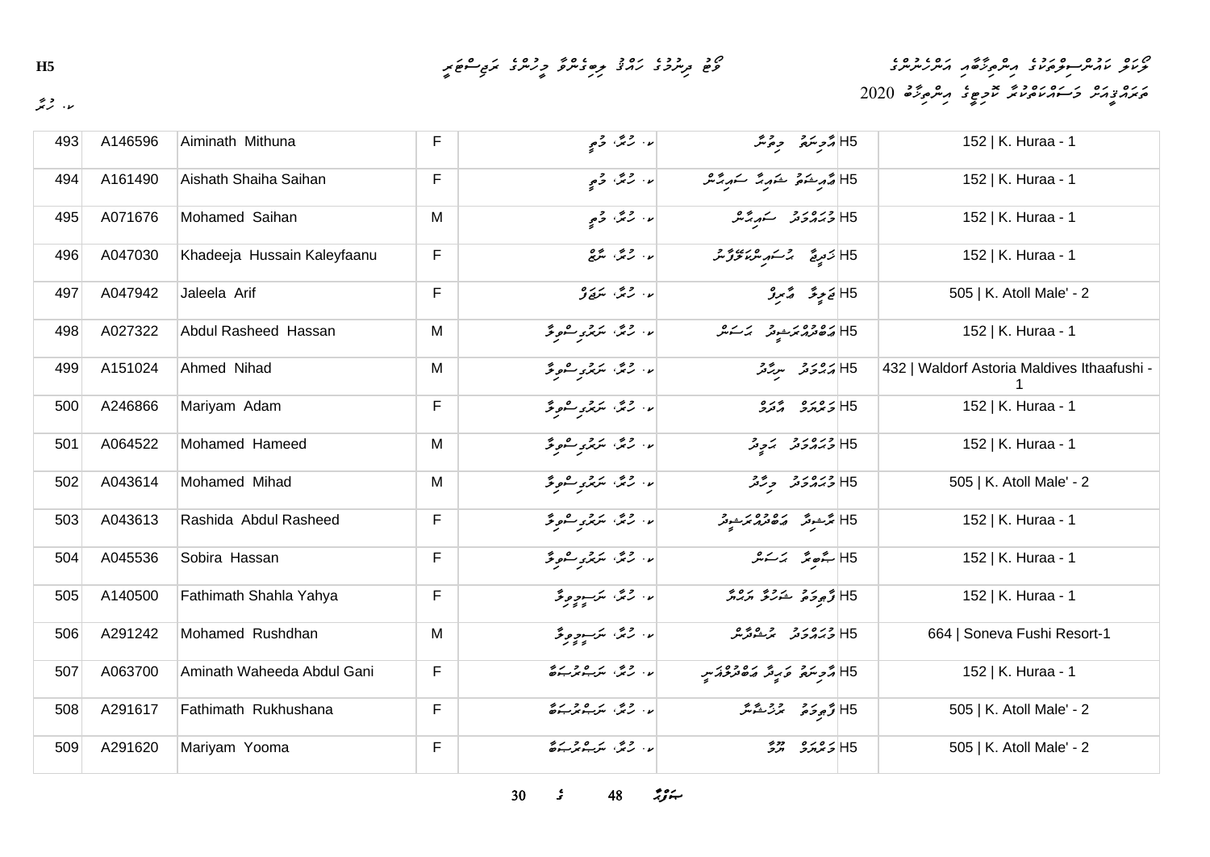| 493 | A146596 | Aiminath Mithuna | F | ،. ހުރާ، މާލު | H5 އާމިނަތު މިތުނާ | 152 \| K. Huraa - 1 |
|---|---|---|---|---|---|---|
| 494 | A161490 | Aishath Shaiha Saihan | F | ،. ހުރާ، މާލު | H5 އާއިޝަތު ޝައިހާ ސައިހާން | 152 \| K. Huraa - 1 |
| 495 | A071676 | Mohamed Saihan | M | ،. ހުރާ، މާލު | H5 މުހައްމަދު ސައިހާން | 152 \| K. Huraa - 1 |
| 496 | A047030 | Khadeeja Hussain Kaleyfaanu | F | ،. ހުރާ، ނާޒު | H5 ހަދީޖާ ހުސައިން ކަލޭފާނު | 152 \| K. Huraa - 1 |
| 497 | A047942 | Jaleela Arif | F | ،. ހުރާ، ނަޖަވު | H5 ޖަލީލާ އާރިފު | 505 \| K. Atoll Male' - 2 |
| 498 | A027322 | Abdul Rasheed Hassan | M | ،. ހުރާ، ނަރުގިސްމާގެ | H5 އަބްދުއްރަޝީދު ހަސަން | 152 \| K. Huraa - 1 |
| 499 | A151024 | Ahmed Nihad | M | ،. ހުރާ، ނަރުގިސްމާގެ | H5 އަހުމަދު ނިހާދު | 432 \| Waldorf Astoria Maldives Ithaafushi - 1 |
| 500 | A246866 | Mariyam Adam | F | ،. ހުރާ، ނަރުގިސްމާގެ | H5 މަރިޔަމް އާދަމް | 152 \| K. Huraa - 1 |
| 501 | A064522 | Mohamed Hameed | M | ،. ހުރާ، ނަރުގިސްމާގެ | H5 މުހައްމަދު ހަމީދު | 152 \| K. Huraa - 1 |
| 502 | A043614 | Mohamed Mihad | M | ،. ހުރާ، ނަރުގިސްމާގެ | H5 މުހައްމަދު މިހާދު | 505 \| K. Atoll Male' - 2 |
| 503 | A043613 | Rashida Abdul Rasheed | F | ،. ހުރާ، ނަރުގިސްމާގެ | H5 ރާޝިދާ އަބްދުއްރަޝީދު | 152 \| K. Huraa - 1 |
| 504 | A045536 | Sobira Hassan | F | ،. ހުރާ، ނަރުގިސްމާގެ | H5 ޞާބިރާ ހަސަން | 152 \| K. Huraa - 1 |
| 505 | A140500 | Fathimath Shahla Yahya | F | ،. ހުރާ، ނަސީމީވިލާ | H5 ފާތިމަތު ޝަހުލާ ޔަޙްޔާ | 152 \| K. Huraa - 1 |
| 506 | A291242 | Mohamed Rushdhan | M | ،. ހުރާ، ނަސީމީވިލާ | H5 މުހައްމަދު ރުޝްދާން | 664 \| Soneva Fushi Resort-1 |
| 507 | A063700 | Aminath Waheeda Abdul Gani | F | ،. ހުރާ، ނަސްރުޖަހާ | H5 އާމިނަތު ވަހީދާ އަބްދުލްޣަނީ | 152 \| K. Huraa - 1 |
| 508 | A291617 | Fathimath Rukhushana | F | ،. ހުރާ، ނަސްރުޖަހާ | H5 ފާތިމަތު ރުޚުޝާނާ | 505 \| K. Atoll Male' - 2 |
| 509 | A291620 | Mariyam Yooma | F | ،. ހުރާ، ނަސްރުޖަހާ | H5 މަރިޔަމް ޔޫމާ | 505 \| K. Atoll Male' - 2 |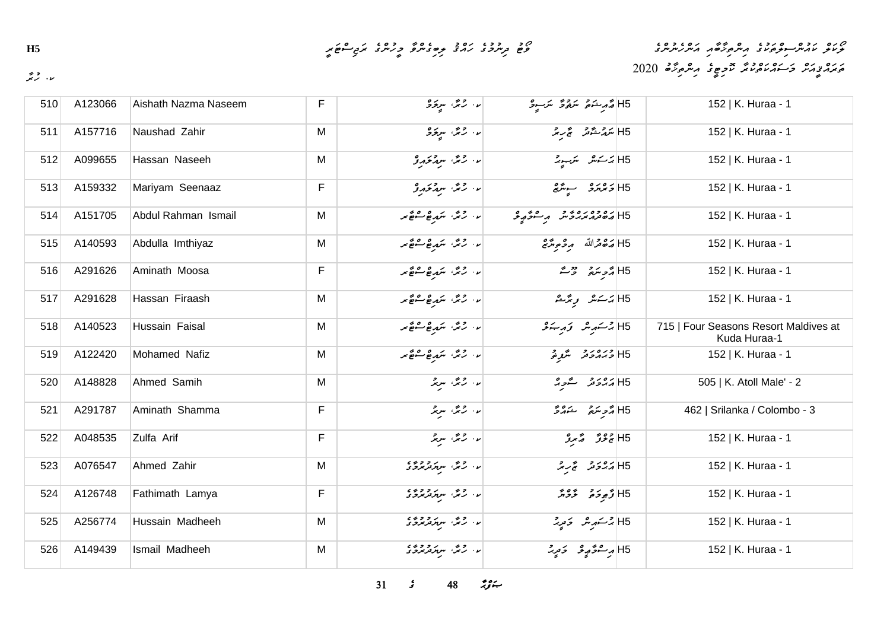| 510 | A123066 | Aishath Nazma Naseem | F | ކ. ހުރާ، ނިޔަމާ | H5 ޢާއިޝަތު ނަޒްމާ ނަސީމް | 152 \| K. Huraa - 1 |
|---|---|---|---|---|---|---|
| 511 | A157716 | Naushad Zahir | M | ކ. ހުރާ، ނިޔަމާ | H5 ނައުޝާދު ޒާހިރު | 152 \| K. Huraa - 1 |
| 512 | A099655 | Hassan Naseeh | M | ކ. ހުރާ، ނިއުމަރިލް | H5 ހަސަން ނަސީހު | 152 \| K. Huraa - 1 |
| 513 | A159332 | Mariyam Seenaaz | F | ކ. ހުރާ، ނިއުމަރިލް | H5 މަރިޔަމް ސީނާޒް | 152 \| K. Huraa - 1 |
| 514 | A151705 | Abdul Rahman Ismail | M | ކ. ހުރާ، ނަރުގިސްބާރު | H5 އަބްދުއްރަޙްމާން އިސްމާއިލް | 152 \| K. Huraa - 1 |
| 515 | A140593 | Abdulla Imthiyaz | M | ކ. ހުރާ، ނަރުގިސްބާރު | H5 އަބްދުﷲ އިމްތިޔާޒް | 152 \| K. Huraa - 1 |
| 516 | A291626 | Aminath Moosa | F | ކ. ހުރާ، ނަރުގިސްބާރު | H5 އާމިނަތު މޫސާ | 152 \| K. Huraa - 1 |
| 517 | A291628 | Hassan Firaash | M | ކ. ހުރާ، ނަރުގިސްބާރު | H5 ހަސަން ފިރާޝް | 152 \| K. Huraa - 1 |
| 518 | A140523 | Hussain Faisal | M | ކ. ހުރާ، ނަރުގިސްބާރު | H5 ހުސައިން ފައިސަލް | 715 \| Four Seasons Resort Maldives at Kuda Huraa-1 |
| 519 | A122420 | Mohamed Nafiz | M | ކ. ހުރާ، ނަރުގިސްބާރު | H5 މުޙައްމަދު ނާފިޒް | 152 \| K. Huraa - 1 |
| 520 | A148828 | Ahmed Samih | M | ކ. ހުރާ، ނިރު | H5 އަޙްމަދު ސާމިހު | 505 \| K. Atoll Male' - 2 |
| 521 | A291787 | Aminath Shamma | F | ކ. ހުރާ، ނިރު | H5 އާމިނަތު ޝައްމާ | 462 \| Srilanka / Colombo - 3 |
| 522 | A048535 | Zulfa Arif | F | ކ. ހުރާ، ނިރު | H5 ޒުލްފާ އާރިފް | 152 \| K. Huraa - 1 |
| 523 | A076547 | Ahmed Zahir | M | ކ. ހުރާ، ނިރަދުރުމާގެ | H5 އަޙްމަދު ޒާހިރު | 152 \| K. Huraa - 1 |
| 524 | A126748 | Fathimath Lamya | F | ކ. ހުރާ، ނިރަދުރުމާގެ | H5 ފާތިމަތު ލާމްޔާ | 152 \| K. Huraa - 1 |
| 525 | A256774 | Hussain Madheeh | M | ކ. ހުރާ، ނިރަދުރުމާގެ | H5 ހުސައިން މަދީހު | 152 \| K. Huraa - 1 |
| 526 | A149439 | Ismail Madheeh | M | ކ. ހުރާ، ނިރަދުރުމާގެ | H5 އިސްމާއިލް މަދީހު | 152 \| K. Huraa - 1 |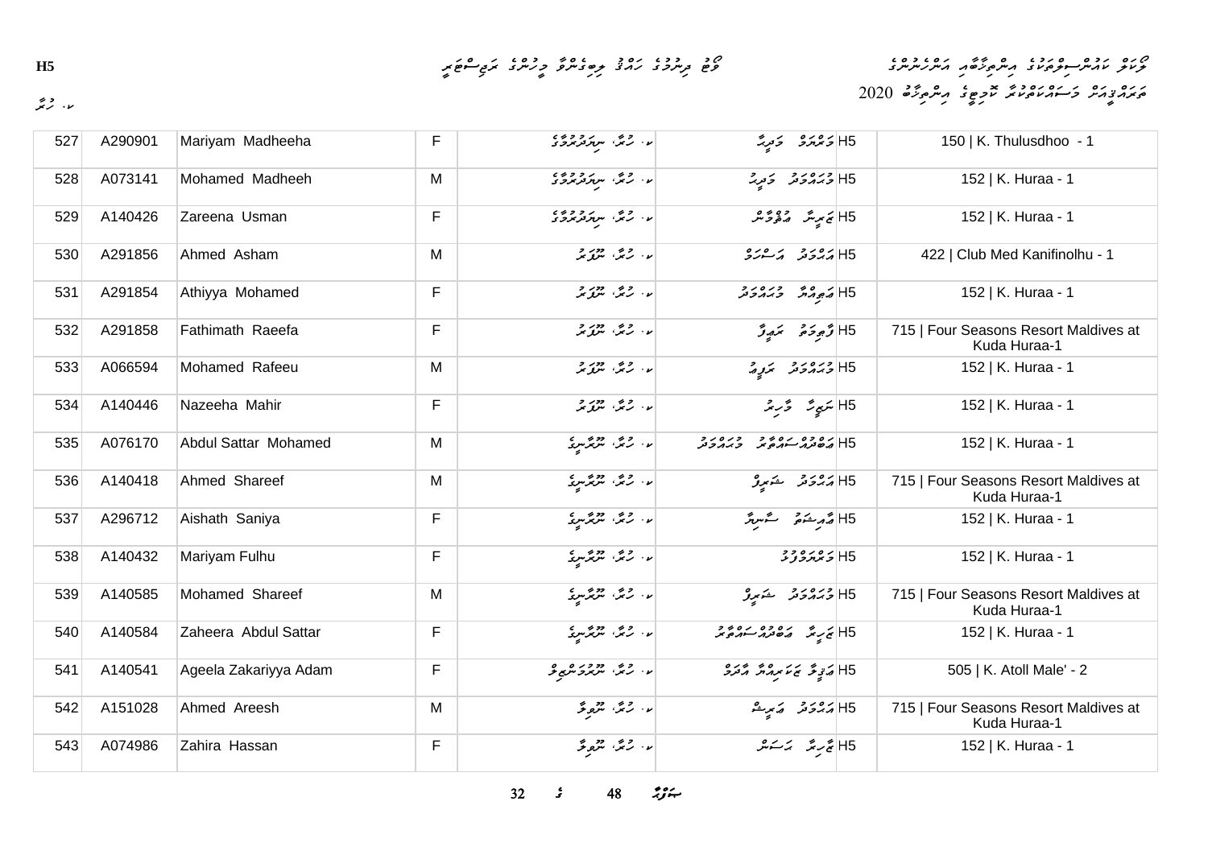| 527 | A290901 | Mariyam Madheeha | F | ޅ. ހުރާ، ނިޔަދުރުގޭ | H5 މަރިޔަމް މަދީޙާ | 150 \| K. Thulusdhoo - 1 |
|---|---|---|---|---|---|---|
| 528 | A073141 | Mohamed Madheeh | M | ޅ. ހުރާ، ނިޔަދުރުގޭ | H5 މުޙައްމަދު މަދީޙު | 152 \| K. Huraa - 1 |
| 529 | A140426 | Zareena Usman | F | ޅ. ހުރާ، ނިޔަދުރުގޭ | H5 ޒަރީނާ އުސްމާން | 152 \| K. Huraa - 1 |
| 530 | A291856 | Ahmed Asham | M | ޅ. ހުރާ، ނޫރަނީ | H5 އަޙްމަދު އަޝްހަމް | 422 \| Club Med Kanifinolhu - 1 |
| 531 | A291854 | Athiyya Mohamed | F | ޅ. ހުރާ، ނޫރަނީ | H5 އަޠިއްޔާ މުޙައްމަދު | 152 \| K. Huraa - 1 |
| 532 | A291858 | Fathimath Raeefa | F | ޅ. ހުރާ، ނޫރަނީ | H5 ފާތިމަތު ރައީފާ | 715 \| Four Seasons Resort Maldives at Kuda Huraa-1 |
| 533 | A066594 | Mohamed Rafeeu | M | ޅ. ހުރާ، ނޫރަނީ | H5 މުޙައްމަދު ރަފީޢު | 152 \| K. Huraa - 1 |
| 534 | A140446 | Nazeeha Mahir | F | ޅ. ހުރާ، ނޫރަނީ | H5 ނަޒީހާ މާހިރު | 152 \| K. Huraa - 1 |
| 535 | A076170 | Abdul Sattar Mohamed | M | ޅ. ހުރާ، ނޫރާނީގެ | H5 އަބްދުލްސައްތާރު މުޙައްމަދު | 152 \| K. Huraa - 1 |
| 536 | A140418 | Ahmed Shareef | M | ޅ. ހުރާ، ނޫރާނީގެ | H5 އަޙްމަދު ޝަރީފު | 715 \| Four Seasons Resort Maldives at Kuda Huraa-1 |
| 537 | A296712 | Aishath Saniya | F | ޅ. ހުރާ، ނޫރާނީގެ | H5 އާއިޝަތު ސާނިޔާ | 152 \| K. Huraa - 1 |
| 538 | A140432 | Mariyam Fulhu | F | ޅ. ހުރާ، ނޫރާނީގެ | H5 މަރިޔަމްފުޅު | 152 \| K. Huraa - 1 |
| 539 | A140585 | Mohamed Shareef | M | ޅ. ހުރާ، ނޫރާނީގެ | H5 މުޙައްމަދު ޝަރީފު | 715 \| Four Seasons Resort Maldives at Kuda Huraa-1 |
| 540 | A140584 | Zaheera Abdul Sattar | F | ޅ. ހުރާ، ނޫރާނީގެ | H5 ޒަހީރާ އަބްދުލްސައްތާރު | 152 \| K. Huraa - 1 |
| 541 | A140541 | Ageela Zakariyya Adam | F | ޅ. ހުރާ، ނޫރުމަންޒިލް | H5 އަޤީލާ ޒަކަރިއްޔާ އާދަމް | 505 \| K. Atoll Male' - 2 |
| 542 | A151028 | Ahmed Areesh | M | ޅ. ހުރާ، ނޫލިވާ | H5 އަޙްމަދު އަރީޝް | 715 \| Four Seasons Resort Maldives at Kuda Huraa-1 |
| 543 | A074986 | Zahira Hassan | F | ޅ. ހުރާ، ނޫލިވާ | H5 ޒާހިރާ ހަސަން | 152 \| K. Huraa - 1 |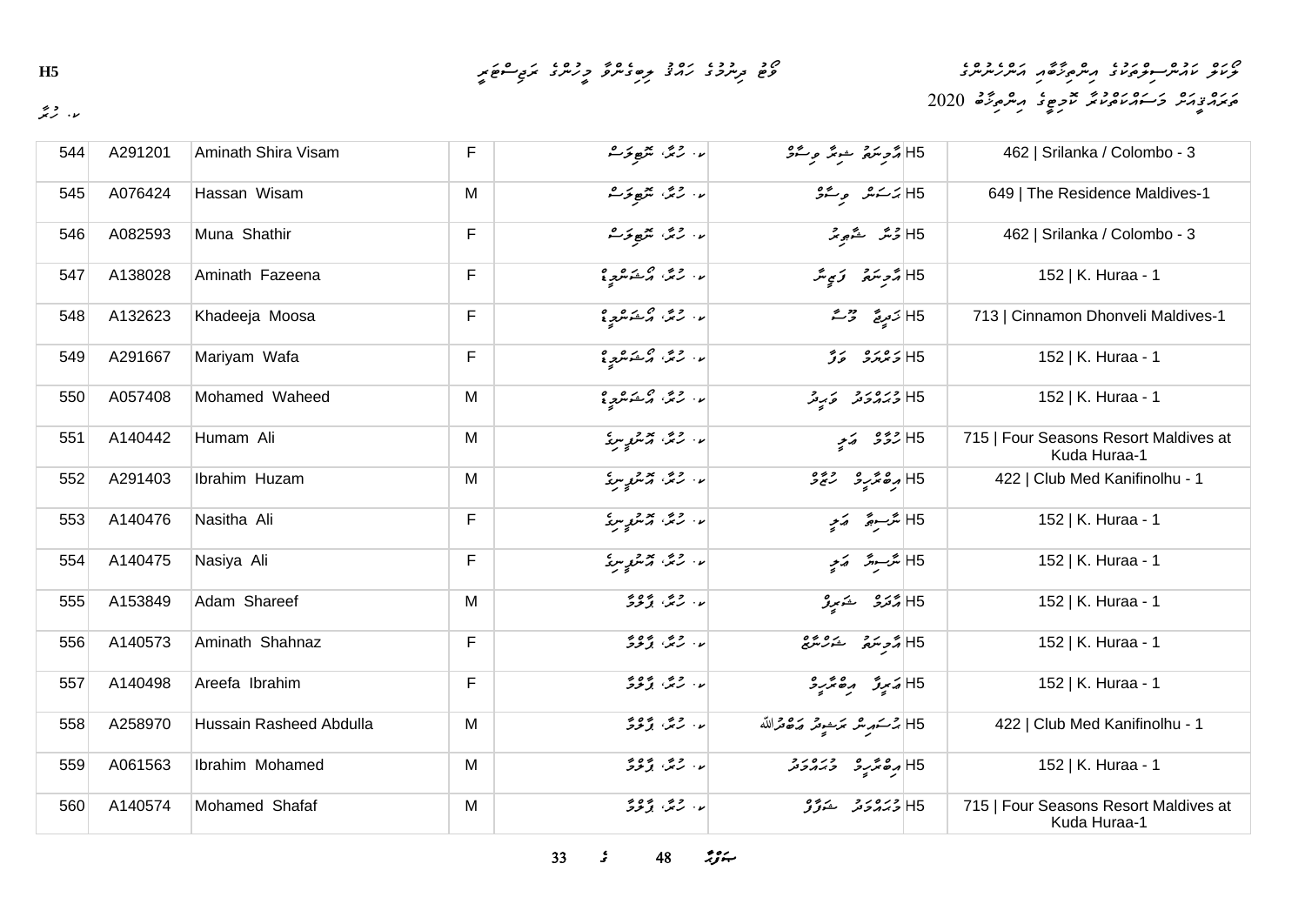| 544 | A291201 | Aminath Shira Visam | F | ކ. ހުރާ، ނޫރުވަސް | H5 އާމިނަތު ޝިރާ ވިސާމް | 462 \| Srilanka / Colombo - 3 |
|---|---|---|---|---|---|---|
| 545 | A076424 | Hassan Wisam | M | ކ. ހުރާ، ނޫރުވަސް | H5 ހަސަން ވިސާމް | 649 \| The Residence Maldives-1 |
| 546 | A082593 | Muna Shathir | F | ކ. ހުރާ، ނޫރުވަސް | H5 މުނާ ޝާތިރު | 462 \| Srilanka / Colombo - 3 |
| 547 | A138028 | Aminath Fazeena | F | ކ. ހުރާ، އޮރެންޖުވިލާ | H5 އާމިނަތު ފަޒީނާ | 152 \| K. Huraa - 1 |
| 548 | A132623 | Khadeeja Moosa | F | ކ. ހުރާ، އޮރެންޖުވިލާ | H5 ޚަދީޖާ މޫސާ | 713 \| Cinnamon Dhonveli Maldives-1 |
| 549 | A291667 | Mariyam Wafa | F | ކ. ހުރާ، އޮރެންޖުވިލާ | H5 މަރިޔަމް ވަފާ | 152 \| K. Huraa - 1 |
| 550 | A057408 | Mohamed Waheed | M | ކ. ހުރާ، އޮރެންޖުވިލާ | H5 މުޙައްމަދު ވަޙީދު | 152 \| K. Huraa - 1 |
| 551 | A140442 | Humam Ali | M | ކ. ހުރާ، އަސްރީފިނިގެ | H5 ހުމާމް ޢަލީ | 715 \| Four Seasons Resort Maldives at Kuda Huraa-1 |
| 552 | A291403 | Ibrahim Huzam | M | ކ. ހުރާ، އަސްރީފިނިގެ | H5 އިބްރާހީމް ހުޒާމް | 422 \| Club Med Kanifinolhu - 1 |
| 553 | A140476 | Nasitha Ali | F | ކ. ހުރާ، އަސްރީފިނިގެ | H5 ނާސިތާ ޢަލީ | 152 \| K. Huraa - 1 |
| 554 | A140475 | Nasiya Ali | F | ކ. ހުރާ، އަސްރީފިނިގެ | H5 ނާސިޔާ ޢަލީ | 152 \| K. Huraa - 1 |
| 555 | A153849 | Adam Shareef | M | ކ. ހުރާ، ފޮޅާ | H5 އާދަމް ޝަރީފު | 152 \| K. Huraa - 1 |
| 556 | A140573 | Aminath Shahnaz | F | ކ. ހުރާ، ފޮޅާ | H5 އާމިނަތު ޝަހުނާޒް | 152 \| K. Huraa - 1 |
| 557 | A140498 | Areefa Ibrahim | F | ކ. ހުރާ، ފޮޅާ | H5 އަރީފާ އިބްރާހީމް | 152 \| K. Huraa - 1 |
| 558 | A258970 | Hussain Rasheed Abdulla | M | ކ. ހުރާ، ފޮޅާ | H5 ޙުސައިން ރަޝީދު ޢަބްދުﷲ | 422 \| Club Med Kanifinolhu - 1 |
| 559 | A061563 | Ibrahim Mohamed | M | ކ. ހުރާ، ފޮޅާ | H5 އިބްރާހީމް މުޙައްމަދު | 152 \| K. Huraa - 1 |
| 560 | A140574 | Mohamed Shafaf | M | ކ. ހުރާ، ފޮޅާ | H5 މުޙައްމަދު ޝަފާފް | 715 \| Four Seasons Resort Maldives at Kuda Huraa-1 |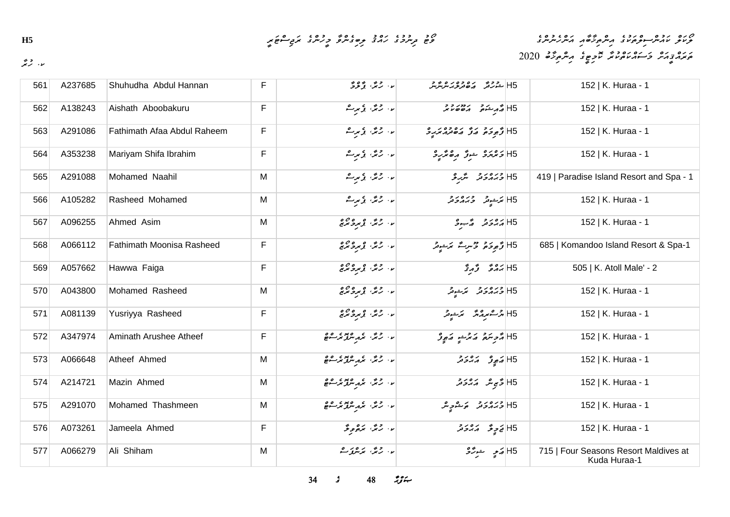| 561 | A237685 | Shuhudha Abdul Hannan | F | ކ. ހުރާ، ފާވާމާ | H5 ޝުހުދާ ޢަބްދުލްޙަންނާން | 152 \| K. Huraa - 1 |
|---|---|---|---|---|---|---|
| 562 | A138243 | Aishath Aboobakuru | F | ކ. ހުރާ، ފެހިރޯސް | H5 ޢާއިޝަތު ޢަބޫބަކުރު | 152 \| K. Huraa - 1 |
| 563 | A291086 | Fathimath Afaa Abdul Raheem | F | ކ. ހުރާ، ފެހިރޯސް | H5 ފާތިމަތު އަފާ ޢަބްދުއްރަޙީމް | 152 \| K. Huraa - 1 |
| 564 | A353238 | Mariyam Shifa Ibrahim | F | ކ. ހުރާ، ފެހިރޯސް | H5 މަރިޔަމް ޝިފާ އިބްރާހިމް | 152 \| K. Huraa - 1 |
| 565 | A291088 | Mohamed Naahil | M | ކ. ހުރާ، ފެހިރޯސް | H5 މުޙައްމަދު ނާހިލް | 419 \| Paradise Island Resort and Spa - 1 |
| 566 | A105282 | Rasheed Mohamed | M | ކ. ހުރާ، ފެހިރޯސް | H5 ރަޝީދު މުޙައްމަދު | 152 \| K. Huraa - 1 |
| 567 | A096255 | Ahmed Asim | M | ކ. ހުރާ، ފެހިރުވެރިގެ | H5 އަޙްމަދު އާސިމް | 152 \| K. Huraa - 1 |
| 568 | A066112 | Fathimath Moonisa Rasheed | F | ކ. ހުރާ، ފެހިރުވެރިގެ | H5 ފާތިމަތު މޫނިސާ ރަޝީދު | 685 \| Komandoo Island Resort & Spa-1 |
| 569 | A057662 | Hawwa Faiga | F | ކ. ހުރާ، ފެހިރުވެރިގެ | H5 ހައްވާ ފާއިގާ | 505 \| K. Atoll Male' - 2 |
| 570 | A043800 | Mohamed Rasheed | M | ކ. ހުރާ، ފެހިރުވެރިގެ | H5 މުޙައްމަދު ރަޝީދު | 152 \| K. Huraa - 1 |
| 571 | A081139 | Yusriyya Rasheed | F | ކ. ހުރާ، ފެހިރުވެރިގެ | H5 ޔުސްރިއްޔާ ރަޝީދު | 152 \| K. Huraa - 1 |
| 572 | A347974 | Aminath Arushee Atheef | F | ކ. ހުރާ، ރައިންބޯރސްޓް | H5 އާމިނަތު އަރުޝީ އަތީފް | 152 \| K. Huraa - 1 |
| 573 | A066648 | Atheef Ahmed | M | ކ. ހުރާ، ރައިންބޯރސްޓް | H5 އަތީފް އަޙްމަދު | 152 \| K. Huraa - 1 |
| 574 | A214721 | Mazin Ahmed | M | ކ. ހުރާ، ރައިންބޯރސްޓް | H5 މާޒިން އަޙްމަދު | 152 \| K. Huraa - 1 |
| 575 | A291070 | Mohamed Thashmeen | M | ކ. ހުރާ، ރައިންބޯރސްޓް | H5 މުޙައްމަދު ތަޝްމީން | 152 \| K. Huraa - 1 |
| 576 | A073261 | Jameela Ahmed | F | ކ. ހުރާ، ރަތްވިލާ | H5 ޖަމީލާ އަޙްމަދު | 152 \| K. Huraa - 1 |
| 577 | A066279 | Ali Shiham | M | ކ. ހުރާ، ރަންވަސް | H5 ޢަލީ ޝިހާމް | 715 \| Four Seasons Resort Maldives at Kuda Huraa-1 |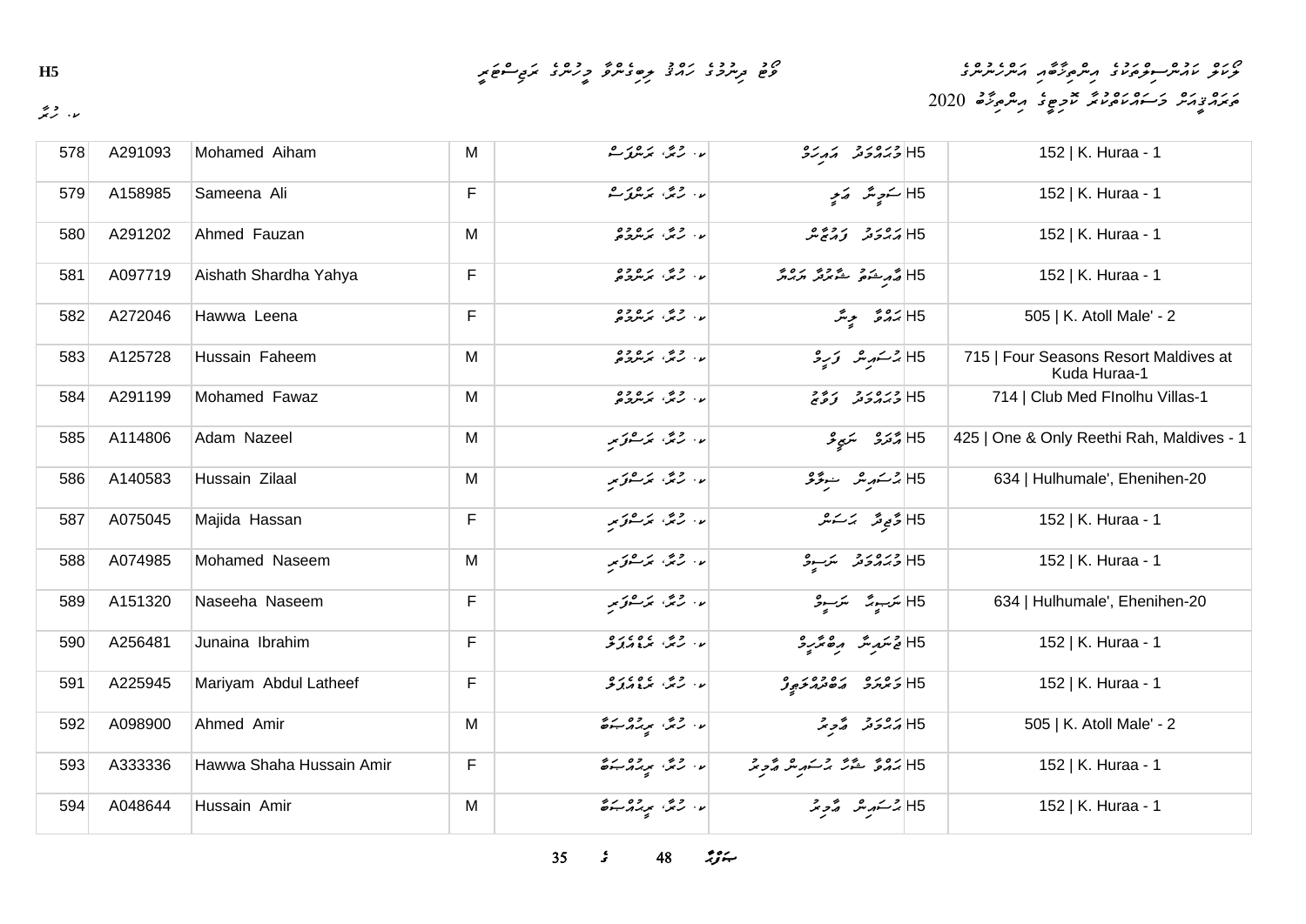| 578 | A291093 | Mohamed Aiham | M | ކ. ހުރާ، ރަންދެސް | H5 މުހައްމަދު އައިހަމް | 152 \| K. Huraa - 1 |
|---|---|---|---|---|---|---|
| 579 | A158985 | Sameena Ali | F | ކ. ހުރާ، ރަންދެސް | H5 ސަމީނާ އަލީ | 152 \| K. Huraa - 1 |
| 580 | A291202 | Ahmed Fauzan | M | ކ. ހުރާ، ރަންމަލް | H5 އަހުމަދު ފައުޒާން | 152 \| K. Huraa - 1 |
| 581 | A097719 | Aishath Shardha Yahya | F | ކ. ހުރާ، ރަންމަލް | H5 އާއިޝަތު ޝަރުދާ ޔަޙްޔާ | 152 \| K. Huraa - 1 |
| 582 | A272046 | Hawwa Leena | F | ކ. ހުރާ، ރަންމަލް | H5 ހައްވާ ލީނާ | 505 \| K. Atoll Male' - 2 |
| 583 | A125728 | Hussain Faheem | M | ކ. ހުރާ، ރަންމަލް | H5 ހުސައިން ފަހީމް | 715 \| Four Seasons Resort Maldives at Kuda Huraa-1 |
| 584 | A291199 | Mohamed Fawaz | M | ކ. ހުރާ، ރަންމަލް | H5 މުހައްމަދު ފަވާޒު | 714 \| Club Med FInolhu Villas-1 |
| 585 | A114806 | Adam Nazeel | M | ކ. ހުރާ، ރަސްފަނު | H5 އާދަމް ނަޒީލް | 425 \| One & Only Reethi Rah, Maldives - 1 |
| 586 | A140583 | Hussain Zilaal | M | ކ. ހުރާ، ރަސްފަނު | H5 ހުސައިން ޒިލާލް | 634 \| Hulhumale', Ehenihen-20 |
| 587 | A075045 | Majida Hassan | F | ކ. ހުރާ، ރަސްފަނު | H5 މާޖިދާ ހަސަން | 152 \| K. Huraa - 1 |
| 588 | A074985 | Mohamed Naseem | M | ކ. ހުރާ، ރަސްފަނު | H5 މުހައްމަދު ނަސީމް | 152 \| K. Huraa - 1 |
| 589 | A151320 | Naseeha Naseem | F | ކ. ހުރާ، ރަސްފަނު | H5 ނަސީހާ ނަސީމް | 634 \| Hulhumale', Ehenihen-20 |
| 590 | A256481 | Junaina Ibrahim | F | ކ. ހުރާ، ރޯޒްއަރަލް | H5 ޖުނައިނާ އިބްރާހިމް | 152 \| K. Huraa - 1 |
| 591 | A225945 | Mariyam Abdul Latheef | F | ކ. ހުރާ، ރޯޒްއަރަލް | H5 މަރިޔަމް އަބްދުއްލަޠީފު | 152 \| K. Huraa - 1 |
| 592 | A098900 | Ahmed Amir | M | ކ. ހުރާ، ނިރުއްސަބާ | H5 އަހުމަދު އާމިރު | 505 \| K. Atoll Male' - 2 |
| 593 | A333336 | Hawwa Shaha Hussain Amir | F | ކ. ހުރާ، ނިރުއްސަބާ | H5 ހައްވާ ޝަހާ ހުސައިން އާމިރު | 152 \| K. Huraa - 1 |
| 594 | A048644 | Hussain Amir | M | ކ. ހުރާ، ނިރުއްސަބާ | H5 ހުސައިން އާމިރު | 152 \| K. Huraa - 1 |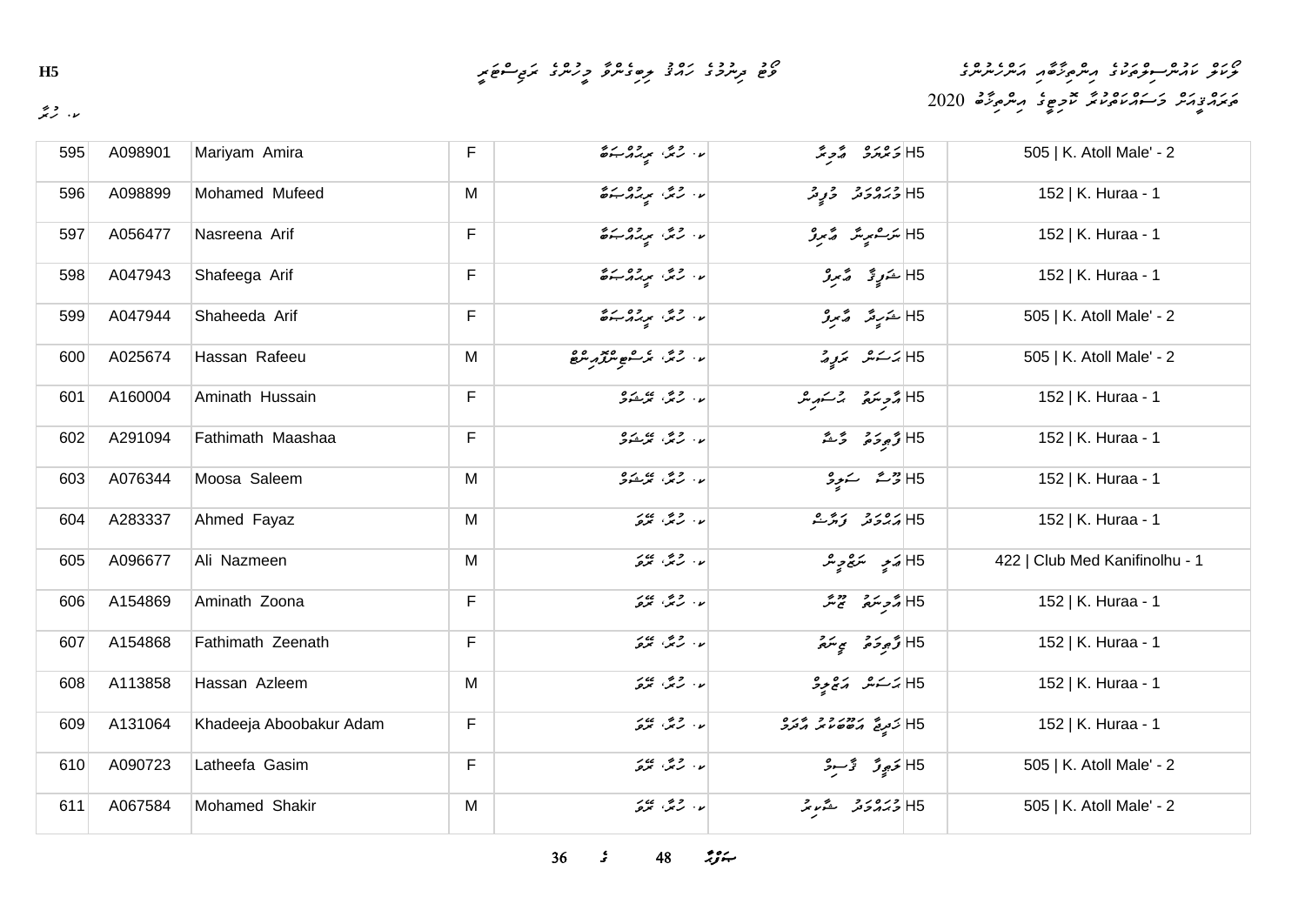| 595 | A098901 | Mariyam Amira | F | ކ. ހުރާ، ރިލެކްސޭޝަން | H5 | މަރިޔަމް އާމިރާ | 505 \| K. Atoll Male' - 2 |
|---|---|---|---|---|---|---|---|
| 596 | A098899 | Mohamed Mufeed | M | ކ. ހުރާ، ރިލެކްސޭޝަން | H5 | މުޙައްމަދު މުފީދު | 152 \| K. Huraa - 1 |
| 597 | A056477 | Nasreena Arif | F | ކ. ހުރާ، ރިލެކްސޭޝަން | H5 | ނަސްރީނާ އާރިފު | 152 \| K. Huraa - 1 |
| 598 | A047943 | Shafeega Arif | F | ކ. ހުރާ، ރިލެކްސޭޝަން | H5 | ޝަފީޤާ އާރިފު | 152 \| K. Huraa - 1 |
| 599 | A047944 | Shaheeda Arif | F | ކ. ހުރާ، ރިލެކްސޭޝަން | H5 | ޝަހީދާ އާރިފު | 505 \| K. Atoll Male' - 2 |
| 600 | A025674 | Hassan Rafeeu | M | ކ. ހުރާ، ރޯސްބްލޫމްވިލާ | H5 | ހަސަން ރަފީޢު | 505 \| K. Atoll Male' - 2 |
| 601 | A160004 | Aminath Hussain | F | ކ. ހުރާ، ރޯޝަނީ | H5 | އާމިނަތު ހުސައިން | 152 \| K. Huraa - 1 |
| 602 | A291094 | Fathimath Maashaa | F | ކ. ހުރާ، ރޯޝަނީ | H5 | ފާތިމަތު މާޝާ | 152 \| K. Huraa - 1 |
| 603 | A076344 | Moosa Saleem | M | ކ. ހުރާ، ރޯޝަނީ | H5 | މޫސާ ސަލީމް | 152 \| K. Huraa - 1 |
| 604 | A283337 | Ahmed Fayaz | M | ކ. ހުރާ، ރޯޒާ | H5 | އަޙްމަދު ފައްޔާޟް | 152 \| K. Huraa - 1 |
| 605 | A096677 | Ali Nazmeen | M | ކ. ހުރާ، ރޯޒާ | H5 | އަލި ނަޒްމީން | 422 \| Club Med Kanifinolhu - 1 |
| 606 | A154869 | Aminath Zoona | F | ކ. ހުރާ، ރޯޒާ | H5 | އާމިނަތު ޒޫނާ | 152 \| K. Huraa - 1 |
| 607 | A154868 | Fathimath Zeenath | F | ކ. ހުރާ، ރޯޒާ | H5 | ފާތިމަތު ޒީނަތު | 152 \| K. Huraa - 1 |
| 608 | A113858 | Hassan Azleem | M | ކ. ހުރާ، ރޯޒާ | H5 | ހަސަން އަޒްލީމް | 152 \| K. Huraa - 1 |
| 609 | A131064 | Khadeeja Aboobakur Adam | F | ކ. ހުރާ، ރޯޒާ | H5 | ޚަދީޖާ އަބޫބަކުރު އާދަމް | 152 \| K. Huraa - 1 |
| 610 | A090723 | Latheefa Gasim | F | ކ. ހުރާ، ރޯޒާ | H5 | ލަތީފާ ޤާސިމް | 505 \| K. Atoll Male' - 2 |
| 611 | A067584 | Mohamed Shakir | M | ކ. ހުރާ، ރޯޒާ | H5 | މުޙައްމަދު ޝާކިރު | 505 \| K. Atoll Male' - 2 |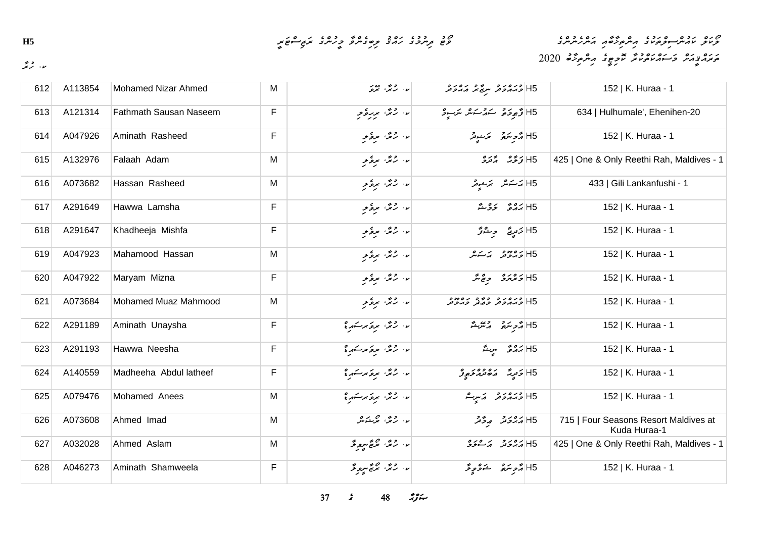| 612 | A113854 | Mohamed Nizar Ahmed | M | ކ. ހުރާ، ރޯޒާ | H5 މުހައްމަދު ނިޒާރު އަހުމަދު | 152 \| K. Huraa - 1 |
|---|---|---|---|---|---|---|
| 613 | A121314 | Fathmath Sausan Naseem | F | ކ. ހުރާ، ނިރިޔާވި | H5 ފާތިމަތު ސައުސަން ނަސީމް | 634 \| Hulhumale', Ehenihen-20 |
| 614 | A047926 | Aminath Rasheed | F | ކ. ހުރާ، ރިވާލި | H5 އާމިނަތު ރަޝީދު | 152 \| K. Huraa - 1 |
| 615 | A132976 | Falaah Adam | M | ކ. ހުރާ، ރިވާލި | H5 ފަލާޙް އާދަމް | 425 \| One & Only Reethi Rah, Maldives - 1 |
| 616 | A073682 | Hassan Rasheed | M | ކ. ހުރާ، ރިވާލި | H5 ހަސަން ރަޝީދު | 433 \| Gili Lankanfushi - 1 |
| 617 | A291649 | Hawwa Lamsha | F | ކ. ހުރާ، ރިވާލި | H5 ހައްވާ ލަމްޝާ | 152 \| K. Huraa - 1 |
| 618 | A291647 | Khadheeja Mishfa | F | ކ. ހުރާ، ރިވާލި | H5 ޚަދީޖާ މިޝްފާ | 152 \| K. Huraa - 1 |
| 619 | A047923 | Mahamood Hassan | M | ކ. ހުރާ، ރިވާލި | H5 މަހުމޫދު ހަސަން | 152 \| K. Huraa - 1 |
| 620 | A047922 | Maryam Mizna | F | ކ. ހުރާ، ރިވާލި | H5 މަރިޔަމް މިޒްނާ | 152 \| K. Huraa - 1 |
| 621 | A073684 | Mohamed Muaz Mahmood | M | ކ. ހުރާ، ރިވާލި | H5 މުހައްމަދު މުޢާޒު މަހްމޫދު | 152 \| K. Huraa - 1 |
| 622 | A291189 | Aminath Unaysha | F | ކ. ހުރާ، ރިވަރސައިޑް | H5 އާމިނަތު އުނައިޝާ | 152 \| K. Huraa - 1 |
| 623 | A291193 | Hawwa Neesha | F | ކ. ހުރާ، ރިވަރސައިޑް | H5 ހައްވާ ނީޝާ | 152 \| K. Huraa - 1 |
| 624 | A140559 | Madheeha Abdul latheef | F | ކ. ހުރާ، ރިވަރސައިޑް | H5 މަދީހާ އަބްދުލްލަޠީފް | 152 \| K. Huraa - 1 |
| 625 | A079476 | Mohamed Anees | M | ކ. ހުރާ، ރިވަރސައިޑް | H5 މުހައްމަދު އަނީސް | 152 \| K. Huraa - 1 |
| 626 | A073608 | Ahmed Imad | M | ކ. ހުރާ، ރޯޝަން | H5 އަހުމަދު އިމާދު | 715 \| Four Seasons Resort Maldives at Kuda Huraa-1 |
| 627 | A032028 | Ahmed Aslam | M | ކ. ހުރާ، ރޯޒްނިވާ | H5 އަހުމަދު އަސްލަމް | 425 \| One & Only Reethi Rah, Maldives - 1 |
| 628 | A046273 | Aminath Shamweela | F | ކ. ހުރާ، ރޯޒްނިވާ | H5 އާމިނަތު ޝަމްވީލާ | 152 \| K. Huraa - 1 |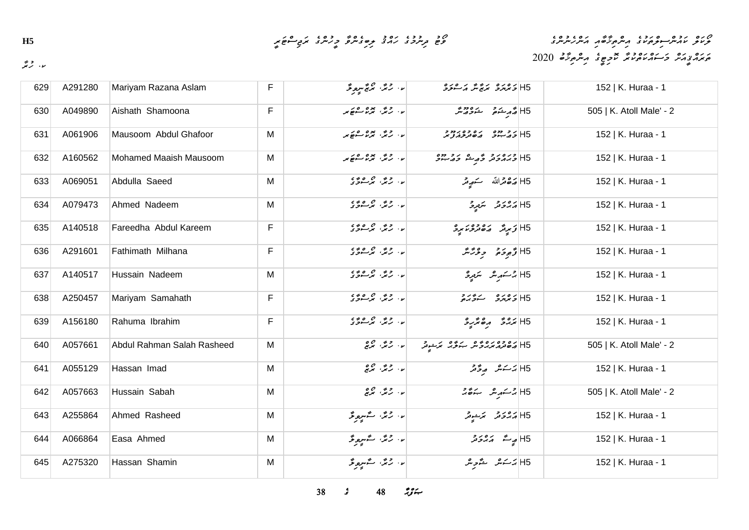| 629 | A291280 | Mariyam Razana Aslam | F | ކ. ހުރާ، ރޯޒްނިވާ | H5 މަރިޔަމް ރަޒާނާ އަސްލަމް | 152 \| K. Huraa - 1 |
|---|---|---|---|---|---|---|
| 630 | A049890 | Aishath Shamoona | F | ކ. ހުރާ، ރޯދަސްބަރ | H5 އާއިޝަތު ޝަމޫނާ | 505 \| K. Atoll Male' - 2 |
| 631 | A061906 | Mausoom Abdul Ghafoor | M | ކ. ހުރާ، ރޯދަސްބަރ | H5 މައުސޫމް އަބްދުލްޣަފޫރު | 152 \| K. Huraa - 1 |
| 632 | A160562 | Mohamed Maaish Mausoom | M | ކ. ހުރާ، ރޯދަސްބަރ | H5 މުޙައްމަދު މާއިޝް މައުސޫމް | 152 \| K. Huraa - 1 |
| 633 | A069051 | Abdulla Saeed | M | ކ. ހުރާ، ރޯސްވާގެ | H5 އަބްދުﷲ ސަޢީދު | 152 \| K. Huraa - 1 |
| 634 | A079473 | Ahmed Nadeem | M | ކ. ހުރާ، ރޯސްވާގެ | H5 އަޙްމަދު ނަދީމް | 152 \| K. Huraa - 1 |
| 635 | A140518 | Fareedha Abdul Kareem | F | ކ. ހުރާ، ރޯސްވާގެ | H5 ފަރީދާ އަބްދުލްކަރީމް | 152 \| K. Huraa - 1 |
| 636 | A291601 | Fathimath Milhana | F | ކ. ހުރާ، ރޯސްވާގެ | H5 ފާތިމަތު މިލްހާނާ | 152 \| K. Huraa - 1 |
| 637 | A140517 | Hussain Nadeem | M | ކ. ހުރާ، ރޯސްވާގެ | H5 ހުސައިން ނަދީމް | 152 \| K. Huraa - 1 |
| 638 | A250457 | Mariyam Samahath | F | ކ. ހުރާ، ރޯސްވާގެ | H5 މަރިޔަމް ސަމާހަތު | 152 \| K. Huraa - 1 |
| 639 | A156180 | Rahuma Ibrahim | F | ކ. ހުރާ، ރޯސްވާގެ | H5 ރަހުމާ އިބްރާހިމް | 152 \| K. Huraa - 1 |
| 640 | A057661 | Abdul Rahman Salah Rasheed | M | ކ. ހުރާ، ރޯޒް | H5 އަބްދުއްރަޙްމާން ސަލާހް ރަޝީދު | 505 \| K. Atoll Male' - 2 |
| 641 | A055129 | Hassan Imad | M | ކ. ހުރާ، ރޯޒް | H5 ހަސަން އިމާދު | 152 \| K. Huraa - 1 |
| 642 | A057663 | Hussain Sabah | M | ކ. ހުރާ، ރޯޒް | H5 ހުސައިން ސަބާހް | 505 \| K. Atoll Male' - 2 |
| 643 | A255864 | Ahmed Rasheed | M | ކ. ހުރާ، ސާނިވާ | H5 އަޙްމަދު ރަޝީދު | 152 \| K. Huraa - 1 |
| 644 | A066864 | Easa Ahmed | M | ކ. ހުރާ، ސާނިވާ | H5 ޢީސާ އަޙްމަދު | 152 \| K. Huraa - 1 |
| 645 | A275320 | Hassan Shamin | M | ކ. ހުރާ، ސާނިވާ | H5 ހަސަން ޝާމިން | 152 \| K. Huraa - 1 |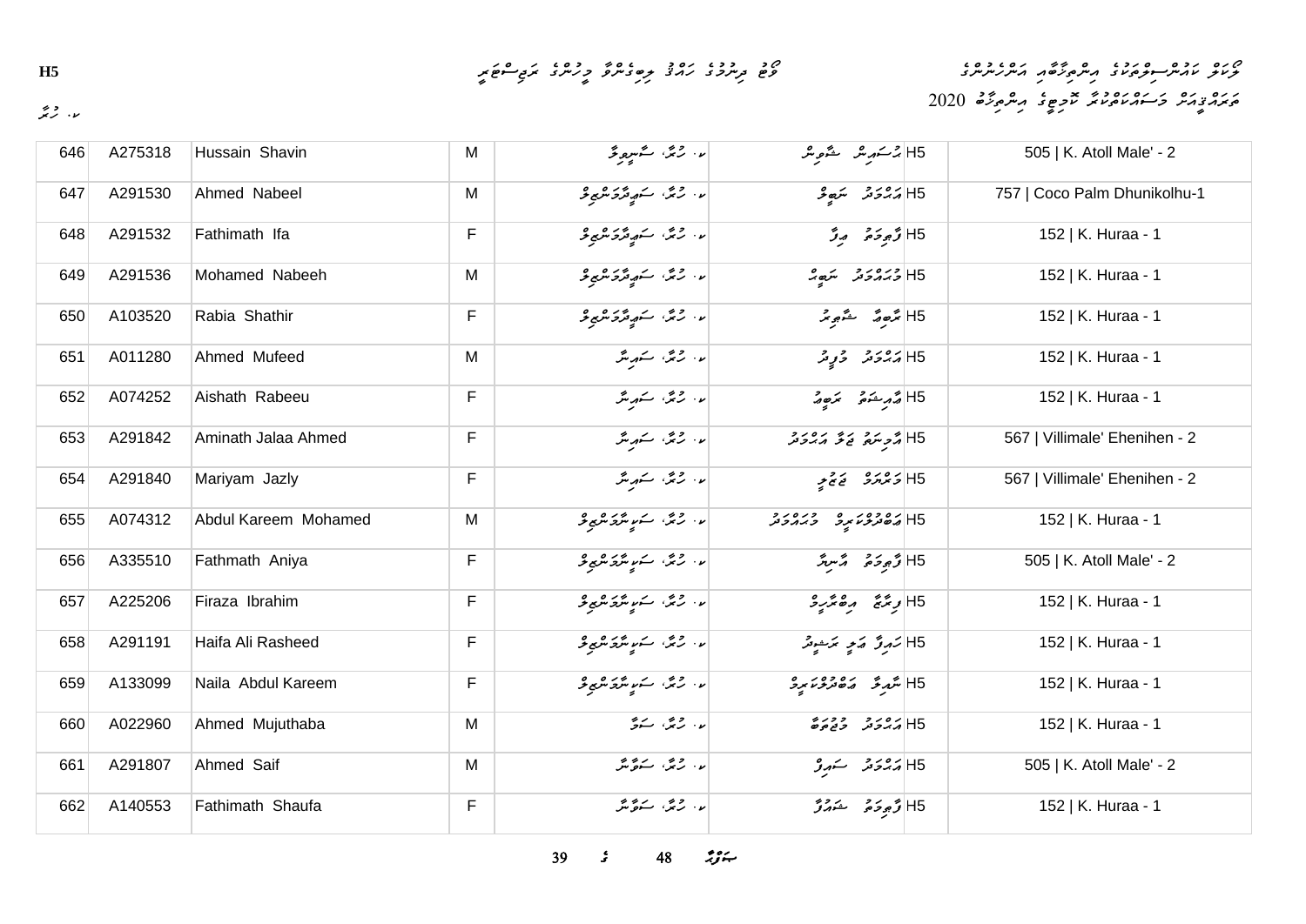| 646 | A275318 | Hussain Shavin | M | ރ. ހުރާ، ސާނިތުމާ | H5 ޙުސައިން ޝާވިން | 505 \| K. Atoll Male' - 2 |
|---|---|---|---|---|---|---|
| 647 | A291530 | Ahmed Nabeel | M | ރ. ހުރާ، ސަތިފްރާންޖީވް | H5 އަޙްމަދު ނަބީލް | 757 \| Coco Palm Dhunikolhu-1 |
| 648 | A291532 | Fathimath Ifa | F | ރ. ހުރާ، ސަތިފްރާންޖީވް | H5 ފާތިމަތު އިފާ | 152 \| K. Huraa - 1 |
| 649 | A291536 | Mohamed Nabeeh | M | ރ. ހުރާ، ސަތިފްރާންޖީވް | H5 މުޙައްމަދު ނަބީހް | 152 \| K. Huraa - 1 |
| 650 | A103520 | Rabia Shathir | F | ރ. ހުރާ، ސަތިފްރާންޖީވް | H5 ރާބިޔާ ޝާތިރު | 152 \| K. Huraa - 1 |
| 651 | A011280 | Ahmed Mufeed | M | ރ. ހުރާ، ސަރިނާ | H5 އަޙްމަދު މުފީދު | 152 \| K. Huraa - 1 |
| 652 | A074252 | Aishath Rabeeu | F | ރ. ހުރާ، ސަރިނާ | H5 އާއިޝަތު ރަބީޢު | 152 \| K. Huraa - 1 |
| 653 | A291842 | Aminath Jalaa Ahmed | F | ރ. ހުރާ، ސަރިނާ | H5 އާމިނަތު ޖަލާ އަޙްމަދު | 567 \| Villimale' Ehenihen - 2 |
| 654 | A291840 | Mariyam Jazly | F | ރ. ހުރާ، ސަރިނާ | H5 މަރިޔަމް ޖަޒްލީ | 567 \| Villimale' Ehenihen - 2 |
| 655 | A074312 | Abdul Kareem Mohamed | M | ރ. ހުރާ، ސަން ސެޓްލައިޓް | H5 އަބްދުލްކަރީމް މުޙައްމަދު | 152 \| K. Huraa - 1 |
| 656 | A335510 | Fathmath Aniya | F | ރ. ހުރާ، ސަން ސެޓްލައިޓް | H5 ފާތިމަތު އާނިޔާ | 505 \| K. Atoll Male' - 2 |
| 657 | A225206 | Firaza Ibrahim | F | ރ. ހުރާ، ސަން ސެޓްލައިޓް | H5 ފިރާޒާ އިބްރާހިމް | 152 \| K. Huraa - 1 |
| 658 | A291191 | Haifa Ali Rasheed | F | ރ. ހުރާ، ސަން ސެޓްލައިޓް | H5 ހައިފާ އަލީ ރަޝީދު | 152 \| K. Huraa - 1 |
| 659 | A133099 | Naila Abdul Kareem | F | ރ. ހުރާ، ސަން ސެޓްލައިޓް | H5 ނާއިލާ އަބްދުލްކަރީމް | 152 \| K. Huraa - 1 |
| 660 | A022960 | Ahmed Mujuthaba | M | ރ. ހުރާ، ސަވާ | H5 އަޙްމަދު މުޖުތަބާ | 152 \| K. Huraa - 1 |
| 661 | A291807 | Ahmed Saif | M | ރ. ހުރާ، ސަވާނާ | H5 އަޙްމަދު ސައިފް | 505 \| K. Atoll Male' - 2 |
| 662 | A140553 | Fathimath Shaufa | F | ރ. ހުރާ، ސަވާނާ | H5 ފާތިމަތު ޝައުފާ | 152 \| K. Huraa - 1 |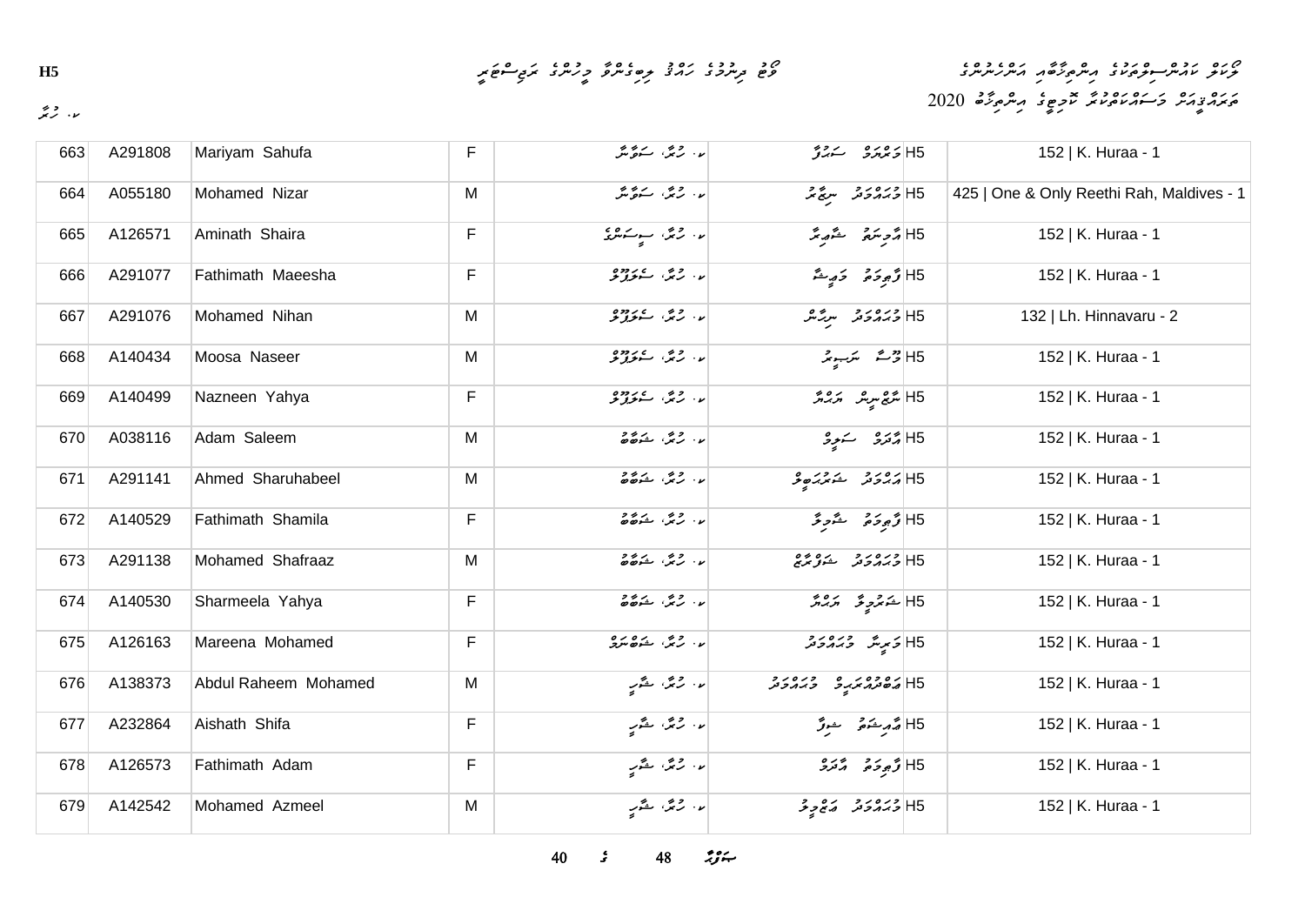| 663 | A291808 | Mariyam Sahufa | F | ކ. ހުރާ، ސަވާނާ | H5 މަރިޔަމް ސަހުފާ | 152 \| K. Huraa - 1 |
|---|---|---|---|---|---|---|
| 664 | A055180 | Mohamed Nizar | M | ކ. ހުރާ، ސަވާނާ | H5 މުހައްމަދު ނިޒާރު | 425 \| One & Only Reethi Rah, Maldives - 1 |
| 665 | A126571 | Aminath Shaira | F | ކ. ހުރާ، ސިލްސިލާ | H5 އާމިނަތު ޝާއިރާ | 152 \| K. Huraa - 1 |
| 666 | A291077 | Fathimath Maeesha | F | ކ. ހުރާ، ސަވޫފާ | H5 ފާތިމަތު މައީޝާ | 152 \| K. Huraa - 1 |
| 667 | A291076 | Mohamed Nihan | M | ކ. ހުރާ، ސަވޫފާ | H5 މުހައްމަދު ނިހާން | 132 \| Lh. Hinnavaru - 2 |
| 668 | A140434 | Moosa Naseer | M | ކ. ހުރާ، ސަވޫފާ | H5 މޫސާ ނަސީރު | 152 \| K. Huraa - 1 |
| 669 | A140499 | Nazneen Yahya | F | ކ. ހުރާ، ސަވޫފާ | H5 ނާޒްނީން ޔަޙްޔާ | 152 \| K. Huraa - 1 |
| 670 | A038116 | Adam Saleem | M | ކ. ހުރާ، ޝަބާބު | H5 އާދަމް ސަލީމް | 152 \| K. Huraa - 1 |
| 671 | A291141 | Ahmed Sharuhabeel | M | ކ. ހުރާ، ޝަބާބު | H5 އަހުމަދު ޝަރުހަބީލް | 152 \| K. Huraa - 1 |
| 672 | A140529 | Fathimath Shamila | F | ކ. ހުރާ، ޝަބާބު | H5 ފާތިމަތު ޝާމިލާ | 152 \| K. Huraa - 1 |
| 673 | A291138 | Mohamed Shafraaz | M | ކ. ހުރާ، ޝަބާބު | H5 މުހައްމަދު ޝަފްރާޒް | 152 \| K. Huraa - 1 |
| 674 | A140530 | Sharmeela Yahya | F | ކ. ހުރާ، ޝަބާބު | H5 ޝަރްމީލާ ޔަޙްޔާ | 152 \| K. Huraa - 1 |
| 675 | A126163 | Mareena Mohamed | F | ކ. ހުރާ، ޝަބްނަމް | H5 މަރީނާ މުހައްމަދު | 152 \| K. Huraa - 1 |
| 676 | A138373 | Abdul Raheem Mohamed | M | ކ. ހުރާ، ޝާރި | H5 އަބްދުއްރަހީމް މުހައްމަދު | 152 \| K. Huraa - 1 |
| 677 | A232864 | Aishath Shifa | F | ކ. ހުރާ، ޝާރި | H5 އާއިޝަތު ޝިފާ | 152 \| K. Huraa - 1 |
| 678 | A126573 | Fathimath Adam | F | ކ. ހުރާ، ޝާރި | H5 ފާތިމަތު އާދަމް | 152 \| K. Huraa - 1 |
| 679 | A142542 | Mohamed Azmeel | M | ކ. ހުރާ، ޝާރި | H5 މުހައްމަދު އަޒްމީލް | 152 \| K. Huraa - 1 |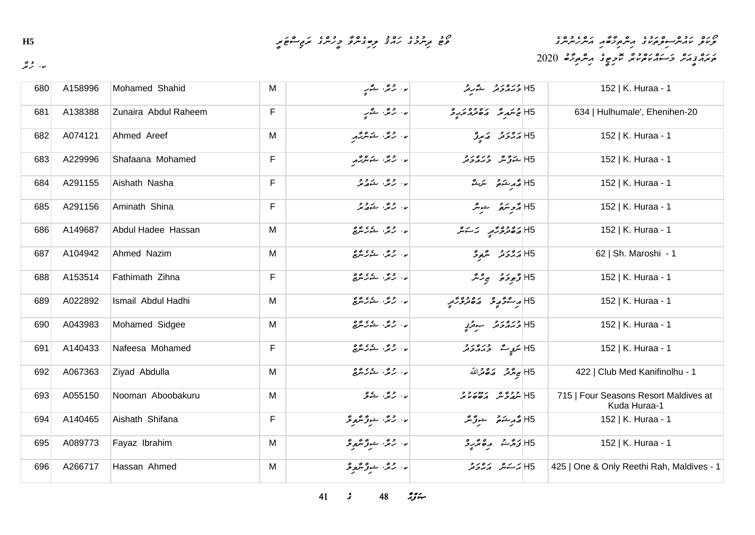| 680 | A158996 | Mohamed Shahid | M | ކ. ހުރާ، ޝާހީ | H5 މުހައްމަދު ޝާހިދު | 152 \| K. Huraa - 1 |
|---|---|---|---|---|---|---|
| 681 | A138388 | Zunaira Abdul Raheem | F | ކ. ހުރާ، ޝާހީ | H5 ޒުނައިރާ ޢަބްދުއްރަޙީމް | 634 \| Hulhumale', Ehenihen-20 |
| 682 | A074121 | Ahmed Areef | M | ކ. ހުރާ، ޝަރަފާއީ | H5 އަޙްމަދު ޢަރީފް | 152 \| K. Huraa - 1 |
| 683 | A229996 | Shafaana Mohamed | F | ކ. ހުރާ، ޝަރަފާއީ | H5 ޝަފާނާ މުހައްމަދު | 152 \| K. Huraa - 1 |
| 684 | A291155 | Aishath Nasha | F | ކ. ހުރާ، ޝަމްސުރު | H5 އާއިޝަތު ނަޝާ | 152 \| K. Huraa - 1 |
| 685 | A291156 | Aminath Shina | F | ކ. ހުރާ، ޝަމްސުރު | H5 އާމިނަތު ޝިނާ | 152 \| K. Huraa - 1 |
| 686 | A149687 | Abdul Hadee Hassan | M | ކ. ހުރާ، ޝައުގުވެރި | H5 އަބްދުލްހާދީ ހަސަން | 152 \| K. Huraa - 1 |
| 687 | A104942 | Ahmed Nazim | M | ކ. ހުރާ، ޝައުގުވެރި | H5 އަޙްމަދު ނާޒިމް | 62 \| Sh. Maroshi - 1 |
| 688 | A153514 | Fathimath Zihna | F | ކ. ހުރާ، ޝައުގުވެރި | H5 ފާތިމަތު ޒިހްނާ | 152 \| K. Huraa - 1 |
| 689 | A022892 | Ismail Abdul Hadhi | M | ކ. ހުރާ، ޝައުގުވެރި | H5 އިސްމާޢީލް ޢަބްދުލްހާދީ | 152 \| K. Huraa - 1 |
| 690 | A043983 | Mohamed Sidgee | M | ކ. ހުރާ، ޝައުގުވެރި | H5 މުހައްމަދު ސިދްގީ | 152 \| K. Huraa - 1 |
| 691 | A140433 | Nafeesa Mohamed | F | ކ. ހުރާ، ޝައުގުވެރި | H5 ނަފީސާ މުހައްމަދު | 152 \| K. Huraa - 1 |
| 692 | A067363 | Ziyad Abdulla | M | ކ. ހުރާ، ޝައުގުވެރި | H5 ޒިޔާދު ޢަބްދުﷲ | 422 \| Club Med Kanifinolhu - 1 |
| 693 | A055150 | Nooman Aboobakuru | M | ކ. ހުރާ، ޝެލް | H5 ނުޢުމާން އަބޫބަކުރު | 715 \| Four Seasons Resort Maldives at Kuda Huraa-1 |
| 694 | A140465 | Aishath Shifana | F | ކ. ހުރާ، ޝިފާނާވިލާ | H5 އާއިޝަތު ޝިފާނާ | 152 \| K. Huraa - 1 |
| 695 | A089773 | Fayaz Ibrahim | M | ކ. ހުރާ، ޝިފާނާވިލާ | H5 ފައްޔާޒު އިބްރާހީމް | 152 \| K. Huraa - 1 |
| 696 | A266717 | Hassan Ahmed | M | ކ. ހުރާ، ޝިފާނާވިލާ | H5 ހަސަން އަޙްމަދު | 425 \| One & Only Reethi Rah, Maldives - 1 |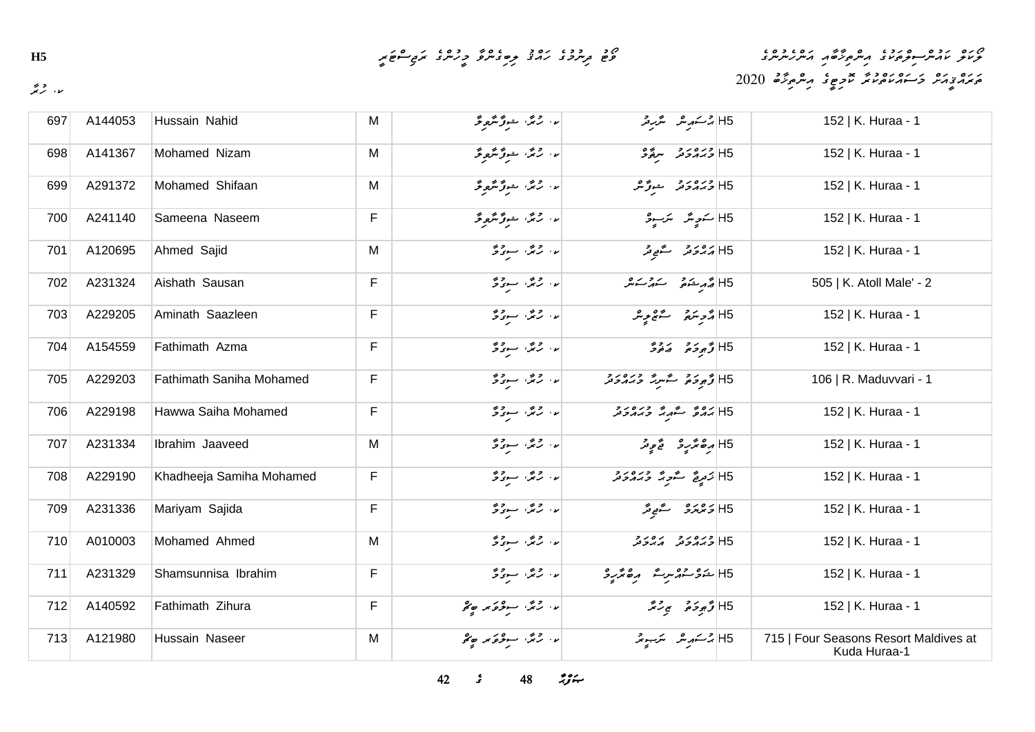| 697 | A144053 | Hussain Nahid | M | ،. ހުރާ، ޝިފާނާވިލާ | ހުސައިން ނާހިދު | H5 | 152 \| K. Huraa - 1 |
|---|---|---|---|---|---|---|---|
| 698 | A141367 | Mohamed Nizam | M | ،. ހުރާ، ޝިފާނާވިލާ | މުހައްމަދު ނިޒާމް | H5 | 152 \| K. Huraa - 1 |
| 699 | A291372 | Mohamed Shifaan | M | ،. ހުރާ، ޝިފާނާވިލާ | މުހައްމަދު ޝިފާން | H5 | 152 \| K. Huraa - 1 |
| 700 | A241140 | Sameena Naseem | F | ،. ހުރާ، ޝިފާނާވިލާ | ސަމީނާ ނަސީމް | H5 | 152 \| K. Huraa - 1 |
| 701 | A120695 | Ahmed Sajid | M | ،. ހުރާ، ސިލްމާ | އަހުމަދު ސާޖިދު | H5 | 152 \| K. Huraa - 1 |
| 702 | A231324 | Aishath Sausan | F | ،. ހުރާ، ސިލްމާ | އާއިޝަތު ސައުސަން | H5 | 505 \| K. Atoll Male' - 2 |
| 703 | A229205 | Aminath Saazleen | F | ،. ހުރާ، ސިލްމާ | އާމިނަތު ސާޒްލީން | H5 | 152 \| K. Huraa - 1 |
| 704 | A154559 | Fathimath Azma | F | ،. ހުރާ، ސިލްމާ | ފާތިމަތު އަޒްމާ | H5 | 152 \| K. Huraa - 1 |
| 705 | A229203 | Fathimath Saniha Mohamed | F | ،. ހުރާ، ސިލްމާ | ފާތިމަތު ސާނިހާ މުހައްމަދު | H5 | 106 \| R. Maduvvari - 1 |
| 706 | A229198 | Hawwa Saiha Mohamed | F | ،. ހުރާ، ސިލްމާ | ހައްވާ ސާއިހާ މުހައްމަދު | H5 | 152 \| K. Huraa - 1 |
| 707 | A231334 | Ibrahim Jaaveed | M | ،. ހުރާ، ސިލްމާ | އިބްރާހީމް ޖާވީދު | H5 | 152 \| K. Huraa - 1 |
| 708 | A229190 | Khadheeja Samiha Mohamed | F | ،. ހުރާ، ސިލްމާ | ހަދީޖާ ސާމިހާ މުހައްމަދު | H5 | 152 \| K. Huraa - 1 |
| 709 | A231336 | Mariyam Sajida | F | ،. ހުރާ، ސިލްމާ | މަރިޔަމް ސާޖިދާ | H5 | 152 \| K. Huraa - 1 |
| 710 | A010003 | Mohamed Ahmed | M | ،. ހުރާ، ސިލްމާ | މުހައްމަދު އަހުމަދު | H5 | 152 \| K. Huraa - 1 |
| 711 | A231329 | Shamsunnisa Ibrahim | F | ،. ހުރާ، ސިލްމާ | ޝަމްސުއްނިސާ އިބްރާހީމް | H5 | 152 \| K. Huraa - 1 |
| 712 | A140592 | Fathimath Zihura | F | ،. ހުރާ، ސިލްވަރ ބީޗް | ފާތިމަތު ޒިހުރާ | H5 | 152 \| K. Huraa - 1 |
| 713 | A121980 | Hussain Naseer | M | ،. ހުރާ، ސިލްވަރ ބީޗް | ހުސައިން ނަސީރު | H5 | 715 \| Four Seasons Resort Maldives at Kuda Huraa-1 |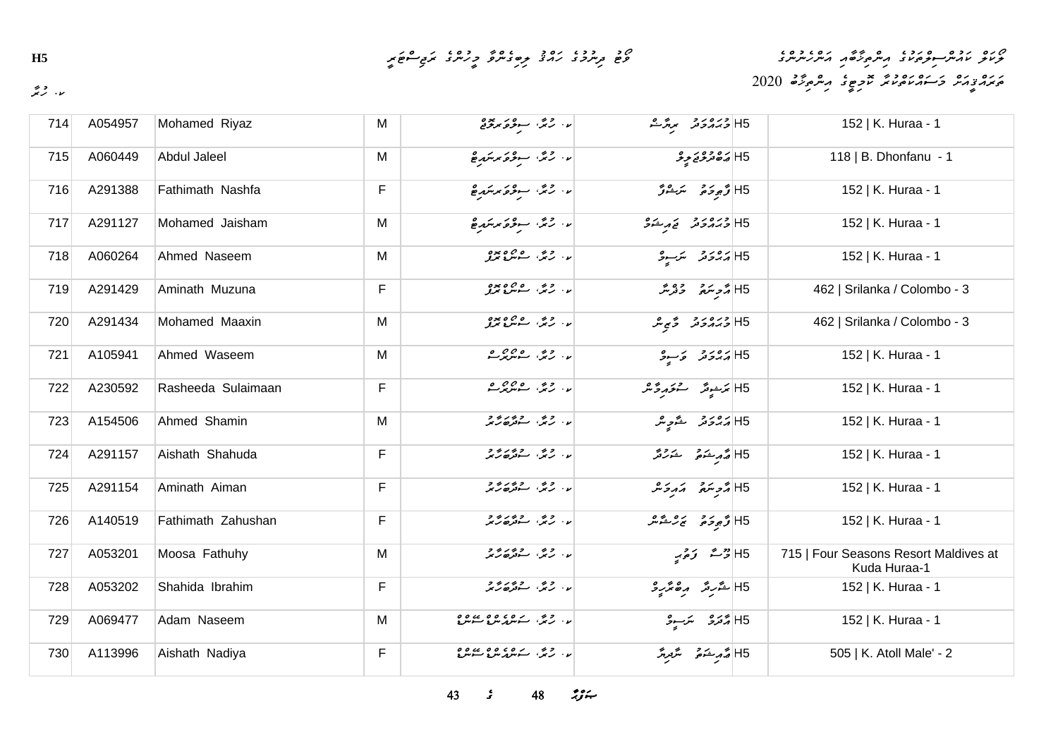| 714 | A054957 | Mohamed Riyaz | M | ނ. ހުރާ، ސިލްވަރކޯޑް | H5 މުހައްމަދު ރިޔާޒް | 152 \| K. Huraa - 1 |
|---|---|---|---|---|---|---|
| 715 | A060449 | Abdul Jaleel | M | ނ. ހުރާ، ސިލްވަރނައިޓް | H5 އަބްދުލްޖަލީލް | 118 \| B. Dhonfanu - 1 |
| 716 | A291388 | Fathimath Nashfa | F | ނ. ހުރާ، ސިލްވަރނައިޓް | H5 ފާތިމަތު ނަޝްފާ | 152 \| K. Huraa - 1 |
| 717 | A291127 | Mohamed Jaisham | M | ނ. ހުރާ، ސިލްވަރނައިޓް | H5 މުހައްމަދު ޖައިޝަމް | 152 \| K. Huraa - 1 |
| 718 | A060264 | Ahmed Naseem | M | ނ. ހުރާ، ސަންރޮޒް | H5 އަހުމަދު ނަސީމް | 152 \| K. Huraa - 1 |
| 719 | A291429 | Aminath Muzuna | F | ނ. ހުރާ، ސަންރޮޒް | H5 އާމިނަތު މުޒުނާ | 462 \| Srilanka / Colombo - 3 |
| 720 | A291434 | Mohamed Maaxin | M | ނ. ހުރާ، ސަންރޮޒް | H5 މުހައްމަދު މާކްސިން | 462 \| Srilanka / Colombo - 3 |
| 721 | A105941 | Ahmed Waseem | M | ނ. ހުރާ، ސަންރޫމް | H5 އަހުމަދު ވަސީމް | 152 \| K. Huraa - 1 |
| 722 | A230592 | Rasheeda Sulaimaan | F | ނ. ހުރާ، ސަންރޫމް | H5 ރަޝީދާ ސުލައިމާން | 152 \| K. Huraa - 1 |
| 723 | A154506 | Ahmed Shamin | M | ނ. ހުރާ، ސުދަރުބަރުގ | H5 އަހުމަދު ޝާމިން | 152 \| K. Huraa - 1 |
| 724 | A291157 | Aishath Shahuda | F | ނ. ހުރާ، ސުދަރުބަރުގ | H5 އާއިޝަތު ޝަހުދާ | 152 \| K. Huraa - 1 |
| 725 | A291154 | Aminath Aiman | F | ނ. ހުރާ، ސުދަރުބަރުގ | H5 އާމިނަތު އައިމަން | 152 \| K. Huraa - 1 |
| 726 | A140519 | Fathimath Zahushan | F | ނ. ހުރާ، ސުދަރުބަރުގ | H5 ފާތިމަތު ޒަހުޝާން | 152 \| K. Huraa - 1 |
| 727 | A053201 | Moosa Fathuhy | M | ނ. ހުރާ، ސުދަރުބަރުގ | H5 މޫސާ ފަތުހީ | 715 \| Four Seasons Resort Maldives at Kuda Huraa-1 |
| 728 | A053202 | Shahida Ibrahim | F | ނ. ހުރާ، ސުދަރުބަރުގ | H5 ޝާހިދާ އިބްރާހީމް | 152 \| K. Huraa - 1 |
| 729 | A069477 | Adam Naseem | M | ނ. ހުރާ، ސަންސެޓްވިއު | H5 އާދަމް ނަސީމް | 152 \| K. Huraa - 1 |
| 730 | A113996 | Aishath Nadiya | F | ނ. ހުރާ، ސަންސެޓްވިއު | H5 އާއިޝަތު ނާދިޔާ | 505 \| K. Atoll Male' - 2 |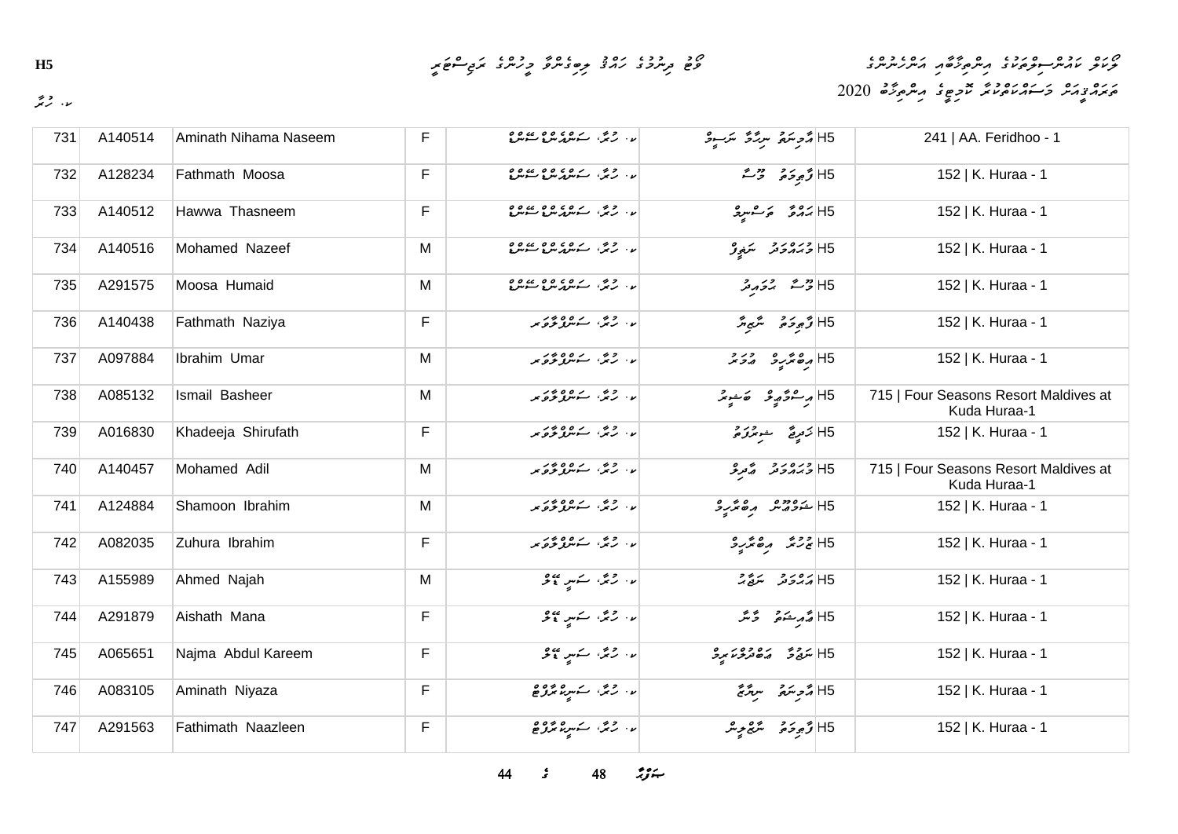| 731 | A140514 | Aminath Nihama Naseem | F | ،. ހުރާ، ސަންރައިޒް ސޯލް | އާމިނަތު ނިހާމާ ނަސީމް H5 | 241 \| AA. Feridhoo - 1 |
|---|---|---|---|---|---|---|
| 732 | A128234 | Fathmath Moosa | F | ،. ހުރާ، ސަންރައިޒް ސޯލް | ފާތިމަތު މޫސާ H5 | 152 \| K. Huraa - 1 |
| 733 | A140512 | Hawwa Thasneem | F | ،. ހުރާ، ސަންރައިޒް ސޯލް | ހައްވާ ތަސްނީމް H5 | 152 \| K. Huraa - 1 |
| 734 | A140516 | Mohamed Nazeef | M | ،. ހުރާ، ސަންރައިޒް ސޯލް | މުހައްމަދު ނަޒީފް H5 | 152 \| K. Huraa - 1 |
| 735 | A291575 | Moosa Humaid | M | ،. ހުރާ، ސަންރައިޒް ސޯލް | މޫސާ ހުމައިދު H5 | 152 \| K. Huraa - 1 |
| 736 | A140438 | Fathmath Naziya | F | ،. ހުރާ، ސަންފްލަވަރ | ފާތިމަތު ނާޒިޔާ H5 | 152 \| K. Huraa - 1 |
| 737 | A097884 | Ibrahim Umar | M | ،. ހުރާ، ސަންފްލަވަރ | އިބްރާހީމް އުމަރު H5 | 152 \| K. Huraa - 1 |
| 738 | A085132 | Ismail Basheer | M | ،. ހުރާ، ސަންފްލަވަރ | އިސްމާޢީލް ބަޝީރު H5 | 715 \| Four Seasons Resort Maldives at Kuda Huraa-1 |
| 739 | A016830 | Khadeeja Shirufath | F | ،. ހުރާ، ސަންފްލަވަރ | ޚަދީޖާ ޝިރުފަތު H5 | 152 \| K. Huraa - 1 |
| 740 | A140457 | Mohamed Adil | M | ،. ހުރާ، ސަންފްލަވަރ | މުހައްމަދު އާދިލް H5 | 715 \| Four Seasons Resort Maldives at Kuda Huraa-1 |
| 741 | A124884 | Shamoon Ibrahim | M | ،. ހުރާ، ސަންފްލަވަރ | ޝަމްޢޫން އިބްރާހީމް H5 | 152 \| K. Huraa - 1 |
| 742 | A082035 | Zuhura Ibrahim | F | ،. ހުރާ، ސަންފްލަވަރ | ޒުހުރާ އިބްރާހީމް H5 | 152 \| K. Huraa - 1 |
| 743 | A155989 | Ahmed Najah | M | ،. ހުރާ، ސަނީ ޓެޕް | އަހުމަދު ނަޖާހު H5 | 152 \| K. Huraa - 1 |
| 744 | A291879 | Aishath Mana | F | ،. ހުރާ، ސަނީ ޓެޕް | އާއިޝަތު މާނާ H5 | 152 \| K. Huraa - 1 |
| 745 | A065651 | Najma Abdul Kareem | F | ،. ހުރާ، ސަނީ ޓެޕް | ނަޖްމާ އަބްދުލްކަރީމް H5 | 152 \| K. Huraa - 1 |
| 746 | A083105 | Aminath Niyaza | F | ،. ހުރާ، ސަނީރޯޒް | އާމިނަތު ނިޔާޒާ H5 | 152 \| K. Huraa - 1 |
| 747 | A291563 | Fathimath Naazleen | F | ،. ހުރާ، ސަނީރޯޒް | ފާތިމަތު ނާޒްލީން H5 | 152 \| K. Huraa - 1 |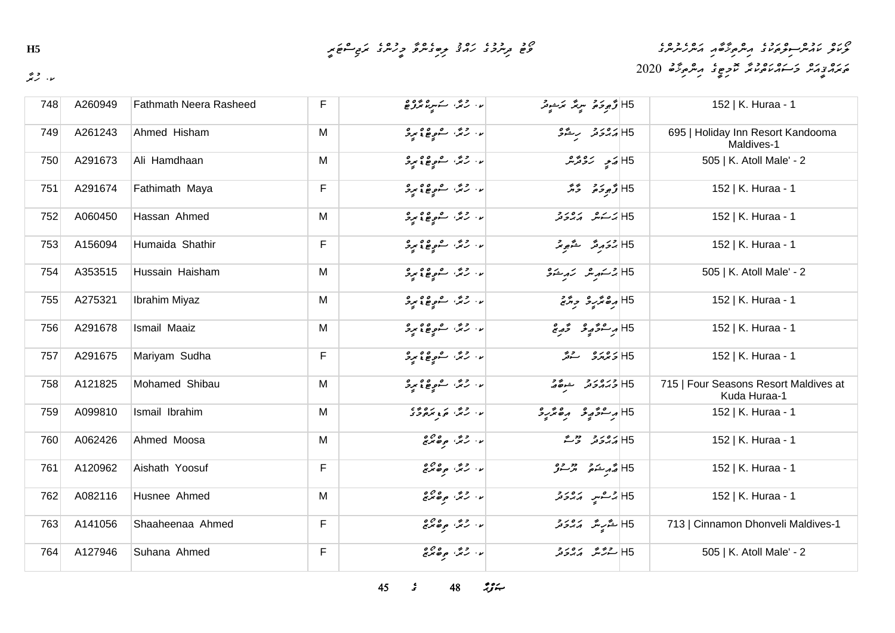| 748 | A260949 | Fathmath Neera Rasheed | F | ކ. ހުރާ، ސަނިކިރޮއްޗ | H5 ފާތިމަތު ނީރާ ރަޝީދު | 152 \| K. Huraa - 1 |
|---|---|---|---|---|---|---|
| 749 | A261243 | Ahmed Hisham | M | ކ. ހުރާ، ސޯލިޓްރީވ | H5 އަހުމަދު ހިޝާމް | 695 \| Holiday Inn Resort Kandooma Maldives-1 |
| 750 | A291673 | Ali Hamdhaan | M | ކ. ހުރާ، ސޯލިޓްރީވ | H5 އަލި ހަމްދާން | 505 \| K. Atoll Male' - 2 |
| 751 | A291674 | Fathimath Maya | F | ކ. ހުރާ، ސޯލިޓްރީވ | H5 ފާތިމަތު މާޔާ | 152 \| K. Huraa - 1 |
| 752 | A060450 | Hassan Ahmed | M | ކ. ހުރާ، ސޯލިޓްރީވ | H5 ހަސަން އަހުމަދު | 152 \| K. Huraa - 1 |
| 753 | A156094 | Humaida Shathir | F | ކ. ހުރާ، ސޯލިޓްރީވ | H5 ހުމައިދާ ޝާތިރު | 152 \| K. Huraa - 1 |
| 754 | A353515 | Hussain Haisham | M | ކ. ހުރާ، ސޯލިޓްރީވ | H5 ހުސައިން ހައިޝަމް | 505 \| K. Atoll Male' - 2 |
| 755 | A275321 | Ibrahim Miyaz | M | ކ. ހުރާ، ސޯލިޓްރީވ | H5 އިބްރާހީމް މިޔާޒު | 152 \| K. Huraa - 1 |
| 756 | A291678 | Ismail Maaiz | M | ކ. ހުރާ، ސޯލިޓްރީވ | H5 އިސްމާއީލް މާއިޒު | 152 \| K. Huraa - 1 |
| 757 | A291675 | Mariyam Sudha | F | ކ. ހުރާ، ސޯލިޓްރީވ | H5 މަރިޔަމް ސުދާ | 152 \| K. Huraa - 1 |
| 758 | A121825 | Mohamed Shibau | M | ކ. ހުރާ، ސޯލިޓްރީވ | H5 މުހައްމަދު ޝިބާއު | 715 \| Four Seasons Resort Maldives at Kuda Huraa-1 |
| 759 | A099810 | Ismail Ibrahim | M | ކ. ހުރާ، ވަޑިގަނޑުގެ | H5 އިސްމާއީލް އިބްރާހީމް | 152 \| K. Huraa - 1 |
| 760 | A062426 | Ahmed Moosa | M | ކ. ހުރާ، ވިއްލޫ | H5 އަހުމަދު މޫސާ | 152 \| K. Huraa - 1 |
| 761 | A120962 | Aishath Yoosuf | F | ކ. ހުރާ، ވިއްލޫ | H5 އާއިޝަތު ޔޫސުފް | 152 \| K. Huraa - 1 |
| 762 | A082116 | Husnee Ahmed | M | ކ. ހުރާ، ވިއްލޫ | H5 ހުސްނީ އަހުމަދު | 152 \| K. Huraa - 1 |
| 763 | A141056 | Shaaheenaa Ahmed | F | ކ. ހުރާ، ވިއްލޫ | H5 ޝާހީނާ އަހުމަދު | 713 \| Cinnamon Dhonveli Maldives-1 |
| 764 | A127946 | Suhana Ahmed | F | ކ. ހުރާ، ވިއްލޫ | H5 ސުހާނާ އަހުމަދު | 505 \| K. Atoll Male' - 2 |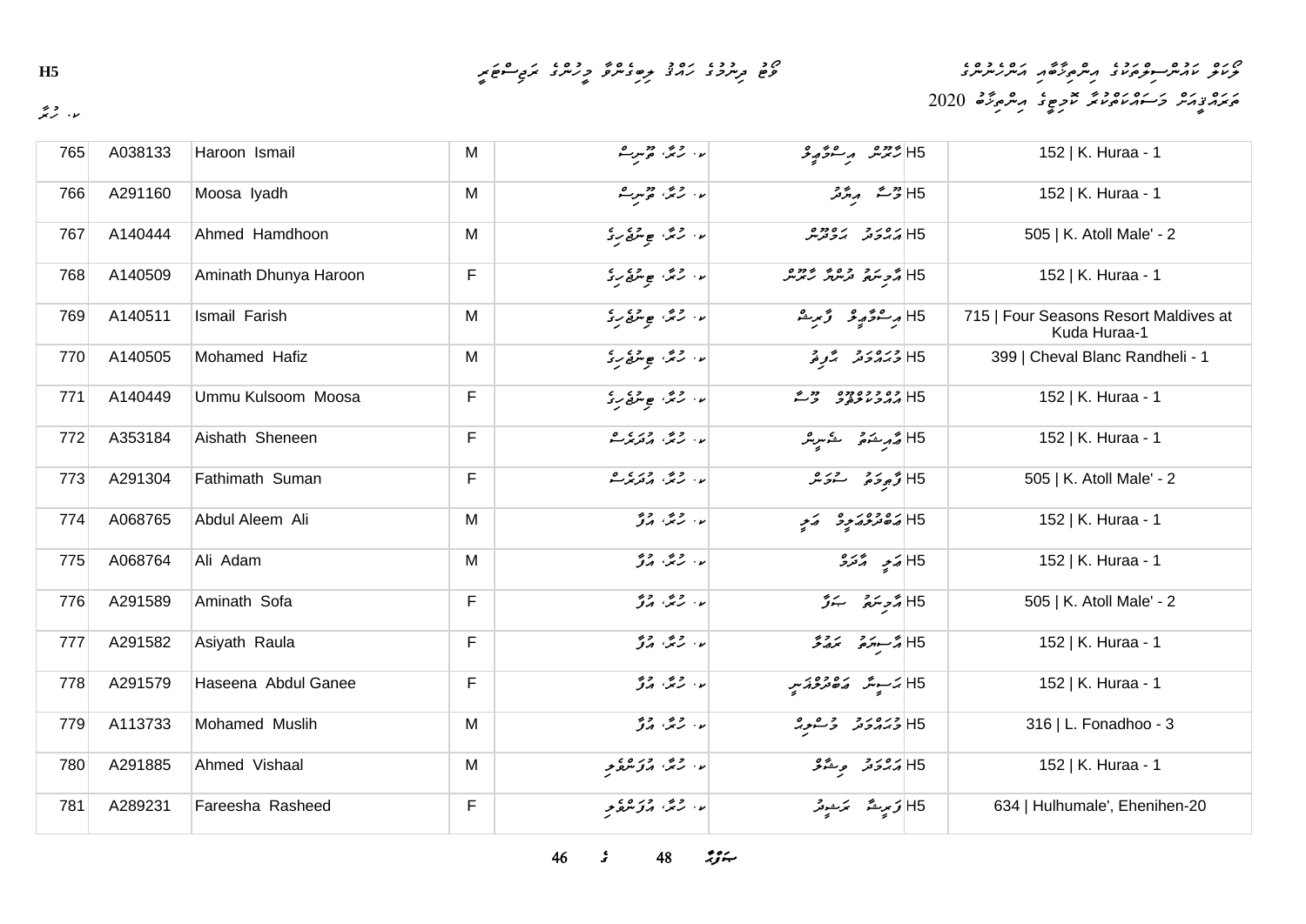| 765 | A038133 | Haroon Ismail | M | ކ. ހުރާ، ފޮނިރަށް | H5 ހާރޫނު އިސްމާޢީލު | 152 \| K. Huraa - 1 |
|---|---|---|---|---|---|---|
| 766 | A291160 | Moosa Iyadh | M | ކ. ހުރާ، ފޮނިރަށް | H5 މޫސާ އިޔާދު | 152 \| K. Huraa - 1 |
| 767 | A140444 | Ahmed Hamdhoon | M | ކ. ހުރާ، ޖިންޖެހިގެ | H5 އަހުމަދު ހަމްދޫނު | 505 \| K. Atoll Male' - 2 |
| 768 | A140509 | Aminath Dhunya Haroon | F | ކ. ހުރާ، ޖިންޖެހިގެ | H5 އާމިނަތު ދުންޔާ ހާރޫނު | 152 \| K. Huraa - 1 |
| 769 | A140511 | Ismail Farish | M | ކ. ހުރާ، ޖިންޖެހިގެ | H5 އިސްމާޢީލު ފާރިޝް | 715 \| Four Seasons Resort Maldives at Kuda Huraa-1 |
| 770 | A140505 | Mohamed Hafiz | M | ކ. ހުރާ، ޖިންޖެހިގެ | H5 މުހައްމަދު ހާފިޒު | 399 \| Cheval Blanc Randheli - 1 |
| 771 | A140449 | Ummu Kulsoom Moosa | F | ކ. ހުރާ، ޖިންޖެހިގެ | H5 އުއްމުކުލްޘޫމް މޫސާ | 152 \| K. Huraa - 1 |
| 772 | A353184 | Aishath Sheneen | F | ކ. ހުރާ، އުދަރަސް | H5 އާއިޝަތު ޝެނީން | 152 \| K. Huraa - 1 |
| 773 | A291304 | Fathimath Suman | F | ކ. ހުރާ، އުދަރަސް | H5 ފާތިމަތު ސުމަން | 505 \| K. Atoll Male' - 2 |
| 774 | A068765 | Abdul Aleem Ali | M | ކ. ހުރާ، އުފާ | H5 އަބްދުލްއަލީމް ޢަލީ | 152 \| K. Huraa - 1 |
| 775 | A068764 | Ali Adam | M | ކ. ހުރާ، އުފާ | H5 ޢަލީ އާދަމް | 152 \| K. Huraa - 1 |
| 776 | A291589 | Aminath Sofa | F | ކ. ހުރާ، އުފާ | H5 އާމިނަތު ސަފާ | 505 \| K. Atoll Male' - 2 |
| 777 | A291582 | Asiyath Raula | F | ކ. ހުރާ، އުފާ | H5 އާސިޔަތު ރައުލާ | 152 \| K. Huraa - 1 |
| 778 | A291579 | Haseena Abdul Ganee | F | ކ. ހުރާ، އުފާ | H5 ހަސީނާ އަބްދުލްޣަނީ | 152 \| K. Huraa - 1 |
| 779 | A113733 | Mohamed Muslih | M | ކ. ހުރާ، އުފާ | H5 މުހައްމަދު މުސްލިހު | 316 \| L. Fonadhoo - 3 |
| 780 | A291885 | Ahmed Vishaal | M | ކ. ހުރާ، އުފަންގެ | H5 އަހުމަދު ވިޝާލް | 152 \| K. Huraa - 1 |
| 781 | A289231 | Fareesha Rasheed | F | ކ. ހުރާ، އުފަންގެ | H5 ފަރީޝާ ރަޝީދު | 634 \| Hulhumale', Ehenihen-20 |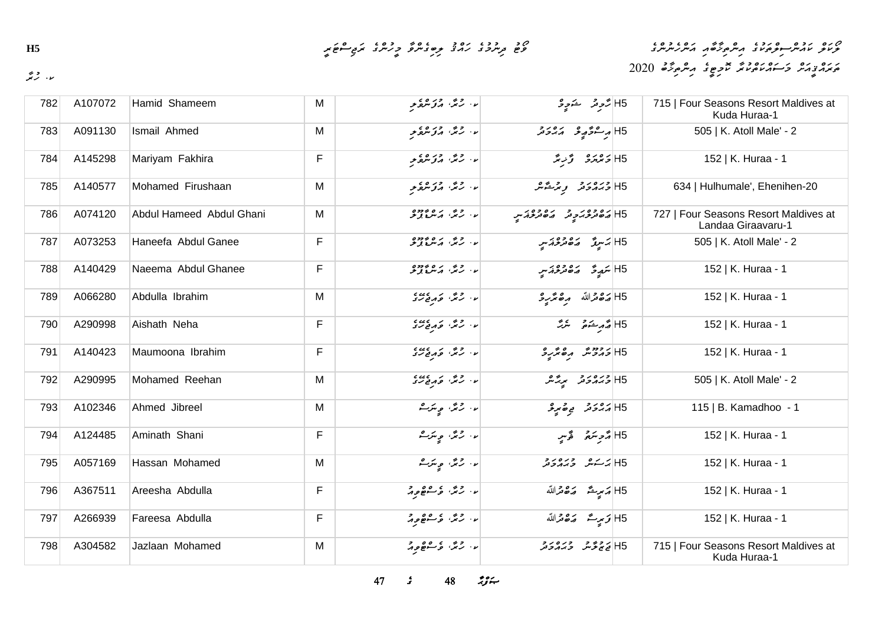| 782 | A107072 | Hamid Shameem | M | ކ. ހުރާ، އުފަންމާވާ | H5 ހާމިދު ޝަމީމް | 715 \| Four Seasons Resort Maldives at Kuda Huraa-1 |
|---|---|---|---|---|---|---|
| 783 | A091130 | Ismail Ahmed | M | ކ. ހުރާ، އުފަންމާވާ | H5 އިސްމާއީލް އަހްމަދު | 505 \| K. Atoll Male' - 2 |
| 784 | A145298 | Mariyam Fakhira | F | ކ. ހުރާ، އުފަންމާވާ | H5 މަރިޔަމް ފާހިރާ | 152 \| K. Huraa - 1 |
| 785 | A140577 | Mohamed Firushaan | M | ކ. ހުރާ، އުފަންމާވާ | H5 މުހައްމަދު ފިރުޝާން | 634 \| Hulhumale', Ehenihen-20 |
| 786 | A074120 | Abdul Hameed Abdul Ghani | M | ކ. ހުރާ، އަސްރަފީވާ | H5 އަބްދުލްހަމީދު އަބްދުލްޣަނީ | 727 \| Four Seasons Resort Maldives at Landaa Giraavaru-1 |
| 787 | A073253 | Haneefa Abdul Ganee | F | ކ. ހުރާ، އަސްރަފީވާ | H5 ހަނީފާ އަބްދުލްޣަނީ | 505 \| K. Atoll Male' - 2 |
| 788 | A140429 | Naeema Abdul Ghanee | F | ކ. ހުރާ، އަސްރަފީވާ | H5 ނައީމާ އަބްދުލްޣަނީ | 152 \| K. Huraa - 1 |
| 789 | A066280 | Abdulla Ibrahim | M | ކ. ހުރާ، ވައިޖެހޭގޭ | H5 އަބްދުﷲ އިބްރާހީމް | 152 \| K. Huraa - 1 |
| 790 | A290998 | Aishath Neha | F | ކ. ހުރާ، ވައިޖެހޭގޭ | H5 އާއިޝަތު ނޭހާ | 152 \| K. Huraa - 1 |
| 791 | A140423 | Maumoona Ibrahim | F | ކ. ހުރާ، ވައިޖެހޭގޭ | H5 މައުމޫނާ އިބްރާހީމް | 152 \| K. Huraa - 1 |
| 792 | A290995 | Mohamed Reehan | M | ކ. ހުރާ، ވައިޖެހޭގޭ | H5 މުހައްމަދު ރީހާން | 505 \| K. Atoll Male' - 2 |
| 793 | A102346 | Ahmed Jibreel | M | ކ. ހުރާ، ވިނަސް | H5 އަހްމަދު ޖިބްރީލް | 115 \| B. Kamadhoo - 1 |
| 794 | A124485 | Aminath Shani | F | ކ. ހުރާ، ވިނަސް | H5 އާމިނަތު ޝާނީ | 152 \| K. Huraa - 1 |
| 795 | A057169 | Hassan Mohamed | M | ކ. ހުރާ، ވިނަސް | H5 ހަސަން މުހައްމަދު | 152 \| K. Huraa - 1 |
| 796 | A367511 | Areesha Abdulla | F | ކ. ހުރާ، ވެސްޓްވިއު | H5 އަރީޝާ އަބްދުﷲ | 152 \| K. Huraa - 1 |
| 797 | A266939 | Fareesa Abdulla | F | ކ. ހުރާ، ވެސްޓްވިއު | H5 ފަރީސާ އަބްދުﷲ | 152 \| K. Huraa - 1 |
| 798 | A304582 | Jazlaan Mohamed | M | ކ. ހުރާ، ވެސްޓްވިއު | H5 ޖަޒްލާން މުހައްމަދު | 715 \| Four Seasons Resort Maldives at Kuda Huraa-1 |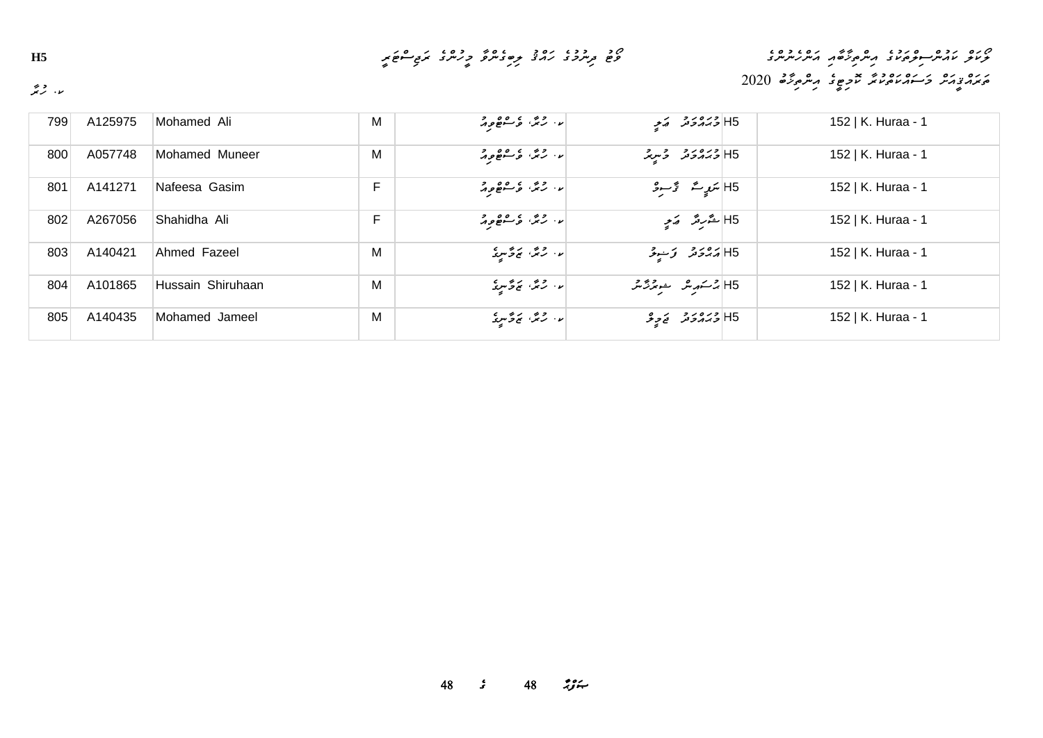| | | | | | | |
|---|---|---|---|---|---|---|
| 799 | A125975 | Mohamed Ali | M | ކ. ހުރާ، ވެސްޓްވިއު | H5 މުހައްމަދު ޢަލީ | 152 \| K. Huraa - 1 |
| 800 | A057748 | Mohamed Muneer | M | ކ. ހުރާ، ވެސްޓްވިއު | H5 މުހައްމަދު މުނީރު | 152 \| K. Huraa - 1 |
| 801 | A141271 | Nafeesa Gasim | F | ކ. ހުރާ، ވެސްޓްވިއު | H5 ނަފީސާ ޤާސިމް | 152 \| K. Huraa - 1 |
| 802 | A267056 | Shahidha Ali | F | ކ. ހުރާ، ވެސްޓްވިއު | H5 ޝާހިދާ ޢަލީ | 152 \| K. Huraa - 1 |
| 803 | A140421 | Ahmed Fazeel | M | ކ. ހުރާ، ޖަވާހިރުގެ | H5 އަހްމަދު ފަޒީލު | 152 \| K. Huraa - 1 |
| 804 | A101865 | Hussain Shiruhaan | M | ކ. ހުރާ، ޖަވާހިރުގެ | H5 ހުސައިން ޝިރުހާން | 152 \| K. Huraa - 1 |
| 805 | A140435 | Mohamed Jameel | M | ކ. ހުރާ، ޖަވާހިރުގެ | H5 މުހައްމަދު ޖަމީލު | 152 \| K. Huraa - 1 |